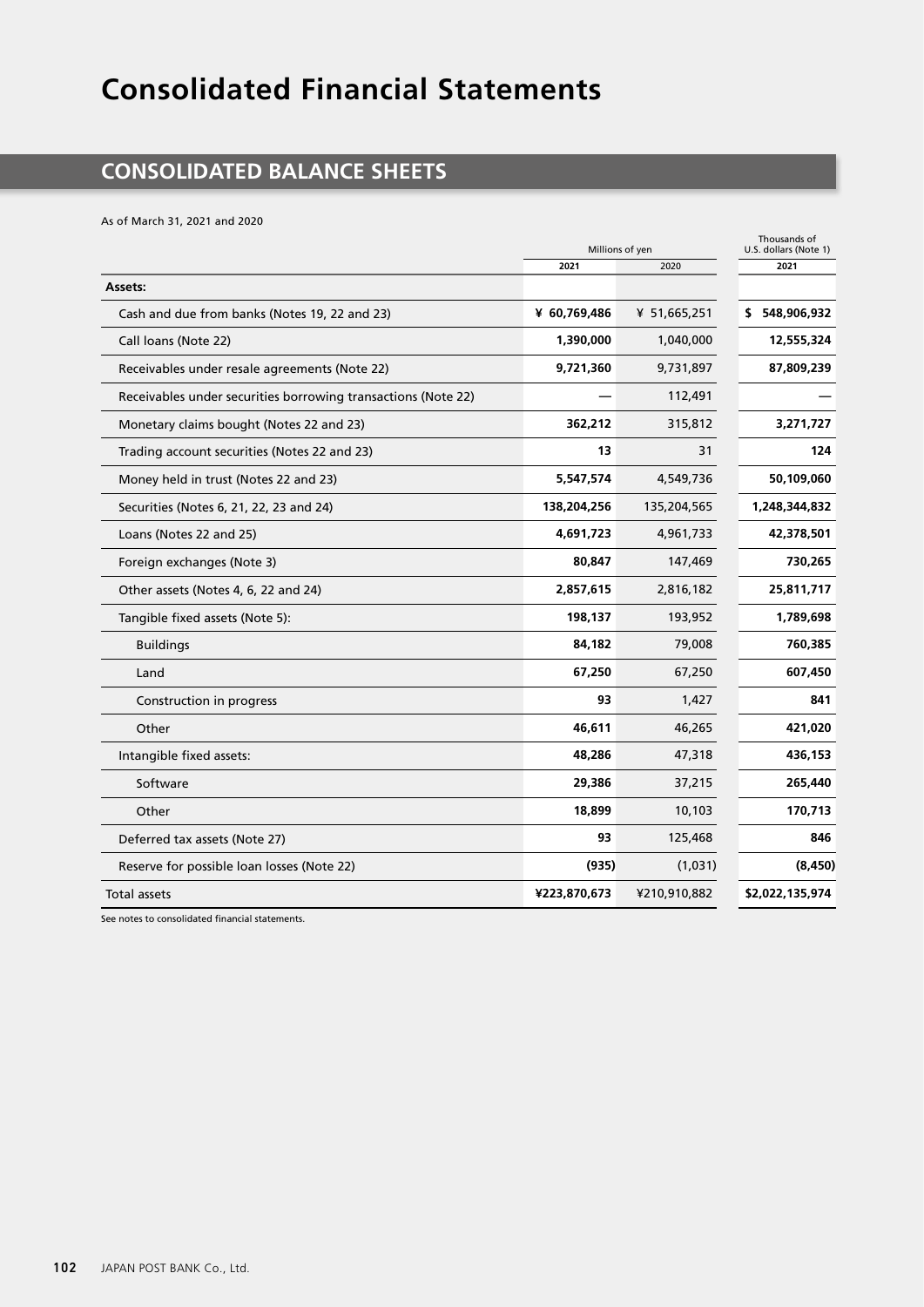# Consolidated Financial Statements

## CONSOLIDATED BALANCE SHEETS

As of March 31, 2021 and 2020

| | Millions of yen | | Thousands of U.S. dollars (Note 1) |
|---|---|---|---|
| | 2021 | 2020 | 2021 |
| **Assets:** | | | |
| Cash and due from banks (Notes 19, 22 and 23) | **¥ 60,769,486** | ¥ 51,665,251 | **$ 548,906,932** |
| Call loans (Note 22) | **1,390,000** | 1,040,000 | **12,555,324** |
| Receivables under resale agreements (Note 22) | **9,721,360** | 9,731,897 | **87,809,239** |
| Receivables under securities borrowing transactions (Note 22) | **—** | 112,491 | **—** |
| Monetary claims bought (Notes 22 and 23) | **362,212** | 315,812 | **3,271,727** |
| Trading account securities (Notes 22 and 23) | **13** | 31 | **124** |
| Money held in trust (Notes 22 and 23) | **5,547,574** | 4,549,736 | **50,109,060** |
| Securities (Notes 6, 21, 22, 23 and 24) | **138,204,256** | 135,204,565 | **1,248,344,832** |
| Loans (Notes 22 and 25) | **4,691,723** | 4,961,733 | **42,378,501** |
| Foreign exchanges (Note 3) | **80,847** | 147,469 | **730,265** |
| Other assets (Notes 4, 6, 22 and 24) | **2,857,615** | 2,816,182 | **25,811,717** |
| Tangible fixed assets (Note 5): | **198,137** | 193,952 | **1,789,698** |
| Buildings | **84,182** | 79,008 | **760,385** |
| Land | **67,250** | 67,250 | **607,450** |
| Construction in progress | **93** | 1,427 | **841** |
| Other | **46,611** | 46,265 | **421,020** |
| Intangible fixed assets: | **48,286** | 47,318 | **436,153** |
| Software | **29,386** | 37,215 | **265,440** |
| Other | **18,899** | 10,103 | **170,713** |
| Deferred tax assets (Note 27) | **93** | 125,468 | **846** |
| Reserve for possible loan losses (Note 22) | **(935)** | (1,031) | **(8,450)** |
| Total assets | **¥223,870,673** | ¥210,910,882 | **$2,022,135,974** |

See notes to consolidated financial statements.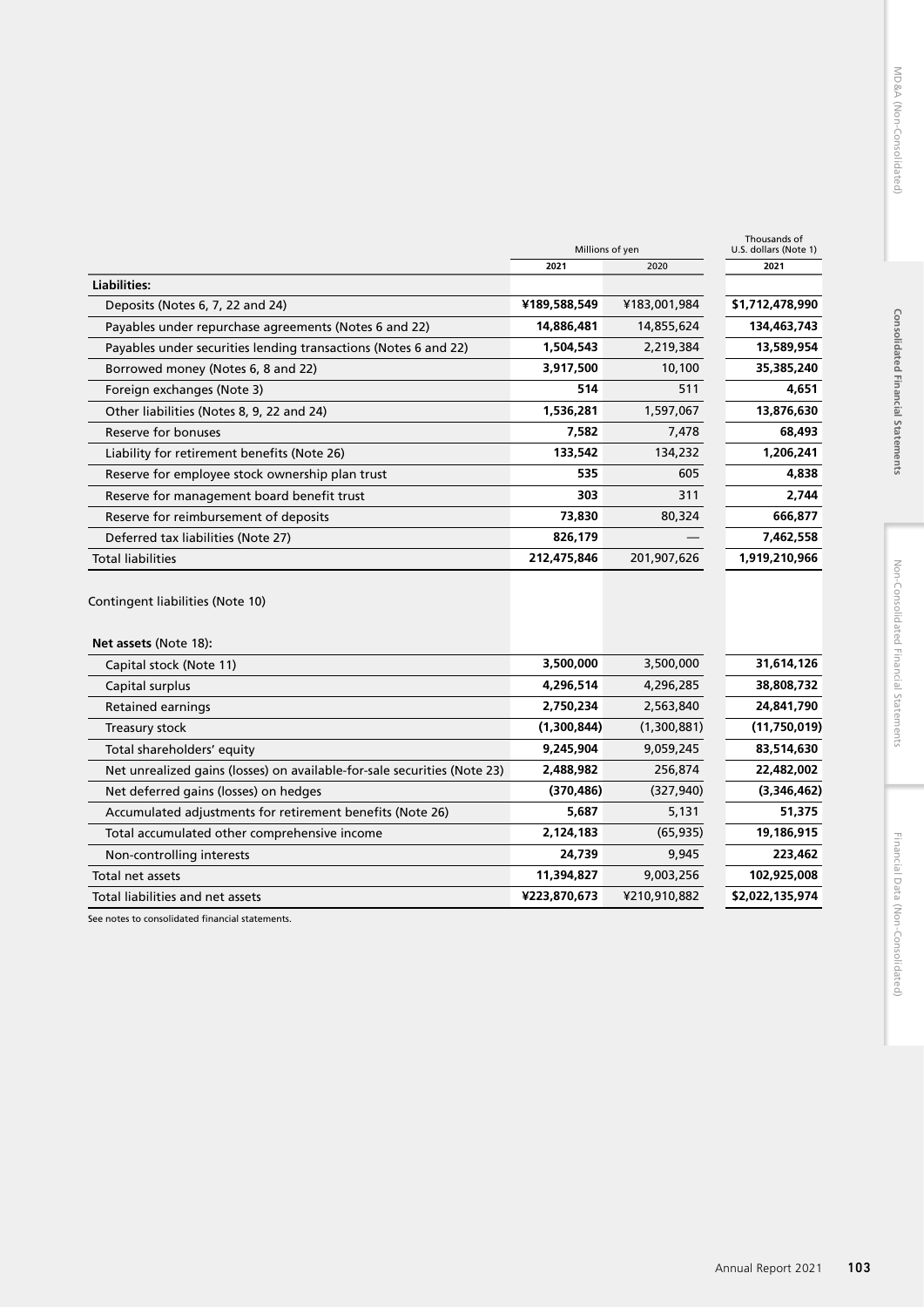| | Millions of yen | | Thousands of U.S. dollars (Note 1) |
|---|---|---|---|
| | 2021 | 2020 | 2021 |
| **Liabilities:** | | | |
| Deposits (Notes 6, 7, 22 and 24) | **¥189,588,549** | ¥183,001,984 | **$1,712,478,990** |
| Payables under repurchase agreements (Notes 6 and 22) | **14,886,481** | 14,855,624 | **134,463,743** |
| Payables under securities lending transactions (Notes 6 and 22) | **1,504,543** | 2,219,384 | **13,589,954** |
| Borrowed money (Notes 6, 8 and 22) | **3,917,500** | 10,100 | **35,385,240** |
| Foreign exchanges (Note 3) | **514** | 511 | **4,651** |
| Other liabilities (Notes 8, 9, 22 and 24) | **1,536,281** | 1,597,067 | **13,876,630** |
| Reserve for bonuses | **7,582** | 7,478 | **68,493** |
| Liability for retirement benefits (Note 26) | **133,542** | 134,232 | **1,206,241** |
| Reserve for employee stock ownership plan trust | **535** | 605 | **4,838** |
| Reserve for management board benefit trust | **303** | 311 | **2,744** |
| Reserve for reimbursement of deposits | **73,830** | 80,324 | **666,877** |
| Deferred tax liabilities (Note 27) | **826,179** | — | **7,462,558** |
| Total liabilities | **212,475,846** | 201,907,626 | **1,919,210,966** |
| | | | |
| Contingent liabilities (Note 10) | | | |
| | | | |
| **Net assets** (Note 18): | | | |
| Capital stock (Note 11) | **3,500,000** | 3,500,000 | **31,614,126** |
| Capital surplus | **4,296,514** | 4,296,285 | **38,808,732** |
| Retained earnings | **2,750,234** | 2,563,840 | **24,841,790** |
| Treasury stock | **(1,300,844)** | (1,300,881) | **(11,750,019)** |
| Total shareholders' equity | **9,245,904** | 9,059,245 | **83,514,630** |
| Net unrealized gains (losses) on available-for-sale securities (Note 23) | **2,488,982** | 256,874 | **22,482,002** |
| Net deferred gains (losses) on hedges | **(370,486)** | (327,940) | **(3,346,462)** |
| Accumulated adjustments for retirement benefits (Note 26) | **5,687** | 5,131 | **51,375** |
| Total accumulated other comprehensive income | **2,124,183** | (65,935) | **19,186,915** |
| Non-controlling interests | **24,739** | 9,945 | **223,462** |
| Total net assets | **11,394,827** | 9,003,256 | **102,925,008** |
| Total liabilities and net assets | **¥223,870,673** | ¥210,910,882 | **$2,022,135,974** |

See notes to consolidated financial statements.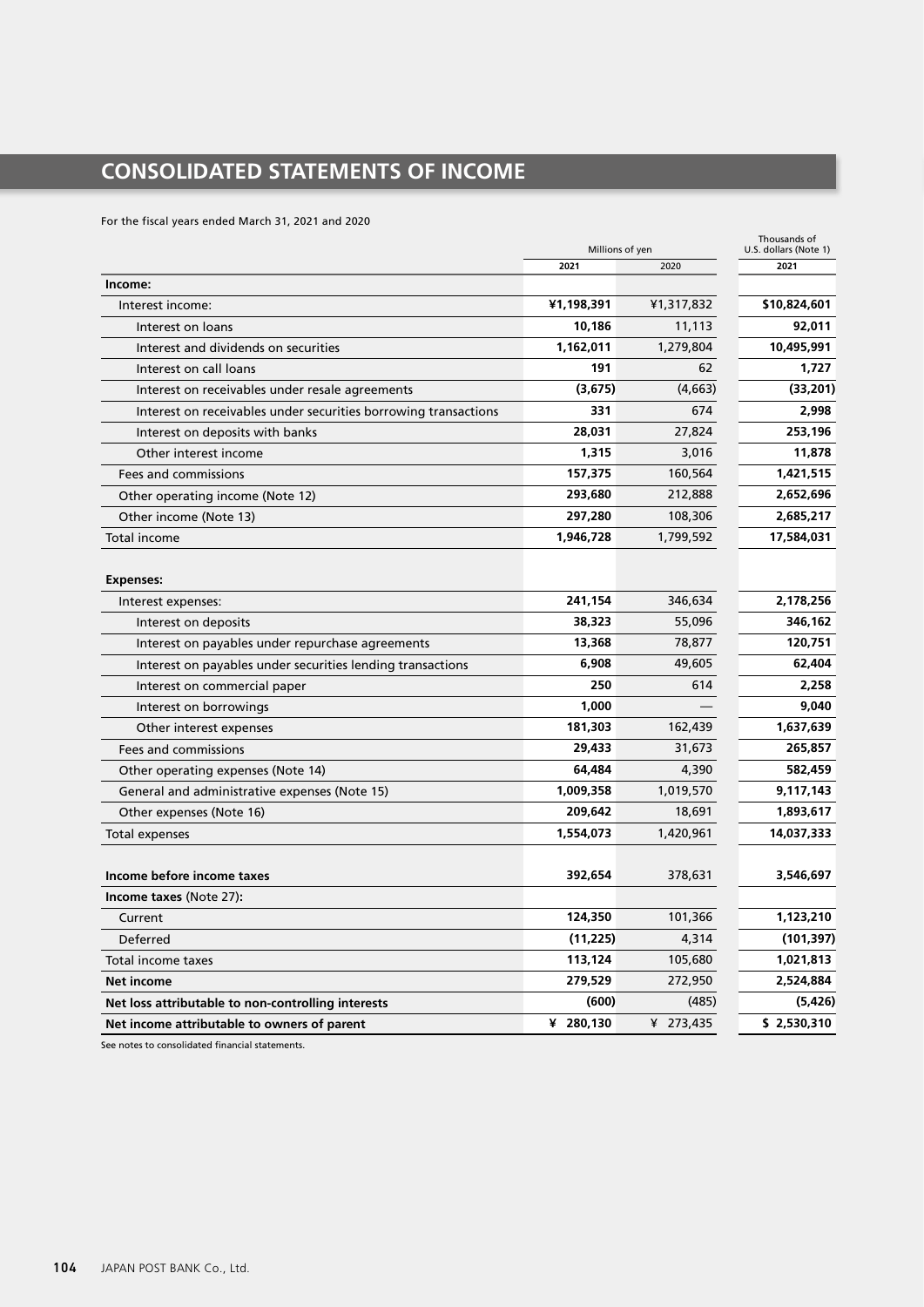# CONSOLIDATED STATEMENTS OF INCOME

For the fiscal years ended March 31, 2021 and 2020

| | Millions of yen | | Thousands of U.S. dollars (Note 1) |
|---|---|---|---|
| | 2021 | 2020 | 2021 |
| **Income:** | | | |
| Interest income: | **¥1,198,391** | ¥1,317,832 | **$10,824,601** |
| Interest on loans | **10,186** | 11,113 | **92,011** |
| Interest and dividends on securities | **1,162,011** | 1,279,804 | **10,495,991** |
| Interest on call loans | **191** | 62 | **1,727** |
| Interest on receivables under resale agreements | **(3,675)** | (4,663) | **(33,201)** |
| Interest on receivables under securities borrowing transactions | **331** | 674 | **2,998** |
| Interest on deposits with banks | **28,031** | 27,824 | **253,196** |
| Other interest income | **1,315** | 3,016 | **11,878** |
| Fees and commissions | **157,375** | 160,564 | **1,421,515** |
| Other operating income (Note 12) | **293,680** | 212,888 | **2,652,696** |
| Other income (Note 13) | **297,280** | 108,306 | **2,685,217** |
| Total income | **1,946,728** | 1,799,592 | **17,584,031** |
| **Expenses:** | | | |
| Interest expenses: | **241,154** | 346,634 | **2,178,256** |
| Interest on deposits | **38,323** | 55,096 | **346,162** |
| Interest on payables under repurchase agreements | **13,368** | 78,877 | **120,751** |
| Interest on payables under securities lending transactions | **6,908** | 49,605 | **62,404** |
| Interest on commercial paper | **250** | 614 | **2,258** |
| Interest on borrowings | **1,000** | — | **9,040** |
| Other interest expenses | **181,303** | 162,439 | **1,637,639** |
| Fees and commissions | **29,433** | 31,673 | **265,857** |
| Other operating expenses (Note 14) | **64,484** | 4,390 | **582,459** |
| General and administrative expenses (Note 15) | **1,009,358** | 1,019,570 | **9,117,143** |
| Other expenses (Note 16) | **209,642** | 18,691 | **1,893,617** |
| Total expenses | **1,554,073** | 1,420,961 | **14,037,333** |
| **Income before income taxes** | **392,654** | 378,631 | **3,546,697** |
| **Income taxes** (Note 27): | | | |
| Current | **124,350** | 101,366 | **1,123,210** |
| Deferred | **(11,225)** | 4,314 | **(101,397)** |
| Total income taxes | **113,124** | 105,680 | **1,021,813** |
| **Net income** | **279,529** | 272,950 | **2,524,884** |
| **Net loss attributable to non-controlling interests** | **(600)** | (485) | **(5,426)** |
| **Net income attributable to owners of parent** | **¥ 280,130** | ¥ 273,435 | **$ 2,530,310** |

See notes to consolidated financial statements.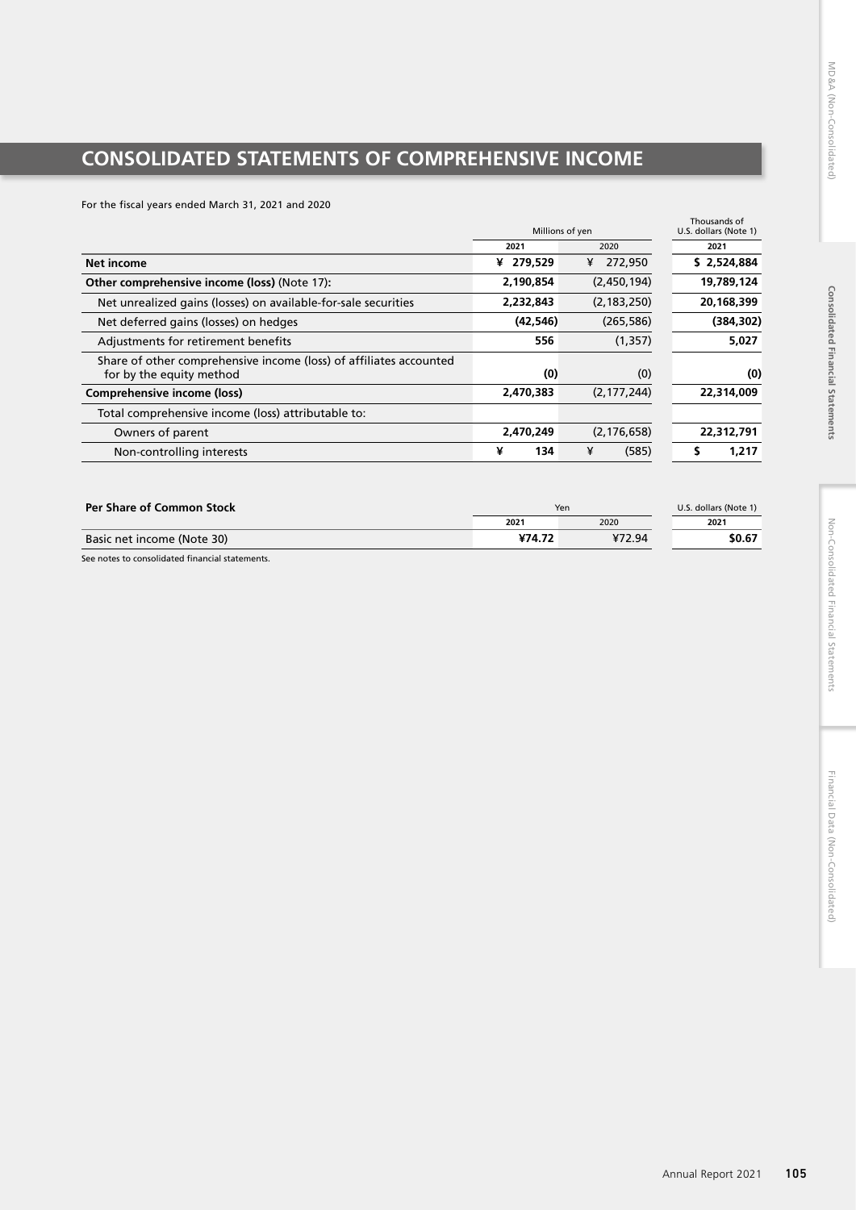# CONSOLIDATED STATEMENTS OF COMPREHENSIVE INCOME

For the fiscal years ended March 31, 2021 and 2020

| | Millions of yen | | Thousands of U.S. dollars (Note 1) |
|---|---|---|---|
| | **2021** | 2020 | **2021** |
| **Net income** | **¥ 279,529** | ¥ 272,950 | **$ 2,524,884** |
| **Other comprehensive income (loss)** (Note 17)**:** | **2,190,854** | (2,450,194) | **19,789,124** |
| Net unrealized gains (losses) on available-for-sale securities | **2,232,843** | (2,183,250) | **20,168,399** |
| Net deferred gains (losses) on hedges | **(42,546)** | (265,586) | **(384,302)** |
| Adjustments for retirement benefits | **556** | (1,357) | **5,027** |
| Share of other comprehensive income (loss) of affiliates accounted for by the equity method | **(0)** | (0) | **(0)** |
| **Comprehensive income (loss)** | **2,470,383** | (2,177,244) | **22,314,009** |
| Total comprehensive income (loss) attributable to: | | | |
| Owners of parent | **2,470,249** | (2,176,658) | **22,312,791** |
| Non-controlling interests | **¥ 134** | ¥ (585) | **$ 1,217** |

| **Per Share of Common Stock** | Yen | | U.S. dollars (Note 1) |
|---|---|---|---|
| | **2021** | 2020 | **2021** |
| Basic net income (Note 30) | **¥74.72** | ¥72.94 | **$0.67** |

See notes to consolidated financial statements.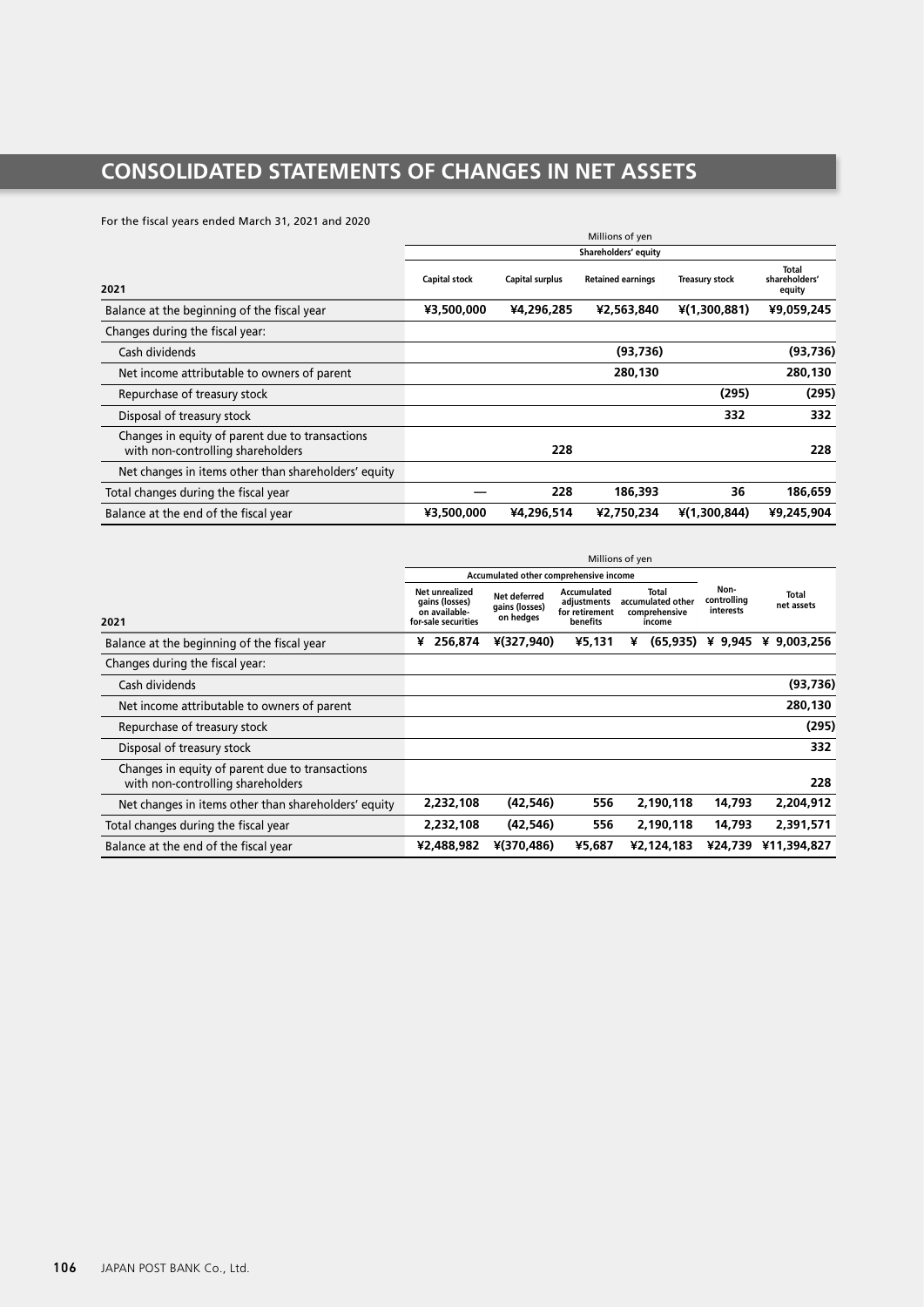# CONSOLIDATED STATEMENTS OF CHANGES IN NET ASSETS

For the fiscal years ended March 31, 2021 and 2020

| | Millions of yen | | | | |
|---|---|---|---|---|---|
| | Shareholders' equity | | | | |
| 2021 | Capital stock | Capital surplus | Retained earnings | Treasury stock | Total shareholders' equity |
| Balance at the beginning of the fiscal year | ¥3,500,000 | ¥4,296,285 | ¥2,563,840 | ¥(1,300,881) | ¥9,059,245 |
| Changes during the fiscal year: | | | | | |
| Cash dividends | | | (93,736) | | (93,736) |
| Net income attributable to owners of parent | | | 280,130 | | 280,130 |
| Repurchase of treasury stock | | | | (295) | (295) |
| Disposal of treasury stock | | | | 332 | 332 |
| Changes in equity of parent due to transactions with non-controlling shareholders | | 228 | | | 228 |
| Net changes in items other than shareholders' equity | | | | | |
| Total changes during the fiscal year | — | 228 | 186,393 | 36 | 186,659 |
| Balance at the end of the fiscal year | ¥3,500,000 | ¥4,296,514 | ¥2,750,234 | ¥(1,300,844) | ¥9,245,904 |

| | Millions of yen | | | | | |
|---|---|---|---|---|---|---|
| | Accumulated other comprehensive income | | | | | |
| 2021 | Net unrealized gains (losses) on available-for-sale securities | Net deferred gains (losses) on hedges | Accumulated adjustments for retirement benefits | Total accumulated other comprehensive income | Non-controlling interests | Total net assets |
| Balance at the beginning of the fiscal year | ¥ 256,874 | ¥(327,940) | ¥5,131 | ¥ (65,935) | ¥ 9,945 | ¥ 9,003,256 |
| Changes during the fiscal year: | | | | | | |
| Cash dividends | | | | | | (93,736) |
| Net income attributable to owners of parent | | | | | | 280,130 |
| Repurchase of treasury stock | | | | | | (295) |
| Disposal of treasury stock | | | | | | 332 |
| Changes in equity of parent due to transactions with non-controlling shareholders | | | | | | 228 |
| Net changes in items other than shareholders' equity | 2,232,108 | (42,546) | 556 | 2,190,118 | 14,793 | 2,204,912 |
| Total changes during the fiscal year | 2,232,108 | (42,546) | 556 | 2,190,118 | 14,793 | 2,391,571 |
| Balance at the end of the fiscal year | ¥2,488,982 | ¥(370,486) | ¥5,687 | ¥2,124,183 | ¥24,739 | ¥11,394,827 |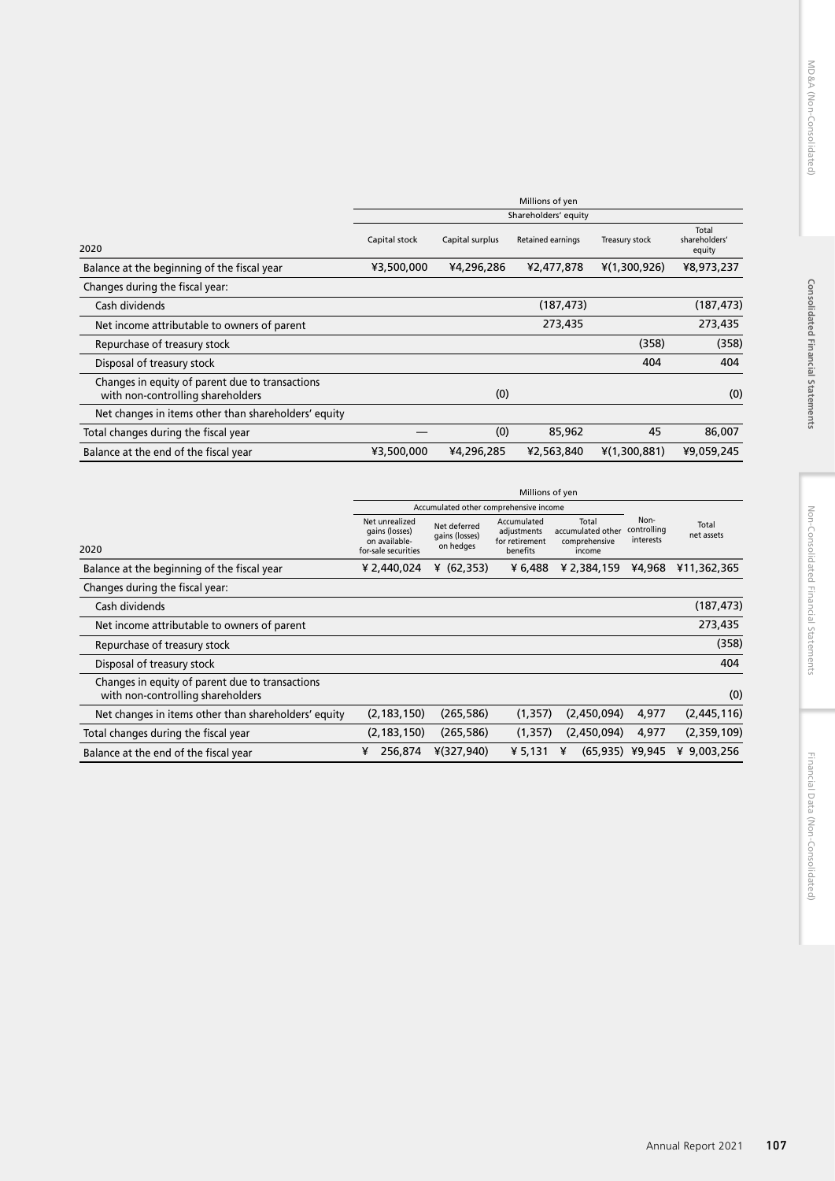| 2020 | Millions of yen | | | | |
|---|---|---|---|---|---|
| | Shareholders' equity | | | | |
| | Capital stock | Capital surplus | Retained earnings | Treasury stock | Total shareholders' equity |
| Balance at the beginning of the fiscal year | ¥3,500,000 | ¥4,296,286 | ¥2,477,878 | ¥(1,300,926) | ¥8,973,237 |
| Changes during the fiscal year: | | | | | |
| Cash dividends | | | (187,473) | | (187,473) |
| Net income attributable to owners of parent | | | 273,435 | | 273,435 |
| Repurchase of treasury stock | | | | (358) | (358) |
| Disposal of treasury stock | | | | 404 | 404 |
| Changes in equity of parent due to transactions with non-controlling shareholders | | (0) | | | (0) |
| Net changes in items other than shareholders' equity | | | | | |
| Total changes during the fiscal year | — | (0) | 85,962 | 45 | 86,007 |
| Balance at the end of the fiscal year | ¥3,500,000 | ¥4,296,285 | ¥2,563,840 | ¥(1,300,881) | ¥9,059,245 |

| 2020 | Millions of yen | | | | | |
|---|---|---|---|---|---|---|
| | Accumulated other comprehensive income | | | | | |
| | Net unrealized gains (losses) on available-for-sale securities | Net deferred gains (losses) on hedges | Accumulated adjustments for retirement benefits | Total accumulated other comprehensive income | Non-controlling interests | Total net assets |
| Balance at the beginning of the fiscal year | ¥ 2,440,024 | ¥ (62,353) | ¥ 6,488 | ¥ 2,384,159 | ¥4,968 | ¥11,362,365 |
| Changes during the fiscal year: | | | | | | |
| Cash dividends | | | | | | (187,473) |
| Net income attributable to owners of parent | | | | | | 273,435 |
| Repurchase of treasury stock | | | | | | (358) |
| Disposal of treasury stock | | | | | | 404 |
| Changes in equity of parent due to transactions with non-controlling shareholders | | | | | | (0) |
| Net changes in items other than shareholders' equity | (2,183,150) | (265,586) | (1,357) | (2,450,094) | 4,977 | (2,445,116) |
| Total changes during the fiscal year | (2,183,150) | (265,586) | (1,357) | (2,450,094) | 4,977 | (2,359,109) |
| Balance at the end of the fiscal year | ¥ 256,874 | ¥(327,940) | ¥ 5,131 | ¥ (65,935) | ¥9,945 | ¥ 9,003,256 |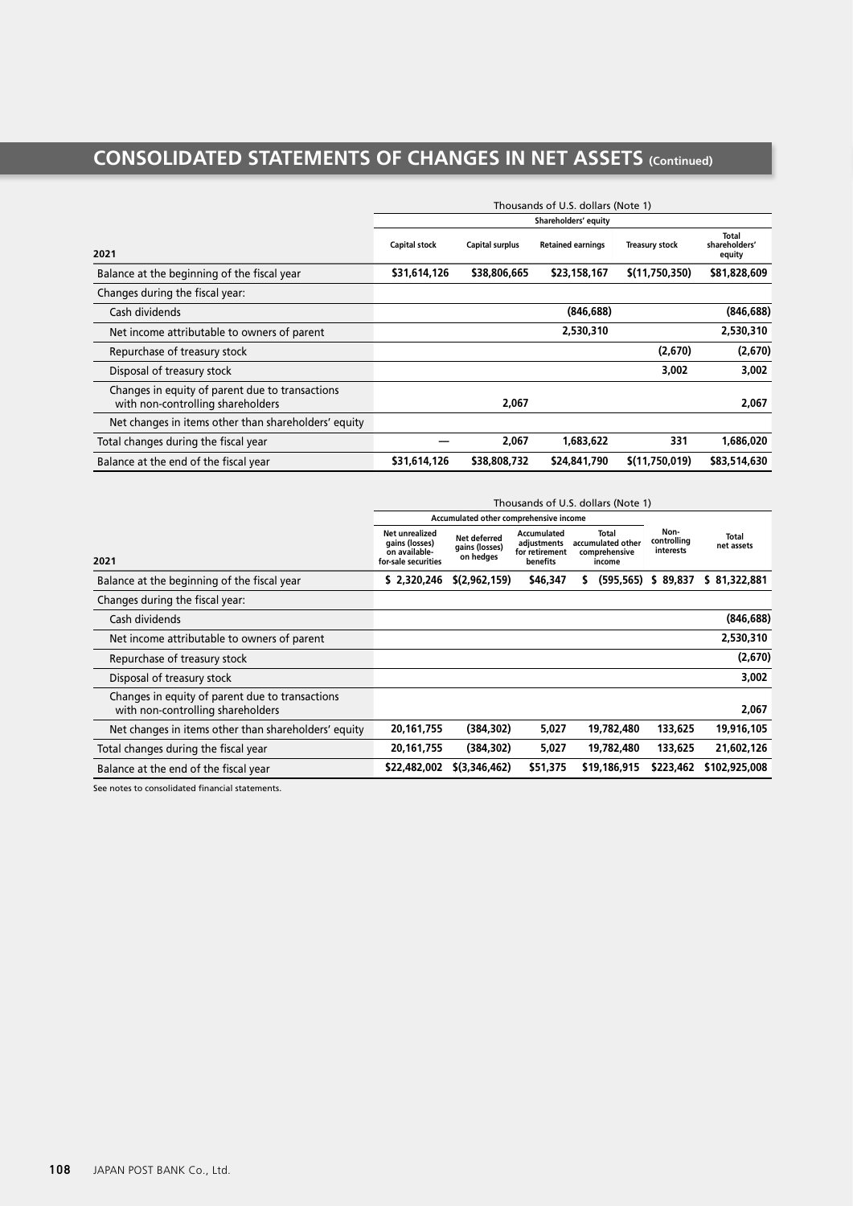# CONSOLIDATED STATEMENTS OF CHANGES IN NET ASSETS (Continued)

| | Thousands of U.S. dollars (Note 1) | | | | |
|---|---|---|---|---|---|
| | Shareholders' equity | | | | |
| 2021 | Capital stock | Capital surplus | Retained earnings | Treasury stock | Total shareholders' equity |
| Balance at the beginning of the fiscal year | $31,614,126 | $38,806,665 | $23,158,167 | $(11,750,350) | $81,828,609 |
| Changes during the fiscal year: | | | | | |
| Cash dividends | | | (846,688) | | (846,688) |
| Net income attributable to owners of parent | | | 2,530,310 | | 2,530,310 |
| Repurchase of treasury stock | | | | (2,670) | (2,670) |
| Disposal of treasury stock | | | | 3,002 | 3,002 |
| Changes in equity of parent due to transactions with non-controlling shareholders | | 2,067 | | | 2,067 |
| Net changes in items other than shareholders' equity | | | | | |
| Total changes during the fiscal year | — | 2,067 | 1,683,622 | 331 | 1,686,020 |
| Balance at the end of the fiscal year | $31,614,126 | $38,808,732 | $24,841,790 | $(11,750,019) | $83,514,630 |

| | Thousands of U.S. dollars (Note 1) | | | | | |
|---|---|---|---|---|---|---|
| | Accumulated other comprehensive income | | | | | |
| 2021 | Net unrealized gains (losses) on available-for-sale securities | Net deferred gains (losses) on hedges | Accumulated adjustments for retirement benefits | Total accumulated other comprehensive income | Non-controlling interests | Total net assets |
| Balance at the beginning of the fiscal year | $ 2,320,246 | $(2,962,159) | $46,347 | $ (595,565) | $ 89,837 | $ 81,322,881 |
| Changes during the fiscal year: | | | | | | |
| Cash dividends | | | | | | (846,688) |
| Net income attributable to owners of parent | | | | | | 2,530,310 |
| Repurchase of treasury stock | | | | | | (2,670) |
| Disposal of treasury stock | | | | | | 3,002 |
| Changes in equity of parent due to transactions with non-controlling shareholders | | | | | | 2,067 |
| Net changes in items other than shareholders' equity | 20,161,755 | (384,302) | 5,027 | 19,782,480 | 133,625 | 19,916,105 |
| Total changes during the fiscal year | 20,161,755 | (384,302) | 5,027 | 19,782,480 | 133,625 | 21,602,126 |
| Balance at the end of the fiscal year | $22,482,002 | $(3,346,462) | $51,375 | $19,186,915 | $223,462 | $102,925,008 |

See notes to consolidated financial statements.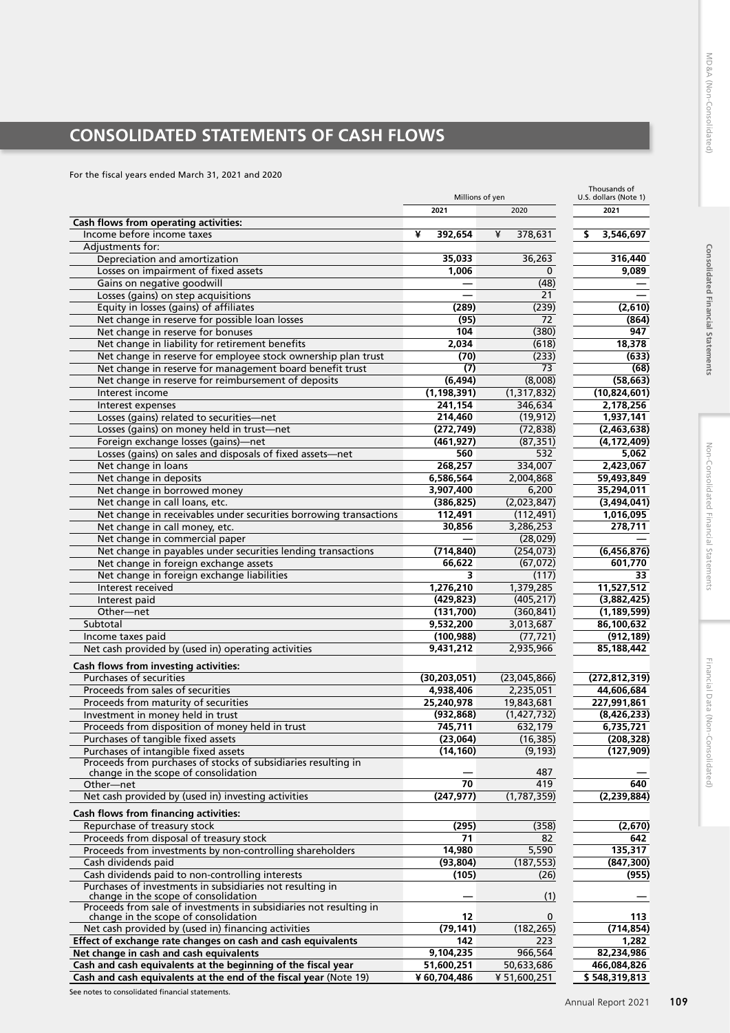# CONSOLIDATED STATEMENTS OF CASH FLOWS

For the fiscal years ended March 31, 2021 and 2020

| | Millions of yen | | Thousands of U.S. dollars (Note 1) |
|---|---|---|---|
| | 2021 | 2020 | 2021 |
| **Cash flows from operating activities:** | | | |
| Income before income taxes | ¥ 392,654 | ¥ 378,631 | $ 3,546,697 |
| Adjustments for: | | | |
| Depreciation and amortization | 35,033 | 36,263 | 316,440 |
| Losses on impairment of fixed assets | 1,006 | 0 | 9,089 |
| Gains on negative goodwill | — | (48) | — |
| Losses (gains) on step acquisitions | — | 21 | — |
| Equity in losses (gains) of affiliates | (289) | (239) | (2,610) |
| Net change in reserve for possible loan losses | (95) | 72 | (864) |
| Net change in reserve for bonuses | 104 | (380) | 947 |
| Net change in liability for retirement benefits | 2,034 | (618) | 18,378 |
| Net change in reserve for employee stock ownership plan trust | (70) | (233) | (633) |
| Net change in reserve for management board benefit trust | (7) | 73 | (68) |
| Net change in reserve for reimbursement of deposits | (6,494) | (8,008) | (58,663) |
| Interest income | (1,198,391) | (1,317,832) | (10,824,601) |
| Interest expenses | 241,154 | 346,634 | 2,178,256 |
| Losses (gains) related to securities—net | 214,460 | (19,912) | 1,937,141 |
| Losses (gains) on money held in trust—net | (272,749) | (72,838) | (2,463,638) |
| Foreign exchange losses (gains)—net | (461,927) | (87,351) | (4,172,409) |
| Losses (gains) on sales and disposals of fixed assets—net | 560 | 532 | 5,062 |
| Net change in loans | 268,257 | 334,007 | 2,423,067 |
| Net change in deposits | 6,586,564 | 2,004,868 | 59,493,849 |
| Net change in borrowed money | 3,907,400 | 6,200 | 35,294,011 |
| Net change in call loans, etc. | (386,825) | (2,023,847) | (3,494,041) |
| Net change in receivables under securities borrowing transactions | 112,491 | (112,491) | 1,016,095 |
| Net change in call money, etc. | 30,856 | 3,286,253 | 278,711 |
| Net change in commercial paper | — | (28,029) | — |
| Net change in payables under securities lending transactions | (714,840) | (254,073) | (6,456,876) |
| Net change in foreign exchange assets | 66,622 | (67,072) | 601,770 |
| Net change in foreign exchange liabilities | 3 | (117) | 33 |
| Interest received | 1,276,210 | 1,379,285 | 11,527,512 |
| Interest paid | (429,823) | (405,217) | (3,882,425) |
| Other—net | (131,700) | (360,841) | (1,189,599) |
| Subtotal | 9,532,200 | 3,013,687 | 86,100,632 |
| Income taxes paid | (100,988) | (77,721) | (912,189) |
| Net cash provided by (used in) operating activities | 9,431,212 | 2,935,966 | 85,188,442 |
| **Cash flows from investing activities:** | | | |
| Purchases of securities | (30,203,051) | (23,045,866) | (272,812,319) |
| Proceeds from sales of securities | 4,938,406 | 2,235,051 | 44,606,684 |
| Proceeds from maturity of securities | 25,240,978 | 19,843,681 | 227,991,861 |
| Investment in money held in trust | (932,868) | (1,427,732) | (8,426,233) |
| Proceeds from disposition of money held in trust | 745,711 | 632,179 | 6,735,721 |
| Purchases of tangible fixed assets | (23,064) | (16,385) | (208,328) |
| Purchases of intangible fixed assets | (14,160) | (9,193) | (127,909) |
| Proceeds from purchases of stocks of subsidiaries resulting in change in the scope of consolidation | — | 487 | — |
| Other—net | 70 | 419 | 640 |
| Net cash provided by (used in) investing activities | (247,977) | (1,787,359) | (2,239,884) |
| **Cash flows from financing activities:** | | | |
| Repurchase of treasury stock | (295) | (358) | (2,670) |
| Proceeds from disposal of treasury stock | 71 | 82 | 642 |
| Proceeds from investments by non-controlling shareholders | 14,980 | 5,590 | 135,317 |
| Cash dividends paid | (93,804) | (187,553) | (847,300) |
| Cash dividends paid to non-controlling interests | (105) | (26) | (955) |
| Purchases of investments in subsidiaries not resulting in change in the scope of consolidation | — | (1) | — |
| Proceeds from sale of investments in subsidiaries not resulting in change in the scope of consolidation | 12 | 0 | 113 |
| Net cash provided by (used in) financing activities | (79,141) | (182,265) | (714,854) |
| **Effect of exchange rate changes on cash and cash equivalents** | 142 | 223 | 1,282 |
| **Net change in cash and cash equivalents** | 9,104,235 | 966,564 | 82,234,986 |
| **Cash and cash equivalents at the beginning of the fiscal year** | 51,600,251 | 50,633,686 | 466,084,826 |
| **Cash and cash equivalents at the end of the fiscal year** (Note 19) | ¥ 60,704,486 | ¥ 51,600,251 | $ 548,319,813 |

See notes to consolidated financial statements.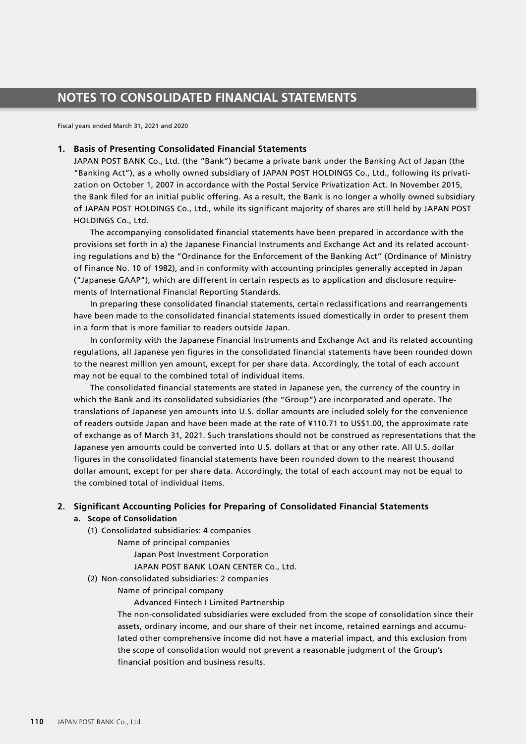# NOTES TO CONSOLIDATED FINANCIAL STATEMENTS

Fiscal years ended March 31, 2021 and 2020

## 1. Basis of Presenting Consolidated Financial Statements

JAPAN POST BANK Co., Ltd. (the "Bank") became a private bank under the Banking Act of Japan (the "Banking Act"), as a wholly owned subsidiary of JAPAN POST HOLDINGS Co., Ltd., following its privatization on October 1, 2007 in accordance with the Postal Service Privatization Act. In November 2015, the Bank filed for an initial public offering. As a result, the Bank is no longer a wholly owned subsidiary of JAPAN POST HOLDINGS Co., Ltd., while its significant majority of shares are still held by JAPAN POST HOLDINGS Co., Ltd.

The accompanying consolidated financial statements have been prepared in accordance with the provisions set forth in a) the Japanese Financial Instruments and Exchange Act and its related accounting regulations and b) the "Ordinance for the Enforcement of the Banking Act" (Ordinance of Ministry of Finance No. 10 of 1982), and in conformity with accounting principles generally accepted in Japan ("Japanese GAAP"), which are different in certain respects as to application and disclosure requirements of International Financial Reporting Standards.

In preparing these consolidated financial statements, certain reclassifications and rearrangements have been made to the consolidated financial statements issued domestically in order to present them in a form that is more familiar to readers outside Japan.

In conformity with the Japanese Financial Instruments and Exchange Act and its related accounting regulations, all Japanese yen figures in the consolidated financial statements have been rounded down to the nearest million yen amount, except for per share data. Accordingly, the total of each account may not be equal to the combined total of individual items.

The consolidated financial statements are stated in Japanese yen, the currency of the country in which the Bank and its consolidated subsidiaries (the "Group") are incorporated and operate. The translations of Japanese yen amounts into U.S. dollar amounts are included solely for the convenience of readers outside Japan and have been made at the rate of ¥110.71 to US$1.00, the approximate rate of exchange as of March 31, 2021. Such translations should not be construed as representations that the Japanese yen amounts could be converted into U.S. dollars at that or any other rate. All U.S. dollar figures in the consolidated financial statements have been rounded down to the nearest thousand dollar amount, except for per share data. Accordingly, the total of each account may not be equal to the combined total of individual items.

## 2. Significant Accounting Policies for Preparing of Consolidated Financial Statements

### a. Scope of Consolidation

(1) Consolidated subsidiaries: 4 companies

Name of principal companies

Japan Post Investment Corporation

JAPAN POST BANK LOAN CENTER Co., Ltd.

(2) Non-consolidated subsidiaries: 2 companies

Name of principal company

Advanced Fintech I Limited Partnership

The non-consolidated subsidiaries were excluded from the scope of consolidation since their assets, ordinary income, and our share of their net income, retained earnings and accumulated other comprehensive income did not have a material impact, and this exclusion from the scope of consolidation would not prevent a reasonable judgment of the Group's financial position and business results.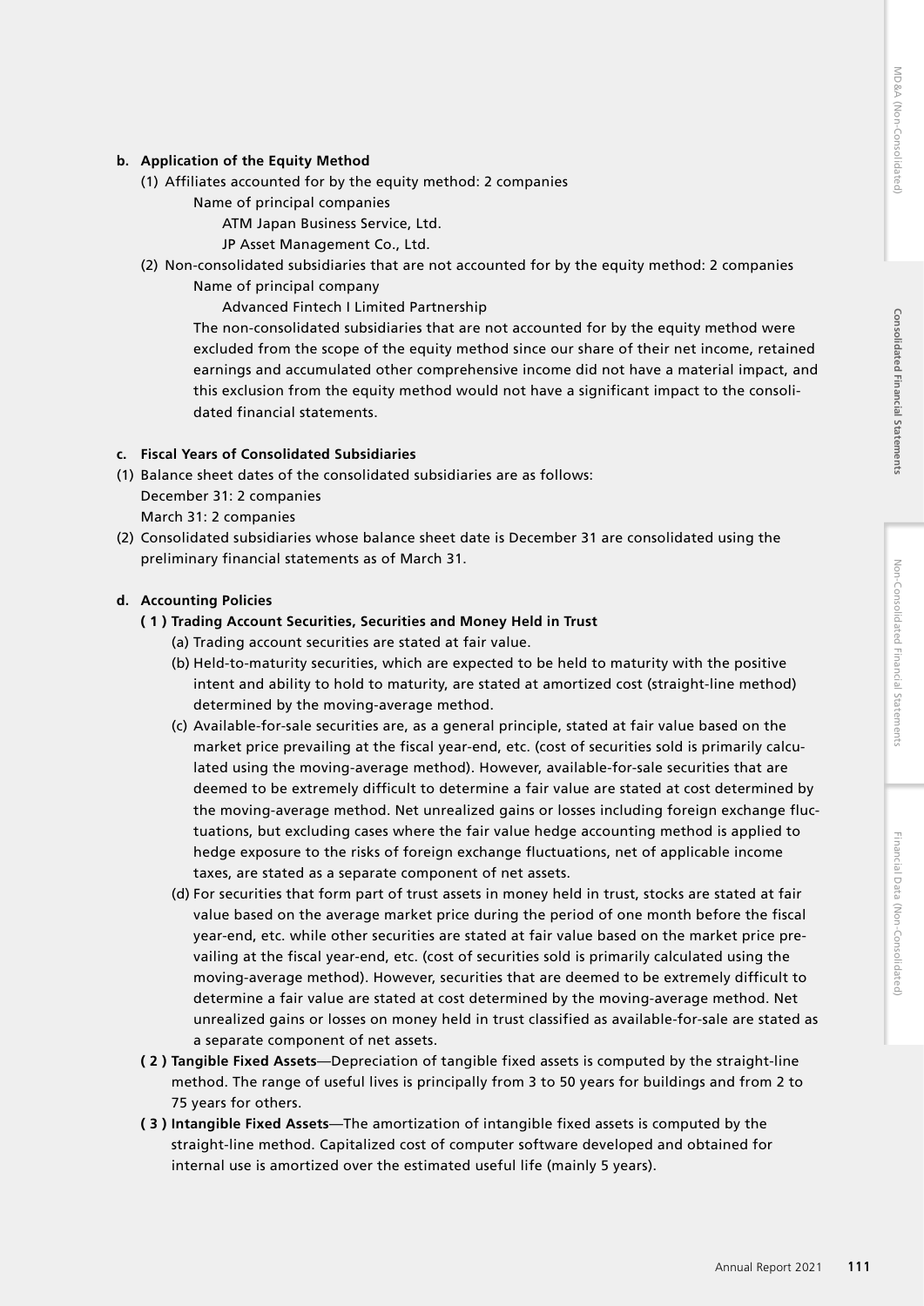**b. Application of the Equity Method**

(1) Affiliates accounted for by the equity method: 2 companies

Name of principal companies

ATM Japan Business Service, Ltd.

JP Asset Management Co., Ltd.

(2) Non-consolidated subsidiaries that are not accounted for by the equity method: 2 companies

Name of principal company

Advanced Fintech I Limited Partnership

The non-consolidated subsidiaries that are not accounted for by the equity method were excluded from the scope of the equity method since our share of their net income, retained earnings and accumulated other comprehensive income did not have a material impact, and this exclusion from the equity method would not have a significant impact to the consolidated financial statements.

**c. Fiscal Years of Consolidated Subsidiaries**

(1) Balance sheet dates of the consolidated subsidiaries are as follows:

December 31: 2 companies

March 31: 2 companies

(2) Consolidated subsidiaries whose balance sheet date is December 31 are consolidated using the preliminary financial statements as of March 31.

**d. Accounting Policies**

**( 1 ) Trading Account Securities, Securities and Money Held in Trust**

(a) Trading account securities are stated at fair value.

(b) Held-to-maturity securities, which are expected to be held to maturity with the positive intent and ability to hold to maturity, are stated at amortized cost (straight-line method) determined by the moving-average method.

(c) Available-for-sale securities are, as a general principle, stated at fair value based on the market price prevailing at the fiscal year-end, etc. (cost of securities sold is primarily calculated using the moving-average method). However, available-for-sale securities that are deemed to be extremely difficult to determine a fair value are stated at cost determined by the moving-average method. Net unrealized gains or losses including foreign exchange fluctuations, but excluding cases where the fair value hedge accounting method is applied to hedge exposure to the risks of foreign exchange fluctuations, net of applicable income taxes, are stated as a separate component of net assets.

(d) For securities that form part of trust assets in money held in trust, stocks are stated at fair value based on the average market price during the period of one month before the fiscal year-end, etc. while other securities are stated at fair value based on the market price prevailing at the fiscal year-end, etc. (cost of securities sold is primarily calculated using the moving-average method). However, securities that are deemed to be extremely difficult to determine a fair value are stated at cost determined by the moving-average method. Net unrealized gains or losses on money held in trust classified as available-for-sale are stated as a separate component of net assets.

**( 2 ) Tangible Fixed Assets**—Depreciation of tangible fixed assets is computed by the straight-line method. The range of useful lives is principally from 3 to 50 years for buildings and from 2 to 75 years for others.

**( 3 ) Intangible Fixed Assets**—The amortization of intangible fixed assets is computed by the straight-line method. Capitalized cost of computer software developed and obtained for internal use is amortized over the estimated useful life (mainly 5 years).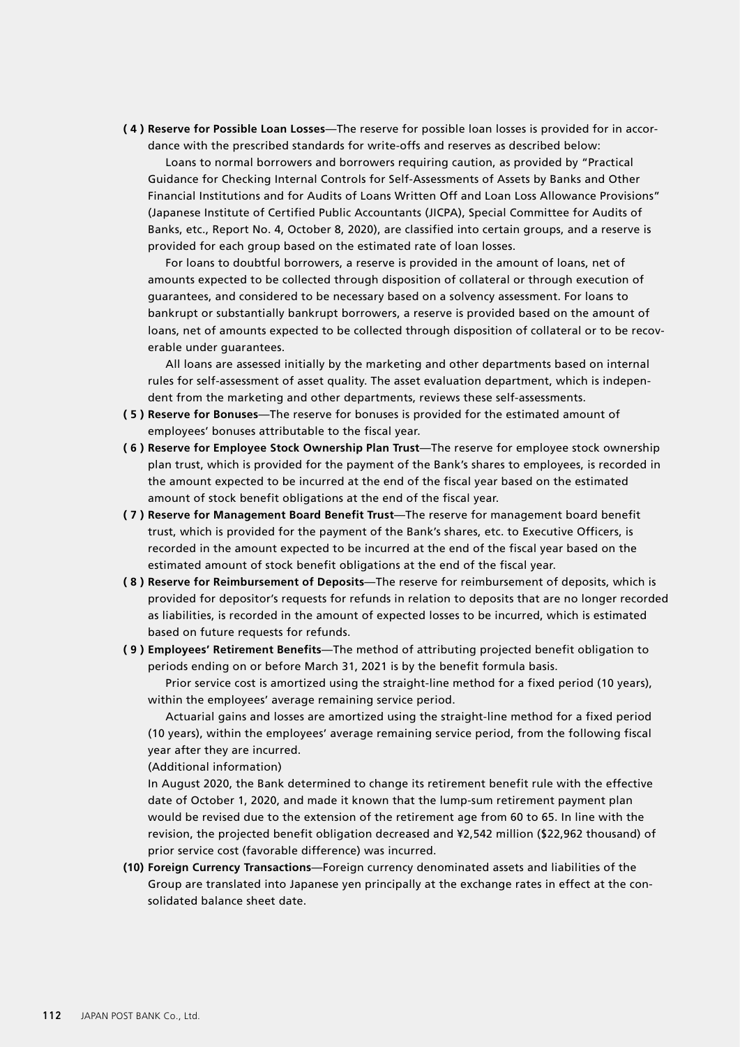**( 4 ) Reserve for Possible Loan Losses**—The reserve for possible loan losses is provided for in accordance with the prescribed standards for write-offs and reserves as described below:

Loans to normal borrowers and borrowers requiring caution, as provided by "Practical Guidance for Checking Internal Controls for Self-Assessments of Assets by Banks and Other Financial Institutions and for Audits of Loans Written Off and Loan Loss Allowance Provisions" (Japanese Institute of Certified Public Accountants (JICPA), Special Committee for Audits of Banks, etc., Report No. 4, October 8, 2020), are classified into certain groups, and a reserve is provided for each group based on the estimated rate of loan losses.

For loans to doubtful borrowers, a reserve is provided in the amount of loans, net of amounts expected to be collected through disposition of collateral or through execution of guarantees, and considered to be necessary based on a solvency assessment. For loans to bankrupt or substantially bankrupt borrowers, a reserve is provided based on the amount of loans, net of amounts expected to be collected through disposition of collateral or to be recoverable under guarantees.

All loans are assessed initially by the marketing and other departments based on internal rules for self-assessment of asset quality. The asset evaluation department, which is independent from the marketing and other departments, reviews these self-assessments.

**( 5 ) Reserve for Bonuses**—The reserve for bonuses is provided for the estimated amount of employees' bonuses attributable to the fiscal year.

**( 6 ) Reserve for Employee Stock Ownership Plan Trust**—The reserve for employee stock ownership plan trust, which is provided for the payment of the Bank's shares to employees, is recorded in the amount expected to be incurred at the end of the fiscal year based on the estimated amount of stock benefit obligations at the end of the fiscal year.

**( 7 ) Reserve for Management Board Benefit Trust**—The reserve for management board benefit trust, which is provided for the payment of the Bank's shares, etc. to Executive Officers, is recorded in the amount expected to be incurred at the end of the fiscal year based on the estimated amount of stock benefit obligations at the end of the fiscal year.

**( 8 ) Reserve for Reimbursement of Deposits**—The reserve for reimbursement of deposits, which is provided for depositor's requests for refunds in relation to deposits that are no longer recorded as liabilities, is recorded in the amount of expected losses to be incurred, which is estimated based on future requests for refunds.

**( 9 ) Employees' Retirement Benefits**—The method of attributing projected benefit obligation to periods ending on or before March 31, 2021 is by the benefit formula basis.

Prior service cost is amortized using the straight-line method for a fixed period (10 years), within the employees' average remaining service period.

Actuarial gains and losses are amortized using the straight-line method for a fixed period (10 years), within the employees' average remaining service period, from the following fiscal year after they are incurred.

(Additional information)

In August 2020, the Bank determined to change its retirement benefit rule with the effective date of October 1, 2020, and made it known that the lump-sum retirement payment plan would be revised due to the extension of the retirement age from 60 to 65. In line with the revision, the projected benefit obligation decreased and ¥2,542 million ($22,962 thousand) of prior service cost (favorable difference) was incurred.

**(10) Foreign Currency Transactions**—Foreign currency denominated assets and liabilities of the Group are translated into Japanese yen principally at the exchange rates in effect at the consolidated balance sheet date.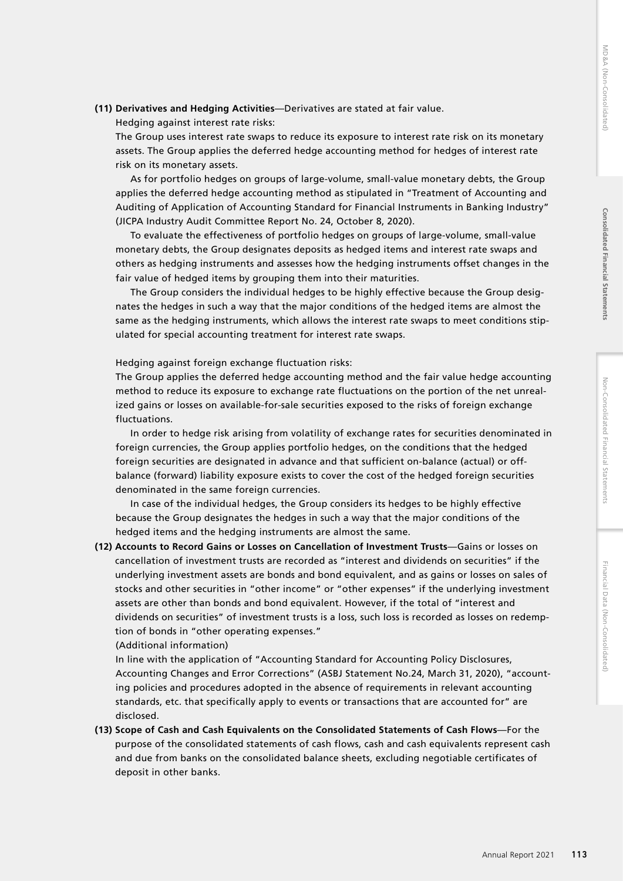**(11) Derivatives and Hedging Activities**—Derivatives are stated at fair value.

Hedging against interest rate risks:

The Group uses interest rate swaps to reduce its exposure to interest rate risk on its monetary assets. The Group applies the deferred hedge accounting method for hedges of interest rate risk on its monetary assets.

As for portfolio hedges on groups of large-volume, small-value monetary debts, the Group applies the deferred hedge accounting method as stipulated in "Treatment of Accounting and Auditing of Application of Accounting Standard for Financial Instruments in Banking Industry" (JICPA Industry Audit Committee Report No. 24, October 8, 2020).

To evaluate the effectiveness of portfolio hedges on groups of large-volume, small-value monetary debts, the Group designates deposits as hedged items and interest rate swaps and others as hedging instruments and assesses how the hedging instruments offset changes in the fair value of hedged items by grouping them into their maturities.

The Group considers the individual hedges to be highly effective because the Group designates the hedges in such a way that the major conditions of the hedged items are almost the same as the hedging instruments, which allows the interest rate swaps to meet conditions stipulated for special accounting treatment for interest rate swaps.

Hedging against foreign exchange fluctuation risks:

The Group applies the deferred hedge accounting method and the fair value hedge accounting method to reduce its exposure to exchange rate fluctuations on the portion of the net unrealized gains or losses on available-for-sale securities exposed to the risks of foreign exchange fluctuations.

In order to hedge risk arising from volatility of exchange rates for securities denominated in foreign currencies, the Group applies portfolio hedges, on the conditions that the hedged foreign securities are designated in advance and that sufficient on-balance (actual) or off-balance (forward) liability exposure exists to cover the cost of the hedged foreign securities denominated in the same foreign currencies.

In case of the individual hedges, the Group considers its hedges to be highly effective because the Group designates the hedges in such a way that the major conditions of the hedged items and the hedging instruments are almost the same.

**(12) Accounts to Record Gains or Losses on Cancellation of Investment Trusts**—Gains or losses on cancellation of investment trusts are recorded as "interest and dividends on securities" if the underlying investment assets are bonds and bond equivalent, and as gains or losses on sales of stocks and other securities in "other income" or "other expenses" if the underlying investment assets are other than bonds and bond equivalent. However, if the total of "interest and dividends on securities" of investment trusts is a loss, such loss is recorded as losses on redemption of bonds in "other operating expenses."

(Additional information)

In line with the application of "Accounting Standard for Accounting Policy Disclosures, Accounting Changes and Error Corrections" (ASBJ Statement No.24, March 31, 2020), "accounting policies and procedures adopted in the absence of requirements in relevant accounting standards, etc. that specifically apply to events or transactions that are accounted for" are disclosed.

**(13) Scope of Cash and Cash Equivalents on the Consolidated Statements of Cash Flows**—For the purpose of the consolidated statements of cash flows, cash and cash equivalents represent cash and due from banks on the consolidated balance sheets, excluding negotiable certificates of deposit in other banks.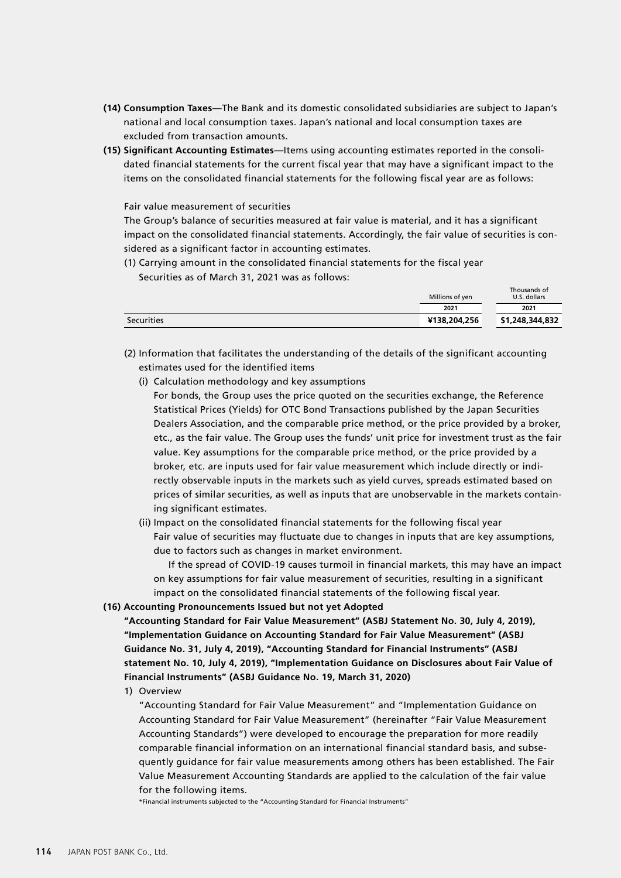**(14) Consumption Taxes**—The Bank and its domestic consolidated subsidiaries are subject to Japan's national and local consumption taxes. Japan's national and local consumption taxes are excluded from transaction amounts.

**(15) Significant Accounting Estimates**—Items using accounting estimates reported in the consolidated financial statements for the current fiscal year that may have a significant impact to the items on the consolidated financial statements for the following fiscal year are as follows:

Fair value measurement of securities

The Group's balance of securities measured at fair value is material, and it has a significant impact on the consolidated financial statements. Accordingly, the fair value of securities is considered as a significant factor in accounting estimates.

(1) Carrying amount in the consolidated financial statements for the fiscal year

Securities as of March 31, 2021 was as follows:

| | Millions of yen | Thousands of U.S. dollars |
|---|---|---|
| | 2021 | 2021 |
| Securities | **¥138,204,256** | **$1,248,344,832** |

(2) Information that facilitates the understanding of the details of the significant accounting estimates used for the identified items

(i) Calculation methodology and key assumptions

For bonds, the Group uses the price quoted on the securities exchange, the Reference Statistical Prices (Yields) for OTC Bond Transactions published by the Japan Securities Dealers Association, and the comparable price method, or the price provided by a broker, etc., as the fair value. The Group uses the funds' unit price for investment trust as the fair value. Key assumptions for the comparable price method, or the price provided by a broker, etc. are inputs used for fair value measurement which include directly or indirectly observable inputs in the markets such as yield curves, spreads estimated based on prices of similar securities, as well as inputs that are unobservable in the markets containing significant estimates.

(ii) Impact on the consolidated financial statements for the following fiscal year

Fair value of securities may fluctuate due to changes in inputs that are key assumptions, due to factors such as changes in market environment.

If the spread of COVID-19 causes turmoil in financial markets, this may have an impact on key assumptions for fair value measurement of securities, resulting in a significant impact on the consolidated financial statements of the following fiscal year.

**(16) Accounting Pronouncements Issued but not yet Adopted**

**"Accounting Standard for Fair Value Measurement" (ASBJ Statement No. 30, July 4, 2019), "Implementation Guidance on Accounting Standard for Fair Value Measurement" (ASBJ Guidance No. 31, July 4, 2019), "Accounting Standard for Financial Instruments" (ASBJ statement No. 10, July 4, 2019), "Implementation Guidance on Disclosures about Fair Value of Financial Instruments" (ASBJ Guidance No. 19, March 31, 2020)**

1) Overview

"Accounting Standard for Fair Value Measurement" and "Implementation Guidance on Accounting Standard for Fair Value Measurement" (hereinafter "Fair Value Measurement Accounting Standards") were developed to encourage the preparation for more readily comparable financial information on an international financial standard basis, and subsequently guidance for fair value measurements among others has been established. The Fair Value Measurement Accounting Standards are applied to the calculation of the fair value for the following items.

*Financial instruments subjected to the "Accounting Standard for Financial Instruments"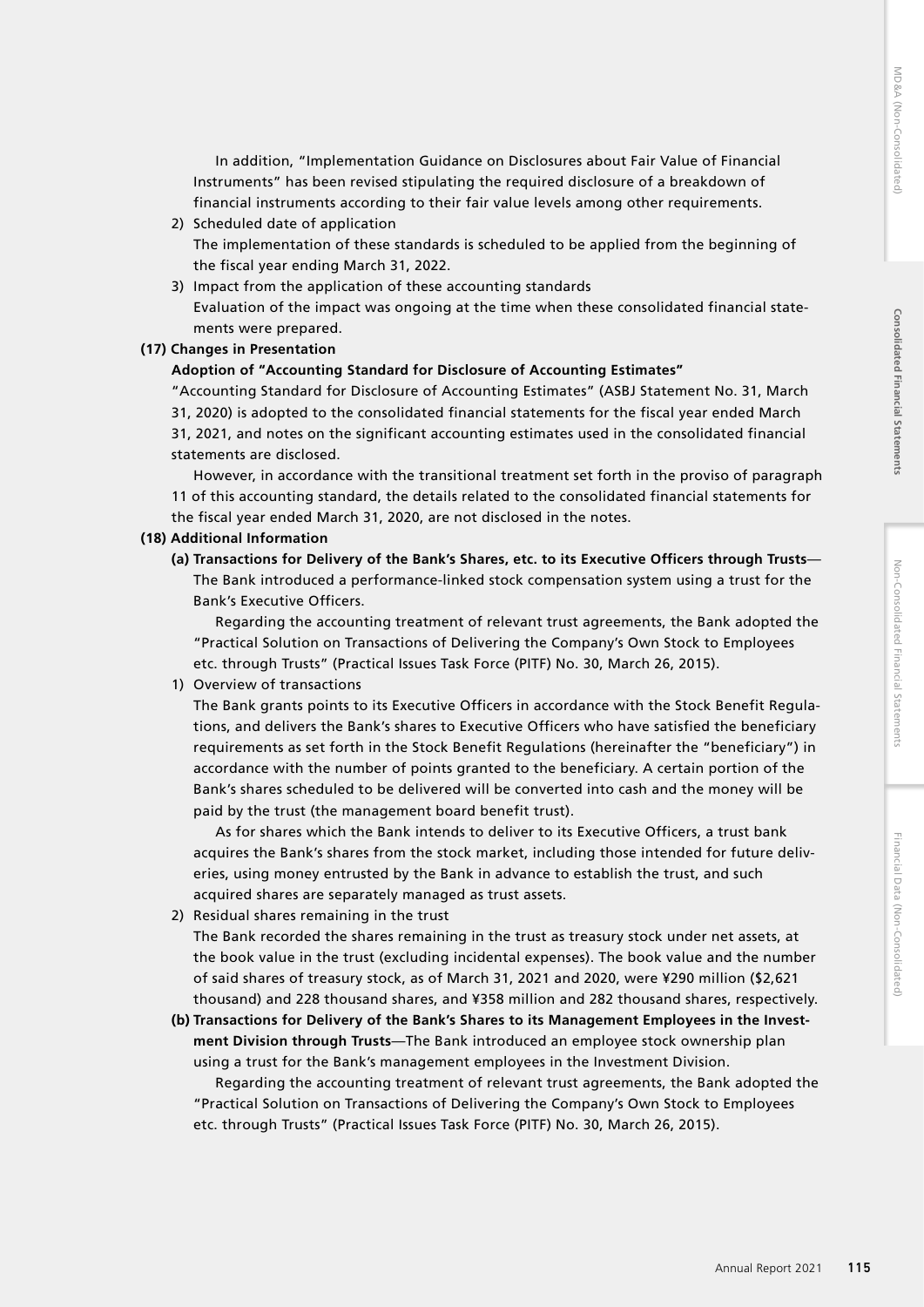In addition, "Implementation Guidance on Disclosures about Fair Value of Financial Instruments" has been revised stipulating the required disclosure of a breakdown of financial instruments according to their fair value levels among other requirements.

2) Scheduled date of application
The implementation of these standards is scheduled to be applied from the beginning of the fiscal year ending March 31, 2022.

3) Impact from the application of these accounting standards
Evaluation of the impact was ongoing at the time when these consolidated financial statements were prepared.

**(17) Changes in Presentation**

**Adoption of "Accounting Standard for Disclosure of Accounting Estimates"**

"Accounting Standard for Disclosure of Accounting Estimates" (ASBJ Statement No. 31, March 31, 2020) is adopted to the consolidated financial statements for the fiscal year ended March 31, 2021, and notes on the significant accounting estimates used in the consolidated financial statements are disclosed.

However, in accordance with the transitional treatment set forth in the proviso of paragraph 11 of this accounting standard, the details related to the consolidated financial statements for the fiscal year ended March 31, 2020, are not disclosed in the notes.

**(18) Additional Information**

**(a) Transactions for Delivery of the Bank's Shares, etc. to its Executive Officers through Trusts**—The Bank introduced a performance-linked stock compensation system using a trust for the Bank's Executive Officers.

Regarding the accounting treatment of relevant trust agreements, the Bank adopted the "Practical Solution on Transactions of Delivering the Company's Own Stock to Employees etc. through Trusts" (Practical Issues Task Force (PITF) No. 30, March 26, 2015).

1) Overview of transactions
The Bank grants points to its Executive Officers in accordance with the Stock Benefit Regulations, and delivers the Bank's shares to Executive Officers who have satisfied the beneficiary requirements as set forth in the Stock Benefit Regulations (hereinafter the "beneficiary") in accordance with the number of points granted to the beneficiary. A certain portion of the Bank's shares scheduled to be delivered will be converted into cash and the money will be paid by the trust (the management board benefit trust).

As for shares which the Bank intends to deliver to its Executive Officers, a trust bank acquires the Bank's shares from the stock market, including those intended for future deliveries, using money entrusted by the Bank in advance to establish the trust, and such acquired shares are separately managed as trust assets.

2) Residual shares remaining in the trust
The Bank recorded the shares remaining in the trust as treasury stock under net assets, at the book value in the trust (excluding incidental expenses). The book value and the number of said shares of treasury stock, as of March 31, 2021 and 2020, were ¥290 million ($2,621 thousand) and 228 thousand shares, and ¥358 million and 282 thousand shares, respectively.

**(b) Transactions for Delivery of the Bank's Shares to its Management Employees in the Investment Division through Trusts**—The Bank introduced an employee stock ownership plan using a trust for the Bank's management employees in the Investment Division.

Regarding the accounting treatment of relevant trust agreements, the Bank adopted the "Practical Solution on Transactions of Delivering the Company's Own Stock to Employees etc. through Trusts" (Practical Issues Task Force (PITF) No. 30, March 26, 2015).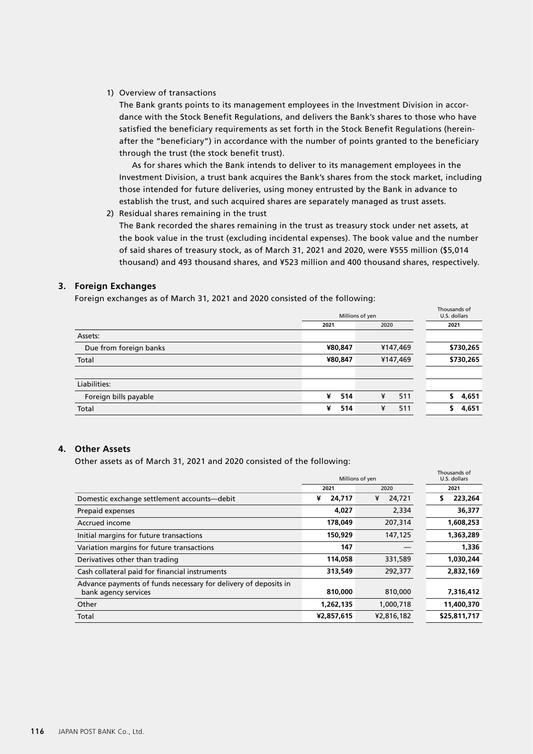1) Overview of transactions

The Bank grants points to its management employees in the Investment Division in accordance with the Stock Benefit Regulations, and delivers the Bank's shares to those who have satisfied the beneficiary requirements as set forth in the Stock Benefit Regulations (hereinafter the "beneficiary") in accordance with the number of points granted to the beneficiary through the trust (the stock benefit trust).

As for shares which the Bank intends to deliver to its management employees in the Investment Division, a trust bank acquires the Bank's shares from the stock market, including those intended for future deliveries, using money entrusted by the Bank in advance to establish the trust, and such acquired shares are separately managed as trust assets.

2) Residual shares remaining in the trust

The Bank recorded the shares remaining in the trust as treasury stock under net assets, at the book value in the trust (excluding incidental expenses). The book value and the number of said shares of treasury stock, as of March 31, 2021 and 2020, were ¥555 million ($5,014 thousand) and 493 thousand shares, and ¥523 million and 400 thousand shares, respectively.

### 3. Foreign Exchanges

Foreign exchanges as of March 31, 2021 and 2020 consisted of the following:

| | Millions of yen | | Thousands of U.S. dollars |
|---|---|---|---|
| | 2021 | 2020 | 2021 |
| Assets: | | | |
| Due from foreign banks | **¥80,847** | ¥147,469 | **$730,265** |
| Total | **¥80,847** | ¥147,469 | **$730,265** |
| | | | |
| Liabilities: | | | |
| Foreign bills payable | **¥ 514** | ¥ 511 | **$ 4,651** |
| Total | **¥ 514** | ¥ 511 | **$ 4,651** |

### 4. Other Assets

Other assets as of March 31, 2021 and 2020 consisted of the following:

| | Millions of yen | | Thousands of U.S. dollars |
|---|---|---|---|
| | 2021 | 2020 | 2021 |
| Domestic exchange settlement accounts—debit | **¥ 24,717** | ¥ 24,721 | **$ 223,264** |
| Prepaid expenses | **4,027** | 2,334 | **36,377** |
| Accrued income | **178,049** | 207,314 | **1,608,253** |
| Initial margins for future transactions | **150,929** | 147,125 | **1,363,289** |
| Variation margins for future transactions | **147** | — | **1,336** |
| Derivatives other than trading | **114,058** | 331,589 | **1,030,244** |
| Cash collateral paid for financial instruments | **313,549** | 292,377 | **2,832,169** |
| Advance payments of funds necessary for delivery of deposits in bank agency services | **810,000** | 810,000 | **7,316,412** |
| Other | **1,262,135** | 1,000,718 | **11,400,370** |
| Total | **¥2,857,615** | ¥2,816,182 | **$25,811,717** |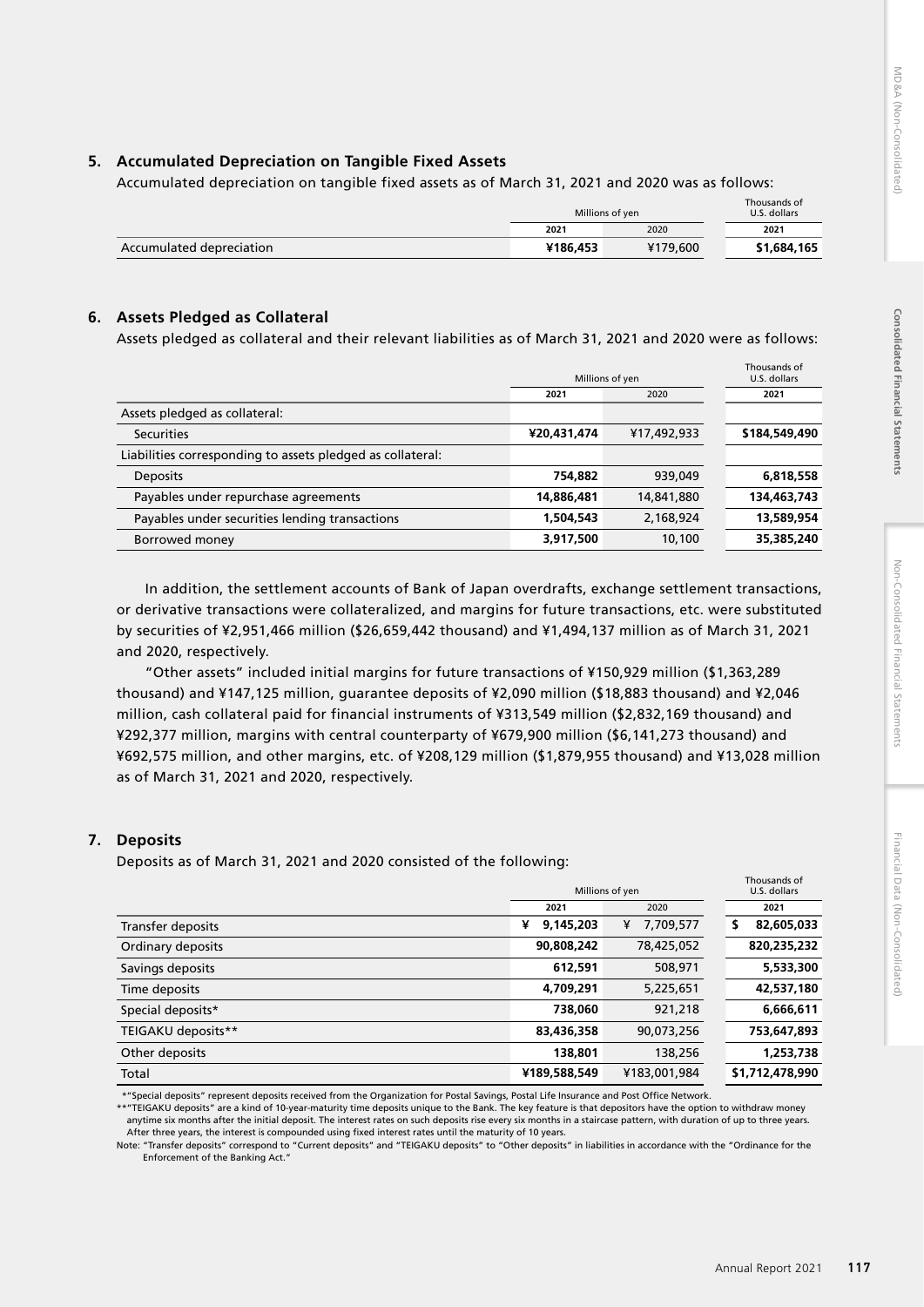## 5. Accumulated Depreciation on Tangible Fixed Assets

Accumulated depreciation on tangible fixed assets as of March 31, 2021 and 2020 was as follows:

| | Millions of yen | | Thousands of U.S. dollars |
|---|---|---|---|
| | **2021** | 2020 | **2021** |
| Accumulated depreciation | **¥186,453** | ¥179,600 | **$1,684,165** |

## 6. Assets Pledged as Collateral

Assets pledged as collateral and their relevant liabilities as of March 31, 2021 and 2020 were as follows:

| | Millions of yen | | Thousands of U.S. dollars |
|---|---|---|---|
| | **2021** | 2020 | **2021** |
| Assets pledged as collateral: | | | |
| Securities | **¥20,431,474** | ¥17,492,933 | **$184,549,490** |
| Liabilities corresponding to assets pledged as collateral: | | | |
| Deposits | **754,882** | 939,049 | **6,818,558** |
| Payables under repurchase agreements | **14,886,481** | 14,841,880 | **134,463,743** |
| Payables under securities lending transactions | **1,504,543** | 2,168,924 | **13,589,954** |
| Borrowed money | **3,917,500** | 10,100 | **35,385,240** |

In addition, the settlement accounts of Bank of Japan overdrafts, exchange settlement transactions, or derivative transactions were collateralized, and margins for future transactions, etc. were substituted by securities of ¥2,951,466 million ($26,659,442 thousand) and ¥1,494,137 million as of March 31, 2021 and 2020, respectively.

"Other assets" included initial margins for future transactions of ¥150,929 million ($1,363,289 thousand) and ¥147,125 million, guarantee deposits of ¥2,090 million ($18,883 thousand) and ¥2,046 million, cash collateral paid for financial instruments of ¥313,549 million ($2,832,169 thousand) and ¥292,377 million, margins with central counterparty of ¥679,900 million ($6,141,273 thousand) and ¥692,575 million, and other margins, etc. of ¥208,129 million ($1,879,955 thousand) and ¥13,028 million as of March 31, 2021 and 2020, respectively.

## 7. Deposits

Deposits as of March 31, 2021 and 2020 consisted of the following:

| | Millions of yen | | Thousands of U.S. dollars |
|---|---|---|---|
| | **2021** | 2020 | **2021** |
| Transfer deposits | **¥ 9,145,203** | ¥ 7,709,577 | **$ 82,605,033** |
| Ordinary deposits | **90,808,242** | 78,425,052 | **820,235,232** |
| Savings deposits | **612,591** | 508,971 | **5,533,300** |
| Time deposits | **4,709,291** | 5,225,651 | **42,537,180** |
| Special deposits* | **738,060** | 921,218 | **6,666,611** |
| TEIGAKU deposits** | **83,436,358** | 90,073,256 | **753,647,893** |
| Other deposits | **138,801** | 138,256 | **1,253,738** |
| Total | **¥189,588,549** | ¥183,001,984 | **$1,712,478,990** |

*"Special deposits" represent deposits received from the Organization for Postal Savings, Postal Life Insurance and Post Office Network.

**"TEIGAKU deposits" are a kind of 10-year-maturity time deposits unique to the Bank. The key feature is that depositors have the option to withdraw money anytime six months after the initial deposit. The interest rates on such deposits rise every six months in a staircase pattern, with duration of up to three years. After three years, the interest is compounded using fixed interest rates until the maturity of 10 years.

Note: "Transfer deposits" correspond to "Current deposits" and "TEIGAKU deposits" to "Other deposits" in liabilities in accordance with the "Ordinance for the Enforcement of the Banking Act."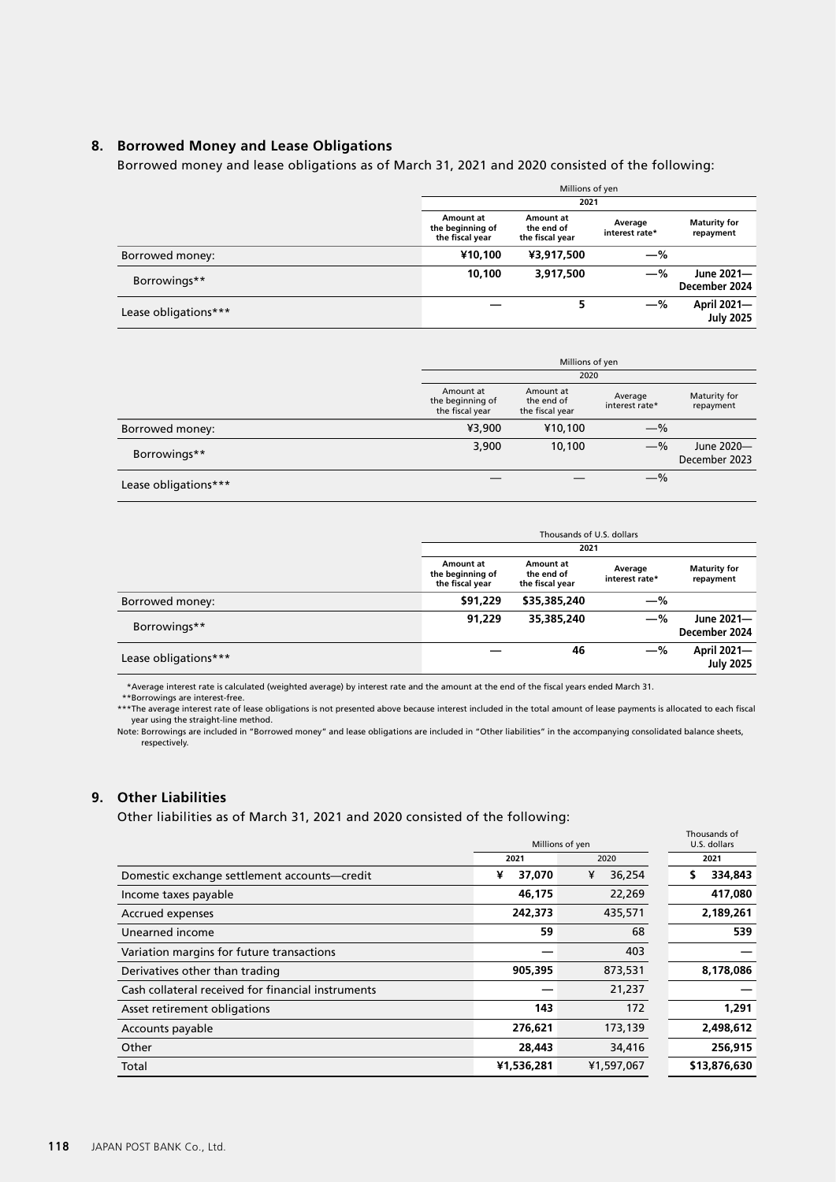## 8. Borrowed Money and Lease Obligations

Borrowed money and lease obligations as of March 31, 2021 and 2020 consisted of the following:

| | Millions of yen | | | |
|---|---|---|---|---|
| | 2021 | | | |
| | **Amount at the beginning of the fiscal year** | **Amount at the end of the fiscal year** | **Average interest rate*** | **Maturity for repayment** |
| Borrowed money: | **¥10,100** | **¥3,917,500** | **—%** | |
| Borrowings** | **10,100** | **3,917,500** | **—%** | **June 2021—December 2024** |
| Lease obligations*** | **—** | **5** | **—%** | **April 2021—July 2025** |

| | Millions of yen | | | |
|---|---|---|---|---|
| | 2020 | | | |
| | Amount at the beginning of the fiscal year | Amount at the end of the fiscal year | Average interest rate* | Maturity for repayment |
| Borrowed money: | ¥3,900 | ¥10,100 | —% | |
| Borrowings** | 3,900 | 10,100 | —% | June 2020—December 2023 |
| Lease obligations*** | — | — | —% | |

| | Thousands of U.S. dollars | | | |
|---|---|---|---|---|
| | 2021 | | | |
| | **Amount at the beginning of the fiscal year** | **Amount at the end of the fiscal year** | **Average interest rate*** | **Maturity for repayment** |
| Borrowed money: | **$91,229** | **$35,385,240** | **—%** | |
| Borrowings** | **91,229** | **35,385,240** | **—%** | **June 2021—December 2024** |
| Lease obligations*** | **—** | **46** | **—%** | **April 2021—July 2025** |

*Average interest rate is calculated (weighted average) by interest rate and the amount at the end of the fiscal years ended March 31.

**Borrowings are interest-free.

***The average interest rate of lease obligations is not presented above because interest included in the total amount of lease payments is allocated to each fiscal year using the straight-line method.

Note: Borrowings are included in "Borrowed money" and lease obligations are included in "Other liabilities" in the accompanying consolidated balance sheets, respectively.

## 9. Other Liabilities

Other liabilities as of March 31, 2021 and 2020 consisted of the following:

| | Millions of yen | | Thousands of U.S. dollars |
|---|---|---|---|
| | **2021** | 2020 | **2021** |
| Domestic exchange settlement accounts—credit | **¥ 37,070** | ¥ 36,254 | **$ 334,843** |
| Income taxes payable | **46,175** | 22,269 | **417,080** |
| Accrued expenses | **242,373** | 435,571 | **2,189,261** |
| Unearned income | **59** | 68 | **539** |
| Variation margins for future transactions | **—** | 403 | **—** |
| Derivatives other than trading | **905,395** | 873,531 | **8,178,086** |
| Cash collateral received for financial instruments | **—** | 21,237 | **—** |
| Asset retirement obligations | **143** | 172 | **1,291** |
| Accounts payable | **276,621** | 173,139 | **2,498,612** |
| Other | **28,443** | 34,416 | **256,915** |
| Total | **¥1,536,281** | ¥1,597,067 | **$13,876,630** |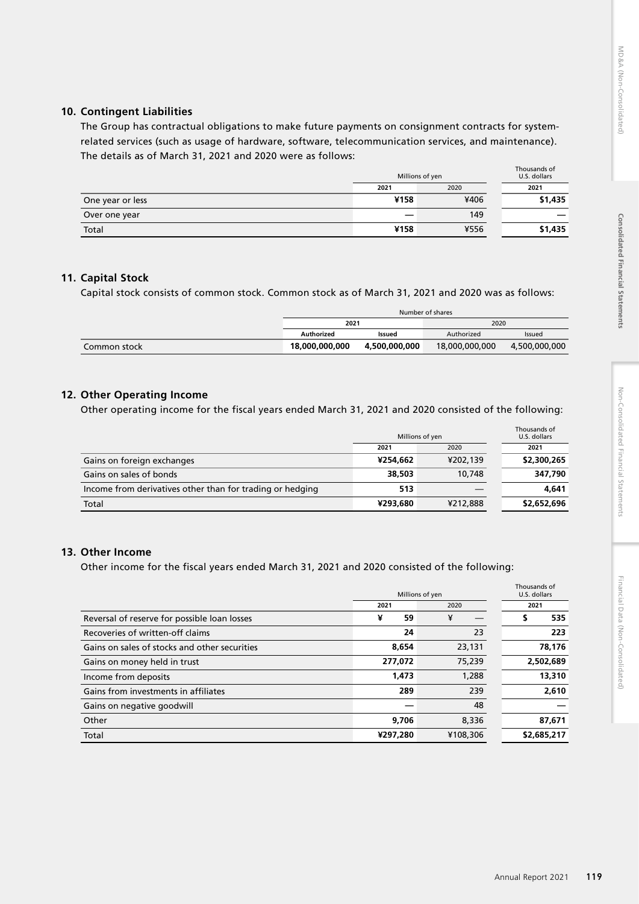## 10. Contingent Liabilities

The Group has contractual obligations to make future payments on consignment contracts for system-related services (such as usage of hardware, software, telecommunication services, and maintenance). The details as of March 31, 2021 and 2020 were as follows:

| | Millions of yen | | Thousands of U.S. dollars |
|---|---|---|---|
| | 2021 | 2020 | 2021 |
| One year or less | ¥158 | ¥406 | $1,435 |
| Over one year | — | 149 | — |
| Total | ¥158 | ¥556 | $1,435 |

## 11. Capital Stock

Capital stock consists of common stock. Common stock as of March 31, 2021 and 2020 was as follows:

| | Number of shares | | | |
|---|---|---|---|---|
| | 2021 | | 2020 | |
| | Authorized | Issued | Authorized | Issued |
| Common stock | 18,000,000,000 | 4,500,000,000 | 18,000,000,000 | 4,500,000,000 |

## 12. Other Operating Income

Other operating income for the fiscal years ended March 31, 2021 and 2020 consisted of the following:

| | Millions of yen | | Thousands of U.S. dollars |
|---|---|---|---|
| | 2021 | 2020 | 2021 |
| Gains on foreign exchanges | ¥254,662 | ¥202,139 | $2,300,265 |
| Gains on sales of bonds | 38,503 | 10,748 | 347,790 |
| Income from derivatives other than for trading or hedging | 513 | — | 4,641 |
| Total | ¥293,680 | ¥212,888 | $2,652,696 |

## 13. Other Income

Other income for the fiscal years ended March 31, 2021 and 2020 consisted of the following:

| | Millions of yen | | Thousands of U.S. dollars |
|---|---|---|---|
| | 2021 | 2020 | 2021 |
| Reversal of reserve for possible loan losses | ¥ 59 | ¥ — | $ 535 |
| Recoveries of written-off claims | 24 | 23 | 223 |
| Gains on sales of stocks and other securities | 8,654 | 23,131 | 78,176 |
| Gains on money held in trust | 277,072 | 75,239 | 2,502,689 |
| Income from deposits | 1,473 | 1,288 | 13,310 |
| Gains from investments in affiliates | 289 | 239 | 2,610 |
| Gains on negative goodwill | — | 48 | — |
| Other | 9,706 | 8,336 | 87,671 |
| Total | ¥297,280 | ¥108,306 | $2,685,217 |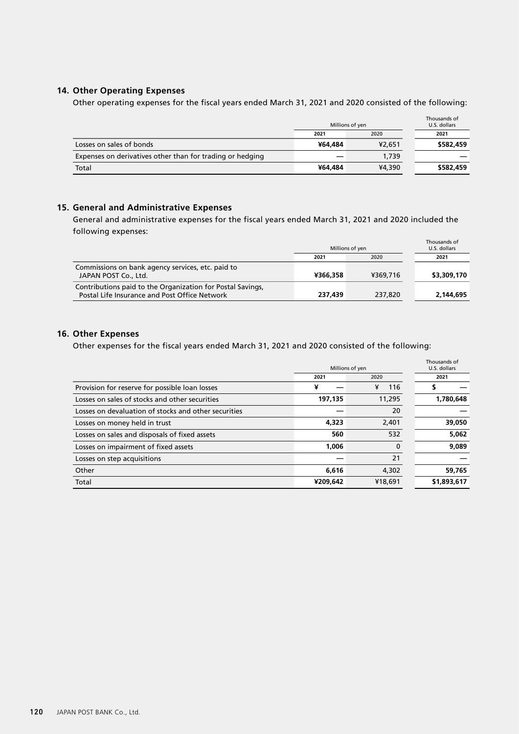## 14. Other Operating Expenses

Other operating expenses for the fiscal years ended March 31, 2021 and 2020 consisted of the following:

| | Millions of yen | | Thousands of U.S. dollars |
|---|---|---|---|
| | 2021 | 2020 | 2021 |
| Losses on sales of bonds | **¥64,484** | ¥2,651 | **$582,459** |
| Expenses on derivatives other than for trading or hedging | **—** | 1,739 | **—** |
| Total | **¥64,484** | ¥4,390 | **$582,459** |

## 15. General and Administrative Expenses

General and administrative expenses for the fiscal years ended March 31, 2021 and 2020 included the following expenses:

| | Millions of yen | | Thousands of U.S. dollars |
|---|---|---|---|
| | 2021 | 2020 | 2021 |
| Commissions on bank agency services, etc. paid to JAPAN POST Co., Ltd. | **¥366,358** | ¥369,716 | **$3,309,170** |
| Contributions paid to the Organization for Postal Savings, Postal Life Insurance and Post Office Network | **237,439** | 237,820 | **2,144,695** |

## 16. Other Expenses

Other expenses for the fiscal years ended March 31, 2021 and 2020 consisted of the following:

| | Millions of yen | | Thousands of U.S. dollars |
|---|---|---|---|
| | 2021 | 2020 | 2021 |
| Provision for reserve for possible loan losses | **¥ —** | ¥ 116 | **$ —** |
| Losses on sales of stocks and other securities | **197,135** | 11,295 | **1,780,648** |
| Losses on devaluation of stocks and other securities | **—** | 20 | **—** |
| Losses on money held in trust | **4,323** | 2,401 | **39,050** |
| Losses on sales and disposals of fixed assets | **560** | 532 | **5,062** |
| Losses on impairment of fixed assets | **1,006** | 0 | **9,089** |
| Losses on step acquisitions | **—** | 21 | **—** |
| Other | **6,616** | 4,302 | **59,765** |
| Total | **¥209,642** | ¥18,691 | **$1,893,617** |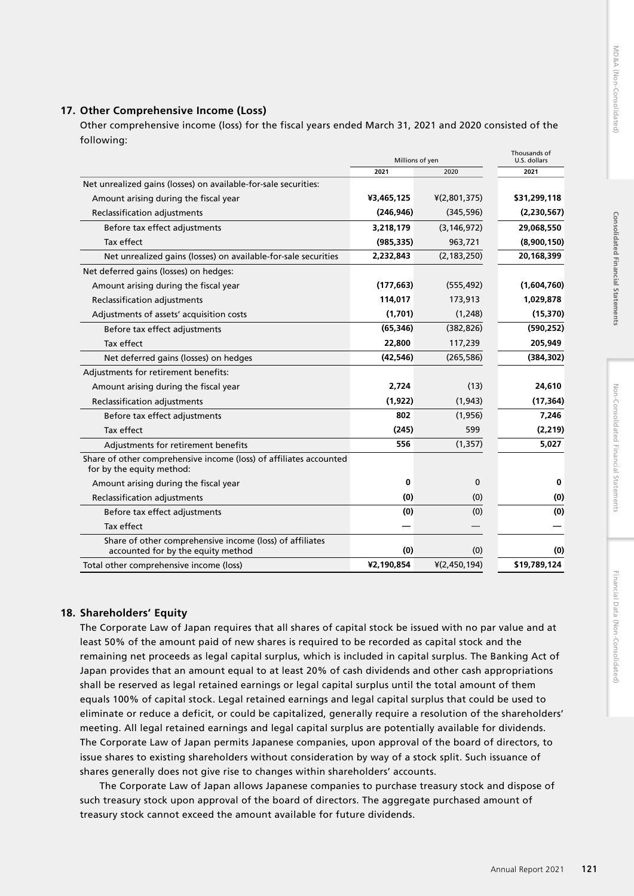## 17. Other Comprehensive Income (Loss)

Other comprehensive income (loss) for the fiscal years ended March 31, 2021 and 2020 consisted of the following:

| | Millions of yen | | Thousands of U.S. dollars |
|---|---|---|---|
| | **2021** | 2020 | **2021** |
| Net unrealized gains (losses) on available-for-sale securities: | | | |
| Amount arising during the fiscal year | **¥3,465,125** | ¥(2,801,375) | **$31,299,118** |
| Reclassification adjustments | **(246,946)** | (345,596) | **(2,230,567)** |
| Before tax effect adjustments | **3,218,179** | (3,146,972) | **29,068,550** |
| Tax effect | **(985,335)** | 963,721 | **(8,900,150)** |
| Net unrealized gains (losses) on available-for-sale securities | **2,232,843** | (2,183,250) | **20,168,399** |
| Net deferred gains (losses) on hedges: | | | |
| Amount arising during the fiscal year | **(177,663)** | (555,492) | **(1,604,760)** |
| Reclassification adjustments | **114,017** | 173,913 | **1,029,878** |
| Adjustments of assets' acquisition costs | **(1,701)** | (1,248) | **(15,370)** |
| Before tax effect adjustments | **(65,346)** | (382,826) | **(590,252)** |
| Tax effect | **22,800** | 117,239 | **205,949** |
| Net deferred gains (losses) on hedges | **(42,546)** | (265,586) | **(384,302)** |
| Adjustments for retirement benefits: | | | |
| Amount arising during the fiscal year | **2,724** | (13) | **24,610** |
| Reclassification adjustments | **(1,922)** | (1,943) | **(17,364)** |
| Before tax effect adjustments | **802** | (1,956) | **7,246** |
| Tax effect | **(245)** | 599 | **(2,219)** |
| Adjustments for retirement benefits | **556** | (1,357) | **5,027** |
| Share of other comprehensive income (loss) of affiliates accounted for by the equity method: | | | |
| Amount arising during the fiscal year | **0** | 0 | **0** |
| Reclassification adjustments | **(0)** | (0) | **(0)** |
| Before tax effect adjustments | **(0)** | (0) | **(0)** |
| Tax effect | **—** | — | **—** |
| Share of other comprehensive income (loss) of affiliates accounted for by the equity method | **(0)** | (0) | **(0)** |
| Total other comprehensive income (loss) | **¥2,190,854** | ¥(2,450,194) | **$19,789,124** |

## 18. Shareholders' Equity

The Corporate Law of Japan requires that all shares of capital stock be issued with no par value and at least 50% of the amount paid of new shares is required to be recorded as capital stock and the remaining net proceeds as legal capital surplus, which is included in capital surplus. The Banking Act of Japan provides that an amount equal to at least 20% of cash dividends and other cash appropriations shall be reserved as legal retained earnings or legal capital surplus until the total amount of them equals 100% of capital stock. Legal retained earnings and legal capital surplus that could be used to eliminate or reduce a deficit, or could be capitalized, generally require a resolution of the shareholders' meeting. All legal retained earnings and legal capital surplus are potentially available for dividends. The Corporate Law of Japan permits Japanese companies, upon approval of the board of directors, to issue shares to existing shareholders without consideration by way of a stock split. Such issuance of shares generally does not give rise to changes within shareholders' accounts.

The Corporate Law of Japan allows Japanese companies to purchase treasury stock and dispose of such treasury stock upon approval of the board of directors. The aggregate purchased amount of treasury stock cannot exceed the amount available for future dividends.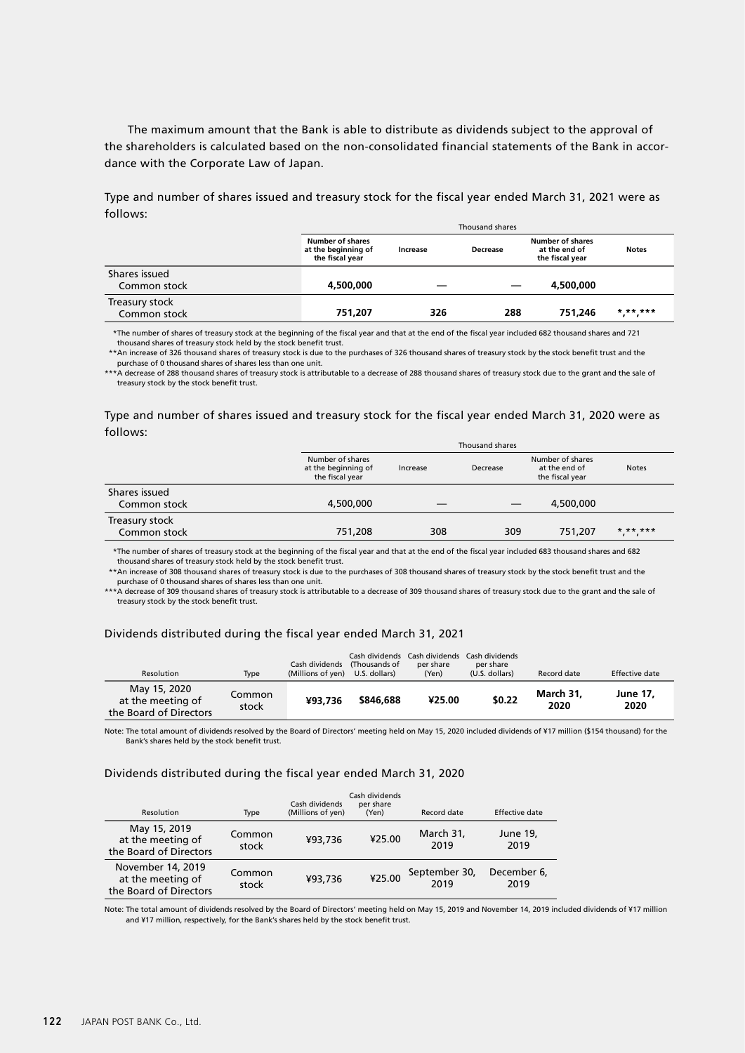The maximum amount that the Bank is able to distribute as dividends subject to the approval of the shareholders is calculated based on the non-consolidated financial statements of the Bank in accordance with the Corporate Law of Japan.

Type and number of shares issued and treasury stock for the fiscal year ended March 31, 2021 were as follows:

| | Thousand shares | | | | |
|---|---|---|---|---|---|
| | **Number of shares at the beginning of the fiscal year** | **Increase** | **Decrease** | **Number of shares at the end of the fiscal year** | **Notes** |
| Shares issued<br>Common stock | **4,500,000** | **—** | **—** | **4,500,000** | |
| Treasury stock<br>Common stock | **751,207** | **326** | **288** | **751,246** | ***,**,***** |

*The number of shares of treasury stock at the beginning of the fiscal year and that at the end of the fiscal year included 682 thousand shares and 721 thousand shares of treasury stock held by the stock benefit trust.

**An increase of 326 thousand shares of treasury stock is due to the purchases of 326 thousand shares of treasury stock by the stock benefit trust and the purchase of 0 thousand shares of shares less than one unit.

***A decrease of 288 thousand shares of treasury stock is attributable to a decrease of 288 thousand shares of treasury stock due to the grant and the sale of treasury stock by the stock benefit trust.

Type and number of shares issued and treasury stock for the fiscal year ended March 31, 2020 were as follows:

| | Thousand shares | | | | |
|---|---|---|---|---|---|
| | Number of shares at the beginning of the fiscal year | Increase | Decrease | Number of shares at the end of the fiscal year | Notes |
| Shares issued<br>Common stock | 4,500,000 | — | — | 4,500,000 | |
| Treasury stock<br>Common stock | 751,208 | 308 | 309 | 751,207 | *,**,*** |

*The number of shares of treasury stock at the beginning of the fiscal year and that at the end of the fiscal year included 683 thousand shares and 682 thousand shares of treasury stock held by the stock benefit trust.

**An increase of 308 thousand shares of treasury stock is due to the purchases of 308 thousand shares of treasury stock by the stock benefit trust and the purchase of 0 thousand shares of shares less than one unit.

***A decrease of 309 thousand shares of treasury stock is attributable to a decrease of 309 thousand shares of treasury stock due to the grant and the sale of treasury stock by the stock benefit trust.

Dividends distributed during the fiscal year ended March 31, 2021

| Resolution | Type | Cash dividends (Millions of yen) | Cash dividends (Thousands of U.S. dollars) | Cash dividends per share (Yen) | Cash dividends per share (U.S. dollars) | Record date | Effective date |
|---|---|---|---|---|---|---|---|
| May 15, 2020 at the meeting of the Board of Directors | Common stock | **¥93,736** | **$846,688** | **¥25.00** | **$0.22** | **March 31, 2020** | **June 17, 2020** |

Note: The total amount of dividends resolved by the Board of Directors' meeting held on May 15, 2020 included dividends of ¥17 million ($154 thousand) for the Bank's shares held by the stock benefit trust.

Dividends distributed during the fiscal year ended March 31, 2020

| Resolution | Type | Cash dividends (Millions of yen) | Cash dividends per share (Yen) | Record date | Effective date |
|---|---|---|---|---|---|
| May 15, 2019 at the meeting of the Board of Directors | Common stock | ¥93,736 | ¥25.00 | March 31, 2019 | June 19, 2019 |
| November 14, 2019 at the meeting of the Board of Directors | Common stock | ¥93,736 | ¥25.00 | September 30, 2019 | December 6, 2019 |

Note: The total amount of dividends resolved by the Board of Directors' meeting held on May 15, 2019 and November 14, 2019 included dividends of ¥17 million and ¥17 million, respectively, for the Bank's shares held by the stock benefit trust.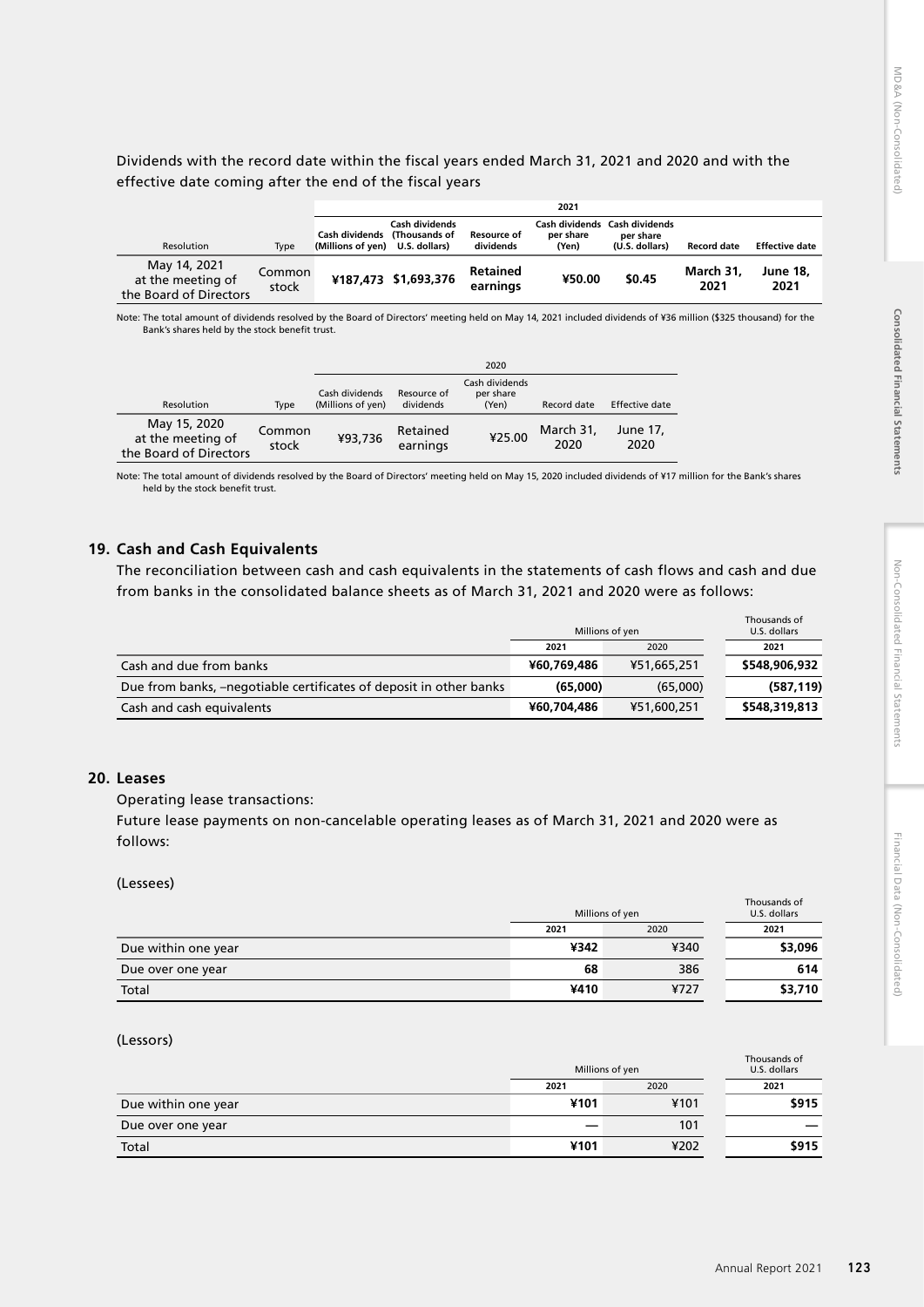Dividends with the record date within the fiscal years ended March 31, 2021 and 2020 and with the effective date coming after the end of the fiscal years

| | | 2021 | | | | | | |
|---|---|---|---|---|---|---|---|---|
| Resolution | Type | Cash dividends (Millions of yen) | Cash dividends (Thousands of U.S. dollars) | Resource of dividends | Cash dividends per share (Yen) | Cash dividends per share (U.S. dollars) | Record date | Effective date |
| May 14, 2021 at the meeting of the Board of Directors | Common stock | **¥187,473** | **$1,693,376** | **Retained earnings** | **¥50.00** | **$0.45** | **March 31, 2021** | **June 18, 2021** |

Note: The total amount of dividends resolved by the Board of Directors' meeting held on May 14, 2021 included dividends of ¥36 million ($325 thousand) for the Bank's shares held by the stock benefit trust.

| | | 2020 | | | | |
|---|---|---|---|---|---|---|
| Resolution | Type | Cash dividends (Millions of yen) | Resource of dividends | Cash dividends per share (Yen) | Record date | Effective date |
| May 15, 2020 at the meeting of the Board of Directors | Common stock | ¥93,736 | Retained earnings | ¥25.00 | March 31, 2020 | June 17, 2020 |

Note: The total amount of dividends resolved by the Board of Directors' meeting held on May 15, 2020 included dividends of ¥17 million for the Bank's shares held by the stock benefit trust.

## 19. Cash and Cash Equivalents

The reconciliation between cash and cash equivalents in the statements of cash flows and cash and due from banks in the consolidated balance sheets as of March 31, 2021 and 2020 were as follows:

| | Millions of yen | | Thousands of U.S. dollars |
|---|---|---|---|
| | 2021 | 2020 | 2021 |
| Cash and due from banks | **¥60,769,486** | ¥51,665,251 | **$548,906,932** |
| Due from banks, –negotiable certificates of deposit in other banks | **(65,000)** | (65,000) | **(587,119)** |
| Cash and cash equivalents | **¥60,704,486** | ¥51,600,251 | **$548,319,813** |

## 20. Leases

Operating lease transactions:

Future lease payments on non-cancelable operating leases as of March 31, 2021 and 2020 were as follows:

(Lessees)

| | Millions of yen | | Thousands of U.S. dollars |
|---|---|---|---|
| | 2021 | 2020 | 2021 |
| Due within one year | **¥342** | ¥340 | **$3,096** |
| Due over one year | **68** | 386 | **614** |
| Total | **¥410** | ¥727 | **$3,710** |

(Lessors)

| | Millions of yen | | Thousands of U.S. dollars |
|---|---|---|---|
| | 2021 | 2020 | 2021 |
| Due within one year | **¥101** | ¥101 | **$915** |
| Due over one year | **—** | 101 | **—** |
| Total | **¥101** | ¥202 | **$915** |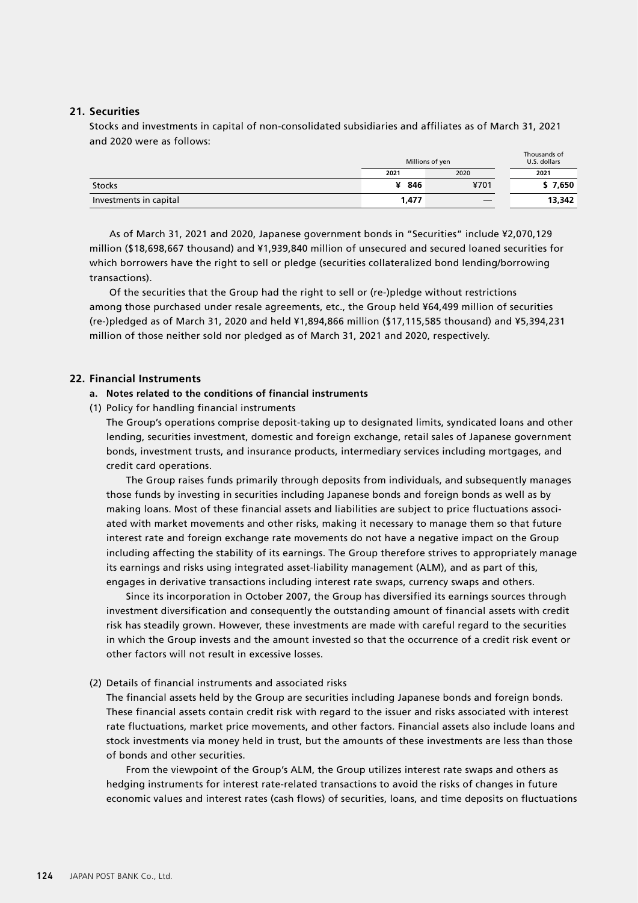## 21. Securities

Stocks and investments in capital of non-consolidated subsidiaries and affiliates as of March 31, 2021 and 2020 were as follows:

| | Millions of yen | | Thousands of U.S. dollars |
|---|---|---|---|
| | **2021** | 2020 | **2021** |
| Stocks | **¥ 846** | ¥701 | **$ 7,650** |
| Investments in capital | **1,477** | — | **13,342** |

As of March 31, 2021 and 2020, Japanese government bonds in "Securities" include ¥2,070,129 million ($18,698,667 thousand) and ¥1,939,840 million of unsecured and secured loaned securities for which borrowers have the right to sell or pledge (securities collateralized bond lending/borrowing transactions).

Of the securities that the Group had the right to sell or (re-)pledge without restrictions among those purchased under resale agreements, etc., the Group held ¥64,499 million of securities (re-)pledged as of March 31, 2020 and held ¥1,894,866 million ($17,115,585 thousand) and ¥5,394,231 million of those neither sold nor pledged as of March 31, 2021 and 2020, respectively.

## 22. Financial Instruments

### a. Notes related to the conditions of financial instruments

(1) Policy for handling financial instruments

The Group's operations comprise deposit-taking up to designated limits, syndicated loans and other lending, securities investment, domestic and foreign exchange, retail sales of Japanese government bonds, investment trusts, and insurance products, intermediary services including mortgages, and credit card operations.

The Group raises funds primarily through deposits from individuals, and subsequently manages those funds by investing in securities including Japanese bonds and foreign bonds as well as by making loans. Most of these financial assets and liabilities are subject to price fluctuations associated with market movements and other risks, making it necessary to manage them so that future interest rate and foreign exchange rate movements do not have a negative impact on the Group including affecting the stability of its earnings. The Group therefore strives to appropriately manage its earnings and risks using integrated asset-liability management (ALM), and as part of this, engages in derivative transactions including interest rate swaps, currency swaps and others.

Since its incorporation in October 2007, the Group has diversified its earnings sources through investment diversification and consequently the outstanding amount of financial assets with credit risk has steadily grown. However, these investments are made with careful regard to the securities in which the Group invests and the amount invested so that the occurrence of a credit risk event or other factors will not result in excessive losses.

(2) Details of financial instruments and associated risks

The financial assets held by the Group are securities including Japanese bonds and foreign bonds. These financial assets contain credit risk with regard to the issuer and risks associated with interest rate fluctuations, market price movements, and other factors. Financial assets also include loans and stock investments via money held in trust, but the amounts of these investments are less than those of bonds and other securities.

From the viewpoint of the Group's ALM, the Group utilizes interest rate swaps and others as hedging instruments for interest rate-related transactions to avoid the risks of changes in future economic values and interest rates (cash flows) of securities, loans, and time deposits on fluctuations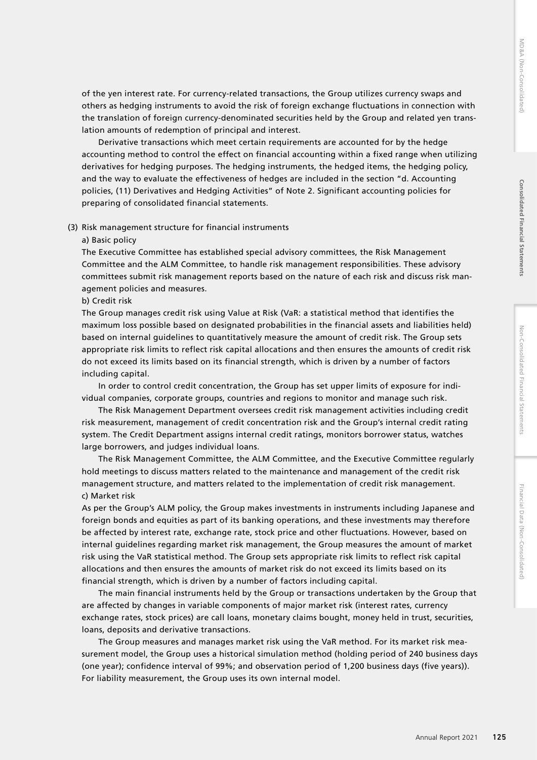of the yen interest rate. For currency-related transactions, the Group utilizes currency swaps and others as hedging instruments to avoid the risk of foreign exchange fluctuations in connection with the translation of foreign currency-denominated securities held by the Group and related yen translation amounts of redemption of principal and interest.

Derivative transactions which meet certain requirements are accounted for by the hedge accounting method to control the effect on financial accounting within a fixed range when utilizing derivatives for hedging purposes. The hedging instruments, the hedged items, the hedging policy, and the way to evaluate the effectiveness of hedges are included in the section "d. Accounting policies, (11) Derivatives and Hedging Activities" of Note 2. Significant accounting policies for preparing of consolidated financial statements.

(3) Risk management structure for financial instruments

a) Basic policy

The Executive Committee has established special advisory committees, the Risk Management Committee and the ALM Committee, to handle risk management responsibilities. These advisory committees submit risk management reports based on the nature of each risk and discuss risk management policies and measures.

b) Credit risk

The Group manages credit risk using Value at Risk (VaR: a statistical method that identifies the maximum loss possible based on designated probabilities in the financial assets and liabilities held) based on internal guidelines to quantitatively measure the amount of credit risk. The Group sets appropriate risk limits to reflect risk capital allocations and then ensures the amounts of credit risk do not exceed its limits based on its financial strength, which is driven by a number of factors including capital.

In order to control credit concentration, the Group has set upper limits of exposure for individual companies, corporate groups, countries and regions to monitor and manage such risk.

The Risk Management Department oversees credit risk management activities including credit risk measurement, management of credit concentration risk and the Group's internal credit rating system. The Credit Department assigns internal credit ratings, monitors borrower status, watches large borrowers, and judges individual loans.

The Risk Management Committee, the ALM Committee, and the Executive Committee regularly hold meetings to discuss matters related to the maintenance and management of the credit risk management structure, and matters related to the implementation of credit risk management.

c) Market risk

As per the Group's ALM policy, the Group makes investments in instruments including Japanese and foreign bonds and equities as part of its banking operations, and these investments may therefore be affected by interest rate, exchange rate, stock price and other fluctuations. However, based on internal guidelines regarding market risk management, the Group measures the amount of market risk using the VaR statistical method. The Group sets appropriate risk limits to reflect risk capital allocations and then ensures the amounts of market risk do not exceed its limits based on its financial strength, which is driven by a number of factors including capital.

The main financial instruments held by the Group or transactions undertaken by the Group that are affected by changes in variable components of major market risk (interest rates, currency exchange rates, stock prices) are call loans, monetary claims bought, money held in trust, securities, loans, deposits and derivative transactions.

The Group measures and manages market risk using the VaR method. For its market risk measurement model, the Group uses a historical simulation method (holding period of 240 business days (one year); confidence interval of 99%; and observation period of 1,200 business days (five years)). For liability measurement, the Group uses its own internal model.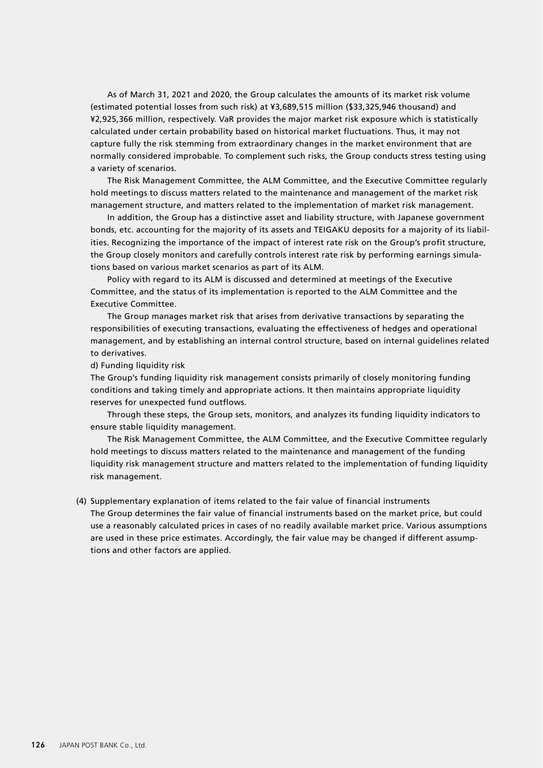As of March 31, 2021 and 2020, the Group calculates the amounts of its market risk volume (estimated potential losses from such risk) at ¥3,689,515 million ($33,325,946 thousand) and ¥2,925,366 million, respectively. VaR provides the major market risk exposure which is statistically calculated under certain probability based on historical market fluctuations. Thus, it may not capture fully the risk stemming from extraordinary changes in the market environment that are normally considered improbable. To complement such risks, the Group conducts stress testing using a variety of scenarios.

The Risk Management Committee, the ALM Committee, and the Executive Committee regularly hold meetings to discuss matters related to the maintenance and management of the market risk management structure, and matters related to the implementation of market risk management.

In addition, the Group has a distinctive asset and liability structure, with Japanese government bonds, etc. accounting for the majority of its assets and TEIGAKU deposits for a majority of its liabilities. Recognizing the importance of the impact of interest rate risk on the Group's profit structure, the Group closely monitors and carefully controls interest rate risk by performing earnings simulations based on various market scenarios as part of its ALM.

Policy with regard to its ALM is discussed and determined at meetings of the Executive Committee, and the status of its implementation is reported to the ALM Committee and the Executive Committee.

The Group manages market risk that arises from derivative transactions by separating the responsibilities of executing transactions, evaluating the effectiveness of hedges and operational management, and by establishing an internal control structure, based on internal guidelines related to derivatives.

d) Funding liquidity risk

The Group's funding liquidity risk management consists primarily of closely monitoring funding conditions and taking timely and appropriate actions. It then maintains appropriate liquidity reserves for unexpected fund outflows.

Through these steps, the Group sets, monitors, and analyzes its funding liquidity indicators to ensure stable liquidity management.

The Risk Management Committee, the ALM Committee, and the Executive Committee regularly hold meetings to discuss matters related to the maintenance and management of the funding liquidity risk management structure and matters related to the implementation of funding liquidity risk management.

(4) Supplementary explanation of items related to the fair value of financial instruments

The Group determines the fair value of financial instruments based on the market price, but could use a reasonably calculated prices in cases of no readily available market price. Various assumptions are used in these price estimates. Accordingly, the fair value may be changed if different assumptions and other factors are applied.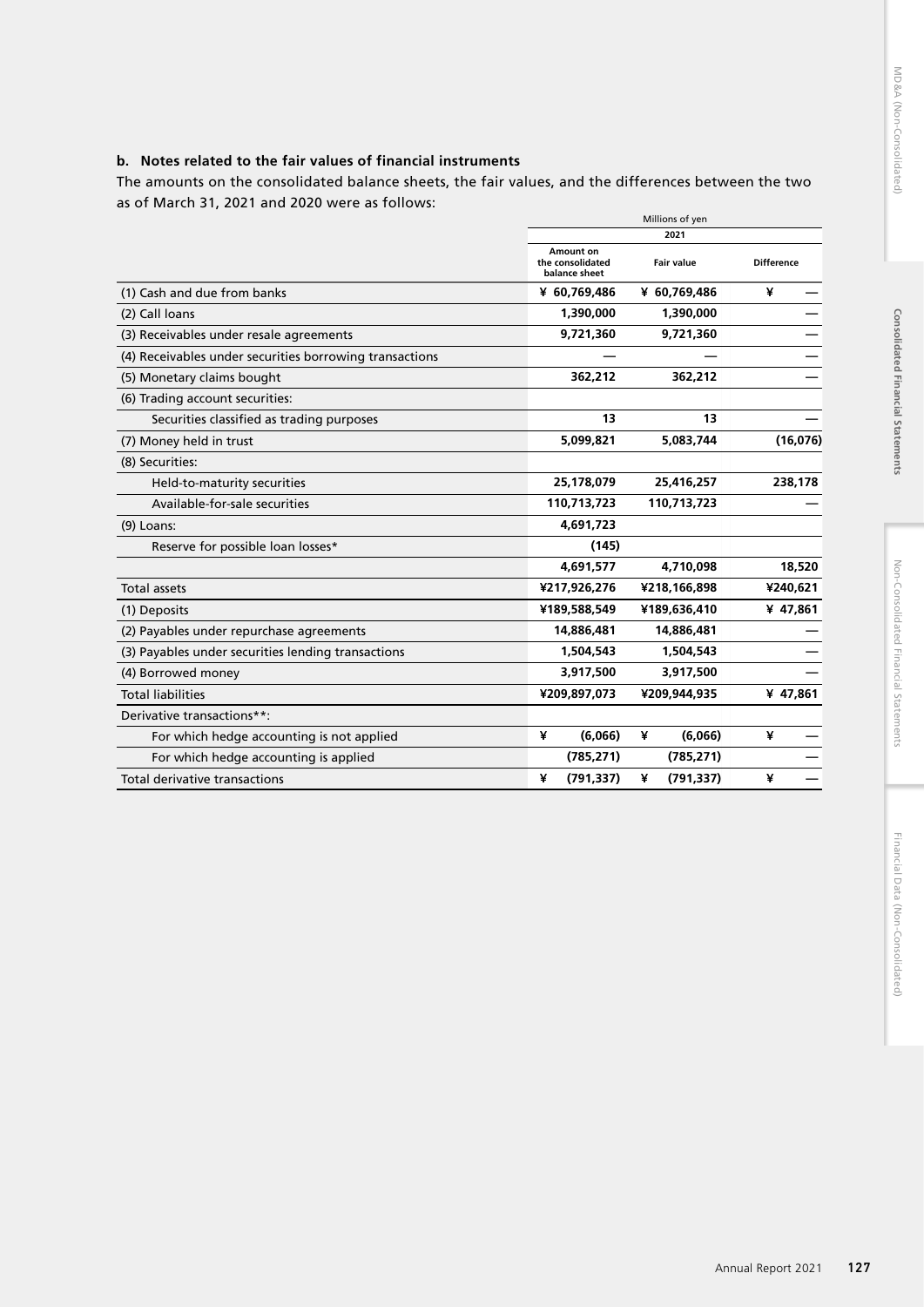### b. Notes related to the fair values of financial instruments

The amounts on the consolidated balance sheets, the fair values, and the differences between the two as of March 31, 2021 and 2020 were as follows:

| | Millions of yen | | |
|---|---|---|---|
| | 2021 | | |
| | Amount on the consolidated balance sheet | Fair value | Difference |
| (1) Cash and due from banks | ¥ 60,769,486 | ¥ 60,769,486 | ¥ — |
| (2) Call loans | 1,390,000 | 1,390,000 | — |
| (3) Receivables under resale agreements | 9,721,360 | 9,721,360 | — |
| (4) Receivables under securities borrowing transactions | — | — | — |
| (5) Monetary claims bought | 362,212 | 362,212 | — |
| (6) Trading account securities: | | | |
| Securities classified as trading purposes | 13 | 13 | — |
| (7) Money held in trust | 5,099,821 | 5,083,744 | (16,076) |
| (8) Securities: | | | |
| Held-to-maturity securities | 25,178,079 | 25,416,257 | 238,178 |
| Available-for-sale securities | 110,713,723 | 110,713,723 | — |
| (9) Loans: | 4,691,723 | | |
| Reserve for possible loan losses* | (145) | | |
| | 4,691,577 | 4,710,098 | 18,520 |
| Total assets | ¥217,926,276 | ¥218,166,898 | ¥240,621 |
| (1) Deposits | ¥189,588,549 | ¥189,636,410 | ¥ 47,861 |
| (2) Payables under repurchase agreements | 14,886,481 | 14,886,481 | — |
| (3) Payables under securities lending transactions | 1,504,543 | 1,504,543 | — |
| (4) Borrowed money | 3,917,500 | 3,917,500 | — |
| Total liabilities | ¥209,897,073 | ¥209,944,935 | ¥ 47,861 |
| Derivative transactions**: | | | |
| For which hedge accounting is not applied | ¥ (6,066) | ¥ (6,066) | ¥ — |
| For which hedge accounting is applied | (785,271) | (785,271) | — |
| Total derivative transactions | ¥ (791,337) | ¥ (791,337) | ¥ — |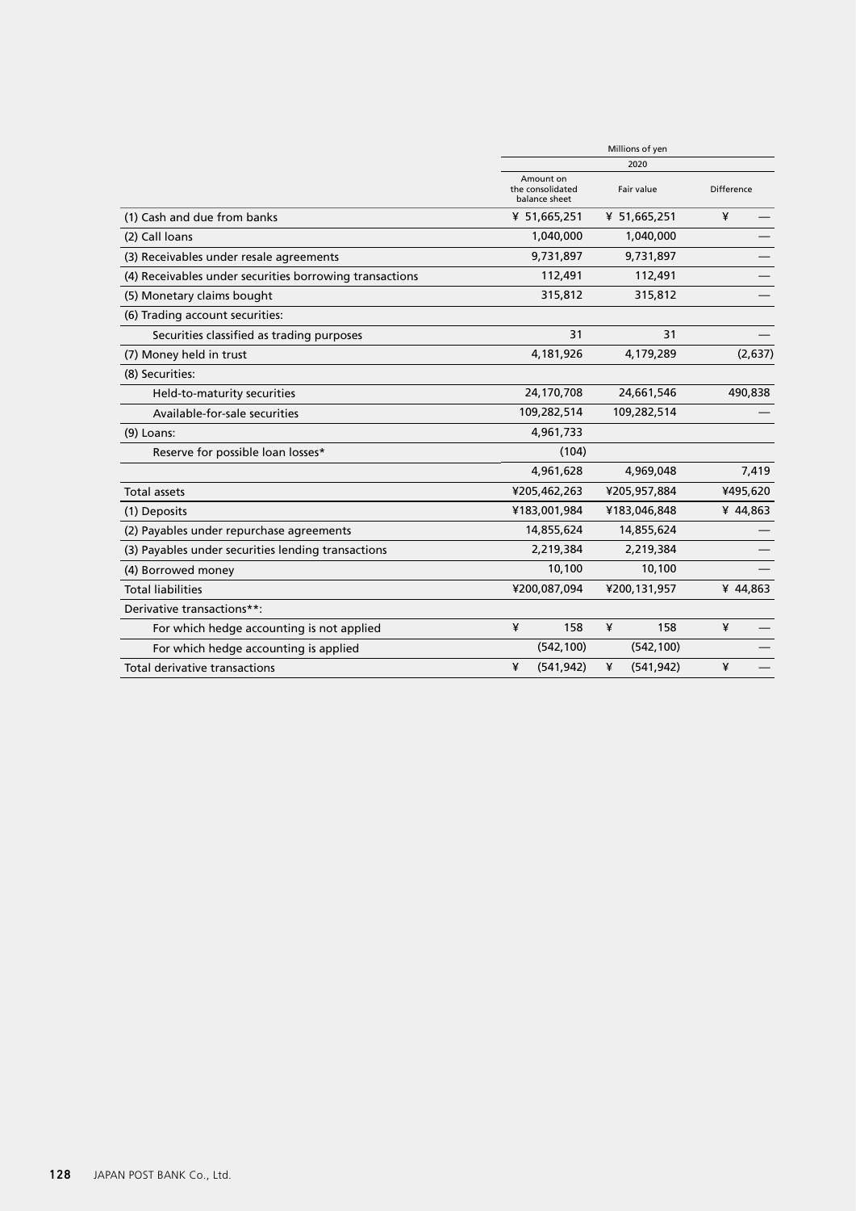| | Millions of yen | | |
|---|---|---|---|
| | 2020 | | |
| | Amount on the consolidated balance sheet | Fair value | Difference |
| (1) Cash and due from banks | ¥ 51,665,251 | ¥ 51,665,251 | ¥ — |
| (2) Call loans | 1,040,000 | 1,040,000 | — |
| (3) Receivables under resale agreements | 9,731,897 | 9,731,897 | — |
| (4) Receivables under securities borrowing transactions | 112,491 | 112,491 | — |
| (5) Monetary claims bought | 315,812 | 315,812 | — |
| (6) Trading account securities: | | | |
| Securities classified as trading purposes | 31 | 31 | — |
| (7) Money held in trust | 4,181,926 | 4,179,289 | (2,637) |
| (8) Securities: | | | |
| Held-to-maturity securities | 24,170,708 | 24,661,546 | 490,838 |
| Available-for-sale securities | 109,282,514 | 109,282,514 | — |
| (9) Loans: | 4,961,733 | | |
| Reserve for possible loan losses* | (104) | | |
| | 4,961,628 | 4,969,048 | 7,419 |
| Total assets | ¥205,462,263 | ¥205,957,884 | ¥495,620 |
| (1) Deposits | ¥183,001,984 | ¥183,046,848 | ¥ 44,863 |
| (2) Payables under repurchase agreements | 14,855,624 | 14,855,624 | — |
| (3) Payables under securities lending transactions | 2,219,384 | 2,219,384 | — |
| (4) Borrowed money | 10,100 | 10,100 | — |
| Total liabilities | ¥200,087,094 | ¥200,131,957 | ¥ 44,863 |
| Derivative transactions**: | | | |
| For which hedge accounting is not applied | ¥ 158 | ¥ 158 | ¥ — |
| For which hedge accounting is applied | (542,100) | (542,100) | — |
| Total derivative transactions | ¥ (541,942) | ¥ (541,942) | ¥ — |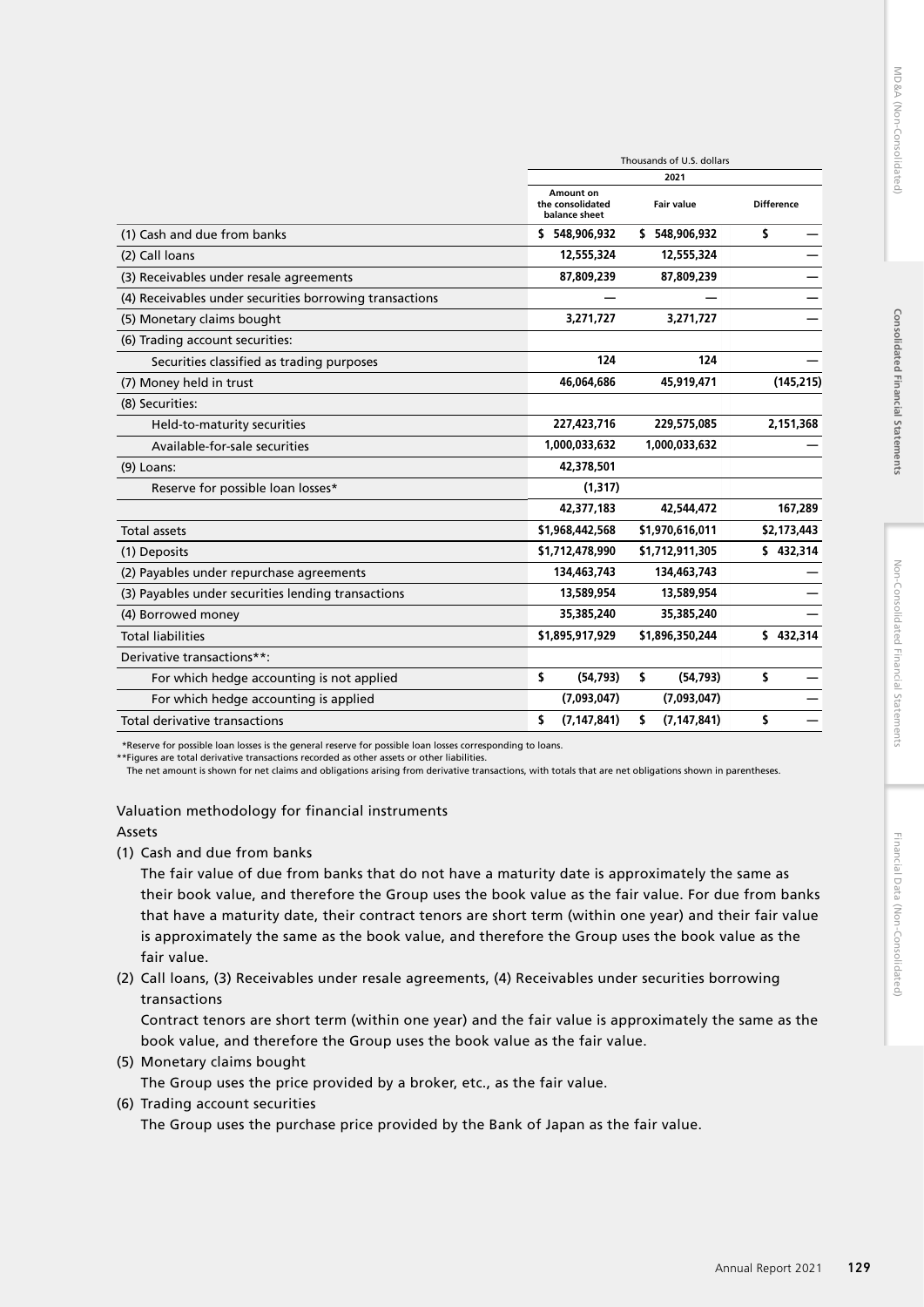| | Thousands of U.S. dollars | | |
|---|---|---|---|
| | 2021 | | |
| | Amount on the consolidated balance sheet | Fair value | Difference |
| (1) Cash and due from banks | $ 548,906,932 | $ 548,906,932 | $ — |
| (2) Call loans | 12,555,324 | 12,555,324 | — |
| (3) Receivables under resale agreements | 87,809,239 | 87,809,239 | — |
| (4) Receivables under securities borrowing transactions | — | — | — |
| (5) Monetary claims bought | 3,271,727 | 3,271,727 | — |
| (6) Trading account securities: | | | |
| Securities classified as trading purposes | 124 | 124 | — |
| (7) Money held in trust | 46,064,686 | 45,919,471 | (145,215) |
| (8) Securities: | | | |
| Held-to-maturity securities | 227,423,716 | 229,575,085 | 2,151,368 |
| Available-for-sale securities | 1,000,033,632 | 1,000,033,632 | — |
| (9) Loans: | 42,378,501 | | |
| Reserve for possible loan losses* | (1,317) | | |
| | 42,377,183 | 42,544,472 | 167,289 |
| Total assets | $1,968,442,568 | $1,970,616,011 | $2,173,443 |
| (1) Deposits | $1,712,478,990 | $1,712,911,305 | $ 432,314 |
| (2) Payables under repurchase agreements | 134,463,743 | 134,463,743 | — |
| (3) Payables under securities lending transactions | 13,589,954 | 13,589,954 | — |
| (4) Borrowed money | 35,385,240 | 35,385,240 | — |
| Total liabilities | $1,895,917,929 | $1,896,350,244 | $ 432,314 |
| Derivative transactions**: | | | |
| For which hedge accounting is not applied | $ (54,793) | $ (54,793) | $ — |
| For which hedge accounting is applied | (7,093,047) | (7,093,047) | — |
| Total derivative transactions | $ (7,147,841) | $ (7,147,841) | $ — |

*Reserve for possible loan losses is the general reserve for possible loan losses corresponding to loans.
**Figures are total derivative transactions recorded as other assets or other liabilities.
The net amount is shown for net claims and obligations arising from derivative transactions, with totals that are net obligations shown in parentheses.

Valuation methodology for financial instruments

Assets

(1) Cash and due from banks

The fair value of due from banks that do not have a maturity date is approximately the same as their book value, and therefore the Group uses the book value as the fair value. For due from banks that have a maturity date, their contract tenors are short term (within one year) and their fair value is approximately the same as the book value, and therefore the Group uses the book value as the fair value.

(2) Call loans, (3) Receivables under resale agreements, (4) Receivables under securities borrowing transactions

Contract tenors are short term (within one year) and the fair value is approximately the same as the book value, and therefore the Group uses the book value as the fair value.

(5) Monetary claims bought

The Group uses the price provided by a broker, etc., as the fair value.

(6) Trading account securities

The Group uses the purchase price provided by the Bank of Japan as the fair value.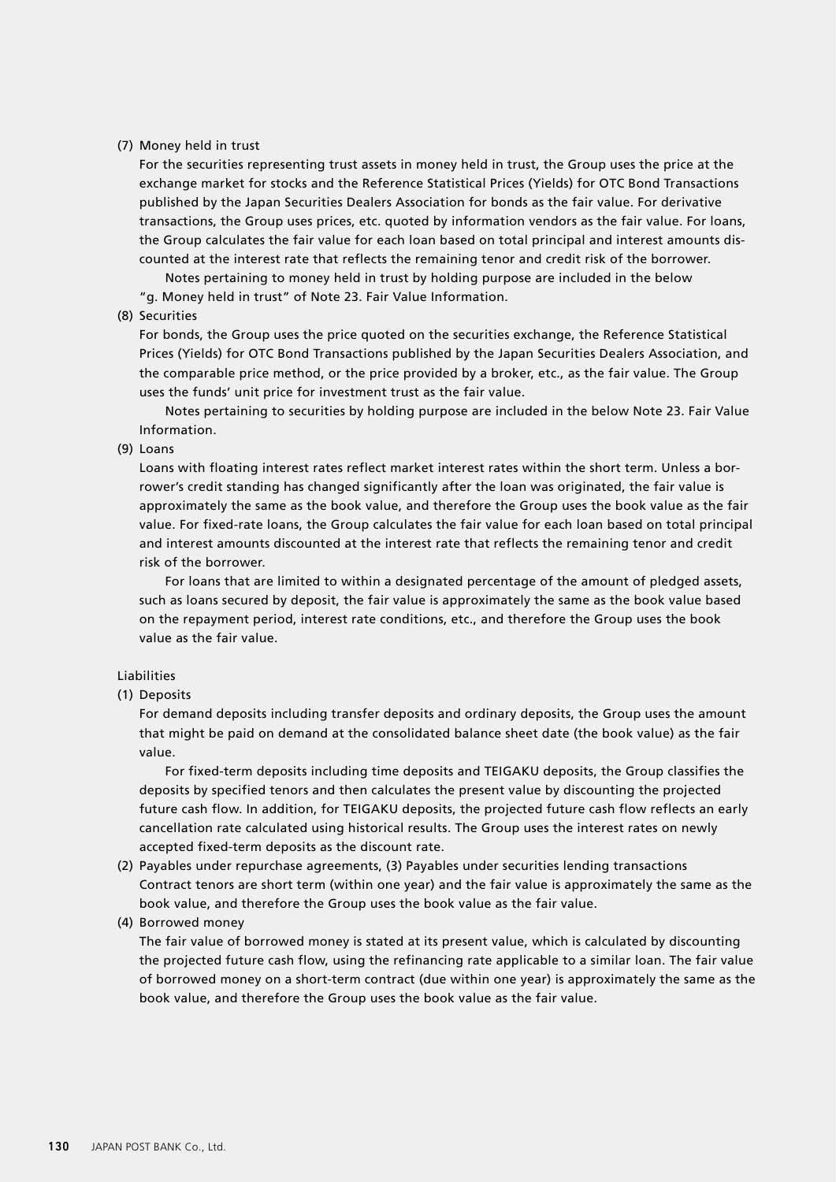(7) Money held in trust

For the securities representing trust assets in money held in trust, the Group uses the price at the exchange market for stocks and the Reference Statistical Prices (Yields) for OTC Bond Transactions published by the Japan Securities Dealers Association for bonds as the fair value. For derivative transactions, the Group uses prices, etc. quoted by information vendors as the fair value. For loans, the Group calculates the fair value for each loan based on total principal and interest amounts discounted at the interest rate that reflects the remaining tenor and credit risk of the borrower.

Notes pertaining to money held in trust by holding purpose are included in the below "g. Money held in trust" of Note 23. Fair Value Information.

(8) Securities

For bonds, the Group uses the price quoted on the securities exchange, the Reference Statistical Prices (Yields) for OTC Bond Transactions published by the Japan Securities Dealers Association, and the comparable price method, or the price provided by a broker, etc., as the fair value. The Group uses the funds' unit price for investment trust as the fair value.

Notes pertaining to securities by holding purpose are included in the below Note 23. Fair Value Information.

(9) Loans

Loans with floating interest rates reflect market interest rates within the short term. Unless a borrower's credit standing has changed significantly after the loan was originated, the fair value is approximately the same as the book value, and therefore the Group uses the book value as the fair value. For fixed-rate loans, the Group calculates the fair value for each loan based on total principal and interest amounts discounted at the interest rate that reflects the remaining tenor and credit risk of the borrower.

For loans that are limited to within a designated percentage of the amount of pledged assets, such as loans secured by deposit, the fair value is approximately the same as the book value based on the repayment period, interest rate conditions, etc., and therefore the Group uses the book value as the fair value.

Liabilities

(1) Deposits

For demand deposits including transfer deposits and ordinary deposits, the Group uses the amount that might be paid on demand at the consolidated balance sheet date (the book value) as the fair value.

For fixed-term deposits including time deposits and TEIGAKU deposits, the Group classifies the deposits by specified tenors and then calculates the present value by discounting the projected future cash flow. In addition, for TEIGAKU deposits, the projected future cash flow reflects an early cancellation rate calculated using historical results. The Group uses the interest rates on newly accepted fixed-term deposits as the discount rate.

(2) Payables under repurchase agreements, (3) Payables under securities lending transactions

Contract tenors are short term (within one year) and the fair value is approximately the same as the book value, and therefore the Group uses the book value as the fair value.

(4) Borrowed money

The fair value of borrowed money is stated at its present value, which is calculated by discounting the projected future cash flow, using the refinancing rate applicable to a similar loan. The fair value of borrowed money on a short-term contract (due within one year) is approximately the same as the book value, and therefore the Group uses the book value as the fair value.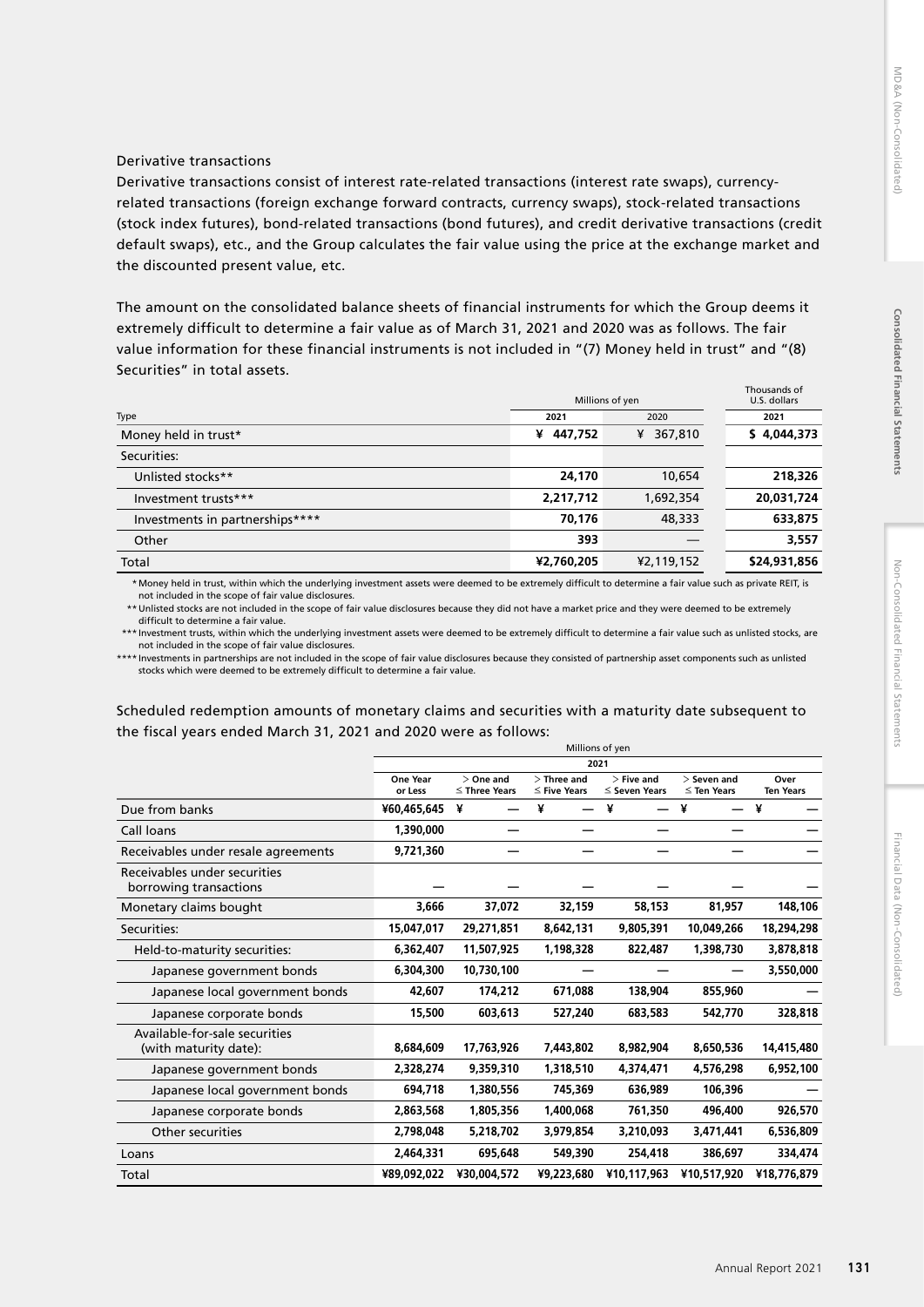Derivative transactions

Derivative transactions consist of interest rate-related transactions (interest rate swaps), currency-related transactions (foreign exchange forward contracts, currency swaps), stock-related transactions (stock index futures), bond-related transactions (bond futures), and credit derivative transactions (credit default swaps), etc., and the Group calculates the fair value using the price at the exchange market and the discounted present value, etc.

The amount on the consolidated balance sheets of financial instruments for which the Group deems it extremely difficult to determine a fair value as of March 31, 2021 and 2020 was as follows. The fair value information for these financial instruments is not included in "(7) Money held in trust" and "(8) Securities" in total assets.

| | Millions of yen | | Thousands of U.S. dollars |
|---|---|---|---|
| Type | 2021 | 2020 | 2021 |
| Money held in trust* | ¥ 447,752 | ¥ 367,810 | $ 4,044,373 |
| Securities: | | | |
| Unlisted stocks** | 24,170 | 10,654 | 218,326 |
| Investment trusts*** | 2,217,712 | 1,692,354 | 20,031,724 |
| Investments in partnerships**** | 70,176 | 48,333 | 633,875 |
| Other | 393 | — | 3,557 |
| Total | ¥2,760,205 | ¥2,119,152 | $24,931,856 |

* Money held in trust, within which the underlying investment assets were deemed to be extremely difficult to determine a fair value such as private REIT, is not included in the scope of fair value disclosures.

** Unlisted stocks are not included in the scope of fair value disclosures because they did not have a market price and they were deemed to be extremely difficult to determine a fair value.

*** Investment trusts, within which the underlying investment assets were deemed to be extremely difficult to determine a fair value such as unlisted stocks, are not included in the scope of fair value disclosures.

**** Investments in partnerships are not included in the scope of fair value disclosures because they consisted of partnership asset components such as unlisted stocks which were deemed to be extremely difficult to determine a fair value.

Scheduled redemption amounts of monetary claims and securities with a maturity date subsequent to the fiscal years ended March 31, 2021 and 2020 were as follows:

| | Millions of yen | | | | | |
|---|---|---|---|---|---|---|
| | 2021 | | | | | |
| | One Year or Less | > One and ≤ Three Years | > Three and ≤ Five Years | > Five and ≤ Seven Years | > Seven and ≤ Ten Years | Over Ten Years |
| Due from banks | ¥60,465,645 | ¥ — | ¥ — | ¥ — | ¥ — | ¥ — |
| Call loans | 1,390,000 | — | — | — | — | — |
| Receivables under resale agreements | 9,721,360 | — | — | — | — | — |
| Receivables under securities borrowing transactions | — | — | — | — | — | — |
| Monetary claims bought | 3,666 | 37,072 | 32,159 | 58,153 | 81,957 | 148,106 |
| Securities: | 15,047,017 | 29,271,851 | 8,642,131 | 9,805,391 | 10,049,266 | 18,294,298 |
| Held-to-maturity securities: | 6,362,407 | 11,507,925 | 1,198,328 | 822,487 | 1,398,730 | 3,878,818 |
| Japanese government bonds | 6,304,300 | 10,730,100 | — | — | — | 3,550,000 |
| Japanese local government bonds | 42,607 | 174,212 | 671,088 | 138,904 | 855,960 | — |
| Japanese corporate bonds | 15,500 | 603,613 | 527,240 | 683,583 | 542,770 | 328,818 |
| Available-for-sale securities (with maturity date): | 8,684,609 | 17,763,926 | 7,443,802 | 8,982,904 | 8,650,536 | 14,415,480 |
| Japanese government bonds | 2,328,274 | 9,359,310 | 1,318,510 | 4,374,471 | 4,576,298 | 6,952,100 |
| Japanese local government bonds | 694,718 | 1,380,556 | 745,369 | 636,989 | 106,396 | — |
| Japanese corporate bonds | 2,863,568 | 1,805,356 | 1,400,068 | 761,350 | 496,400 | 926,570 |
| Other securities | 2,798,048 | 5,218,702 | 3,979,854 | 3,210,093 | 3,471,441 | 6,536,809 |
| Loans | 2,464,331 | 695,648 | 549,390 | 254,418 | 386,697 | 334,474 |
| Total | ¥89,092,022 | ¥30,004,572 | ¥9,223,680 | ¥10,117,963 | ¥10,517,920 | ¥18,776,879 |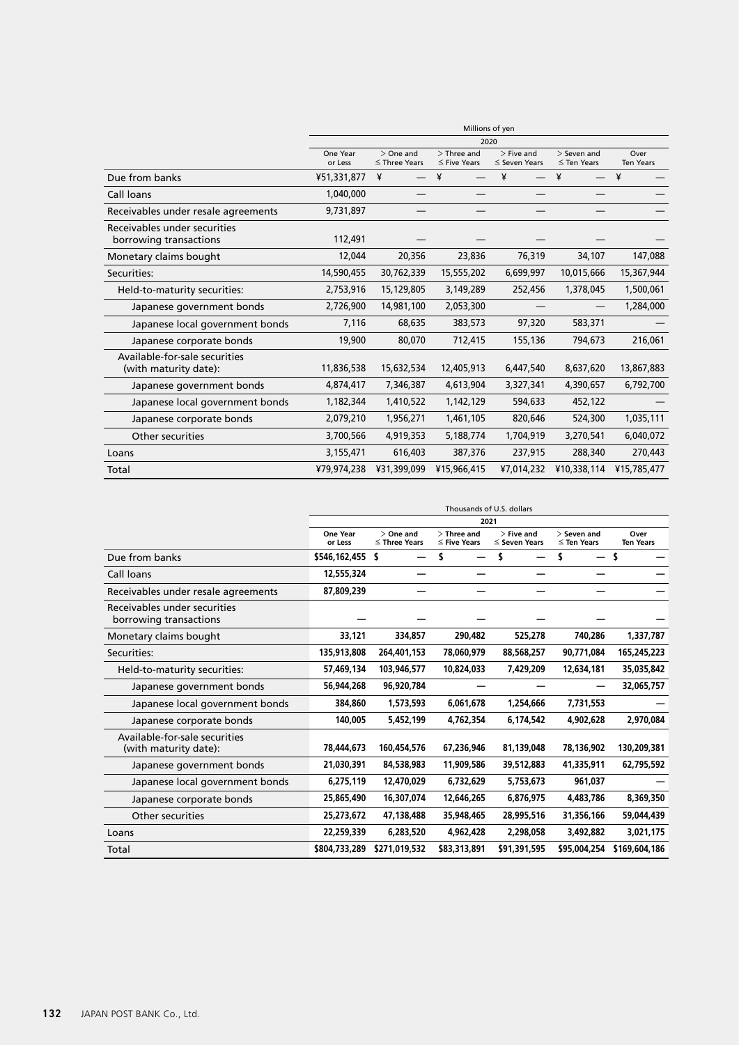| | Millions of yen | | | | | |
|---|---|---|---|---|---|---|
| | 2020 | | | | | |
| | One Year or Less | > One and ≤ Three Years | > Three and ≤ Five Years | > Five and ≤ Seven Years | > Seven and ≤ Ten Years | Over Ten Years |
| Due from banks | ¥51,331,877 | ¥ — | ¥ — | ¥ — | ¥ — | ¥ — |
| Call loans | 1,040,000 | — | — | — | — | — |
| Receivables under resale agreements | 9,731,897 | — | — | — | — | — |
| Receivables under securities borrowing transactions | 112,491 | — | — | — | — | — |
| Monetary claims bought | 12,044 | 20,356 | 23,836 | 76,319 | 34,107 | 147,088 |
| Securities: | 14,590,455 | 30,762,339 | 15,555,202 | 6,699,997 | 10,015,666 | 15,367,944 |
| Held-to-maturity securities: | 2,753,916 | 15,129,805 | 3,149,289 | 252,456 | 1,378,045 | 1,500,061 |
| Japanese government bonds | 2,726,900 | 14,981,100 | 2,053,300 | — | — | 1,284,000 |
| Japanese local government bonds | 7,116 | 68,635 | 383,573 | 97,320 | 583,371 | — |
| Japanese corporate bonds | 19,900 | 80,070 | 712,415 | 155,136 | 794,673 | 216,061 |
| Available-for-sale securities (with maturity date): | 11,836,538 | 15,632,534 | 12,405,913 | 6,447,540 | 8,637,620 | 13,867,883 |
| Japanese government bonds | 4,874,417 | 7,346,387 | 4,613,904 | 3,327,341 | 4,390,657 | 6,792,700 |
| Japanese local government bonds | 1,182,344 | 1,410,522 | 1,142,129 | 594,633 | 452,122 | — |
| Japanese corporate bonds | 2,079,210 | 1,956,271 | 1,461,105 | 820,646 | 524,300 | 1,035,111 |
| Other securities | 3,700,566 | 4,919,353 | 5,188,774 | 1,704,919 | 3,270,541 | 6,040,072 |
| Loans | 3,155,471 | 616,403 | 387,376 | 237,915 | 288,340 | 270,443 |
| Total | ¥79,974,238 | ¥31,399,099 | ¥15,966,415 | ¥7,014,232 | ¥10,338,114 | ¥15,785,477 |

| | Thousands of U.S. dollars | | | | | |
|---|---|---|---|---|---|---|
| | **2021** | | | | | |
| | **One Year or Less** | **> One and ≤ Three Years** | **> Three and ≤ Five Years** | **> Five and ≤ Seven Years** | **> Seven and ≤ Ten Years** | **Over Ten Years** |
| Due from banks | **$546,162,455** | **$ —** | **$ —** | **$ —** | **$ —** | **$ —** |
| Call loans | **12,555,324** | **—** | **—** | **—** | **—** | **—** |
| Receivables under resale agreements | **87,809,239** | **—** | **—** | **—** | **—** | **—** |
| Receivables under securities borrowing transactions | **—** | **—** | **—** | **—** | **—** | **—** |
| Monetary claims bought | **33,121** | **334,857** | **290,482** | **525,278** | **740,286** | **1,337,787** |
| Securities: | **135,913,808** | **264,401,153** | **78,060,979** | **88,568,257** | **90,771,084** | **165,245,223** |
| Held-to-maturity securities: | **57,469,134** | **103,946,577** | **10,824,033** | **7,429,209** | **12,634,181** | **35,035,842** |
| Japanese government bonds | **56,944,268** | **96,920,784** | **—** | **—** | **—** | **32,065,757** |
| Japanese local government bonds | **384,860** | **1,573,593** | **6,061,678** | **1,254,666** | **7,731,553** | **—** |
| Japanese corporate bonds | **140,005** | **5,452,199** | **4,762,354** | **6,174,542** | **4,902,628** | **2,970,084** |
| Available-for-sale securities (with maturity date): | **78,444,673** | **160,454,576** | **67,236,946** | **81,139,048** | **78,136,902** | **130,209,381** |
| Japanese government bonds | **21,030,391** | **84,538,983** | **11,909,586** | **39,512,883** | **41,335,911** | **62,795,592** |
| Japanese local government bonds | **6,275,119** | **12,470,029** | **6,732,629** | **5,753,673** | **961,037** | **—** |
| Japanese corporate bonds | **25,865,490** | **16,307,074** | **12,646,265** | **6,876,975** | **4,483,786** | **8,369,350** |
| Other securities | **25,273,672** | **47,138,488** | **35,948,465** | **28,995,516** | **31,356,166** | **59,044,439** |
| Loans | **22,259,339** | **6,283,520** | **4,962,428** | **2,298,058** | **3,492,882** | **3,021,175** |
| Total | **$804,733,289** | **$271,019,532** | **$83,313,891** | **$91,391,595** | **$95,004,254** | **$169,604,186** |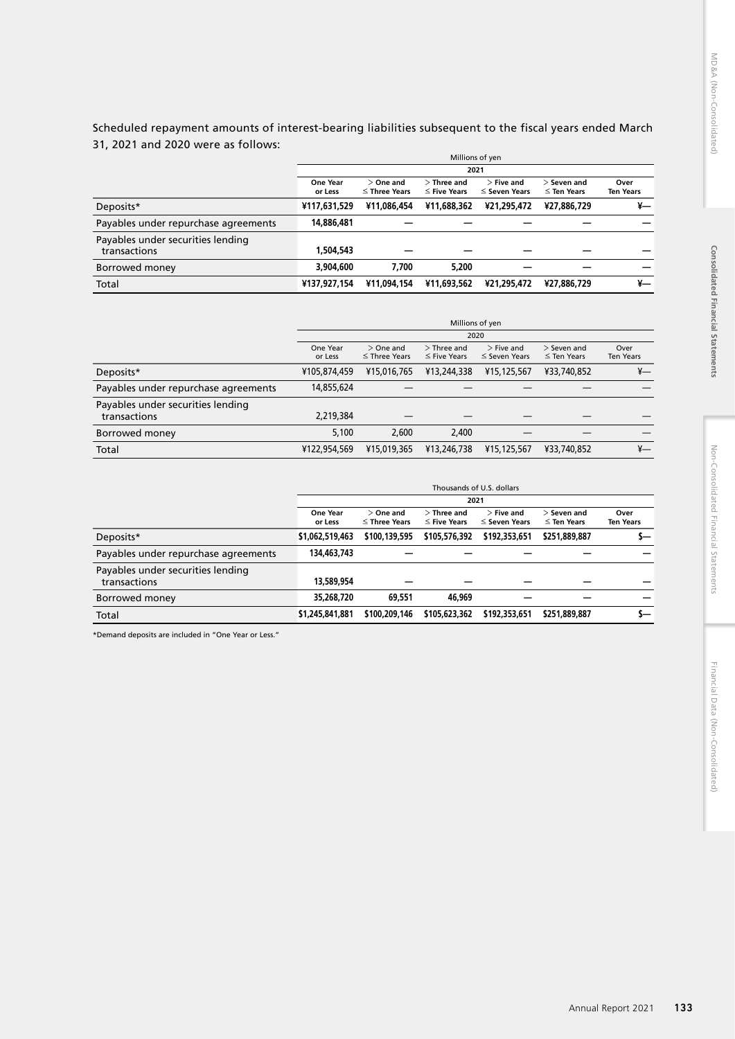Scheduled repayment amounts of interest-bearing liabilities subsequent to the fiscal years ended March 31, 2021 and 2020 were as follows:

| | Millions of yen | | | | | |
|---|---|---|---|---|---|---|
| | 2021 | | | | | |
| | One Year or Less | > One and ≤ Three Years | > Three and ≤ Five Years | > Five and ≤ Seven Years | > Seven and ≤ Ten Years | Over Ten Years |
| Deposits* | ¥117,631,529 | ¥11,086,454 | ¥11,688,362 | ¥21,295,472 | ¥27,886,729 | ¥— |
| Payables under repurchase agreements | 14,886,481 | — | — | — | — | — |
| Payables under securities lending transactions | 1,504,543 | — | — | — | — | — |
| Borrowed money | 3,904,600 | 7,700 | 5,200 | — | — | — |
| Total | ¥137,927,154 | ¥11,094,154 | ¥11,693,562 | ¥21,295,472 | ¥27,886,729 | ¥— |

| | Millions of yen | | | | | |
|---|---|---|---|---|---|---|
| | 2020 | | | | | |
| | One Year or Less | > One and ≤ Three Years | > Three and ≤ Five Years | > Five and ≤ Seven Years | > Seven and ≤ Ten Years | Over Ten Years |
| Deposits* | ¥105,874,459 | ¥15,016,765 | ¥13,244,338 | ¥15,125,567 | ¥33,740,852 | ¥— |
| Payables under repurchase agreements | 14,855,624 | — | — | — | — | — |
| Payables under securities lending transactions | 2,219,384 | — | — | — | — | — |
| Borrowed money | 5,100 | 2,600 | 2,400 | — | — | — |
| Total | ¥122,954,569 | ¥15,019,365 | ¥13,246,738 | ¥15,125,567 | ¥33,740,852 | ¥— |

| | Thousands of U.S. dollars | | | | | |
|---|---|---|---|---|---|---|
| | 2021 | | | | | |
| | One Year or Less | > One and ≤ Three Years | > Three and ≤ Five Years | > Five and ≤ Seven Years | > Seven and ≤ Ten Years | Over Ten Years |
| Deposits* | $1,062,519,463 | $100,139,595 | $105,576,392 | $192,353,651 | $251,889,887 | $— |
| Payables under repurchase agreements | 134,463,743 | — | — | — | — | — |
| Payables under securities lending transactions | 13,589,954 | — | — | — | — | — |
| Borrowed money | 35,268,720 | 69,551 | 46,969 | — | — | — |
| Total | $1,245,841,881 | $100,209,146 | $105,623,362 | $192,353,651 | $251,889,887 | $— |

*Demand deposits are included in "One Year or Less."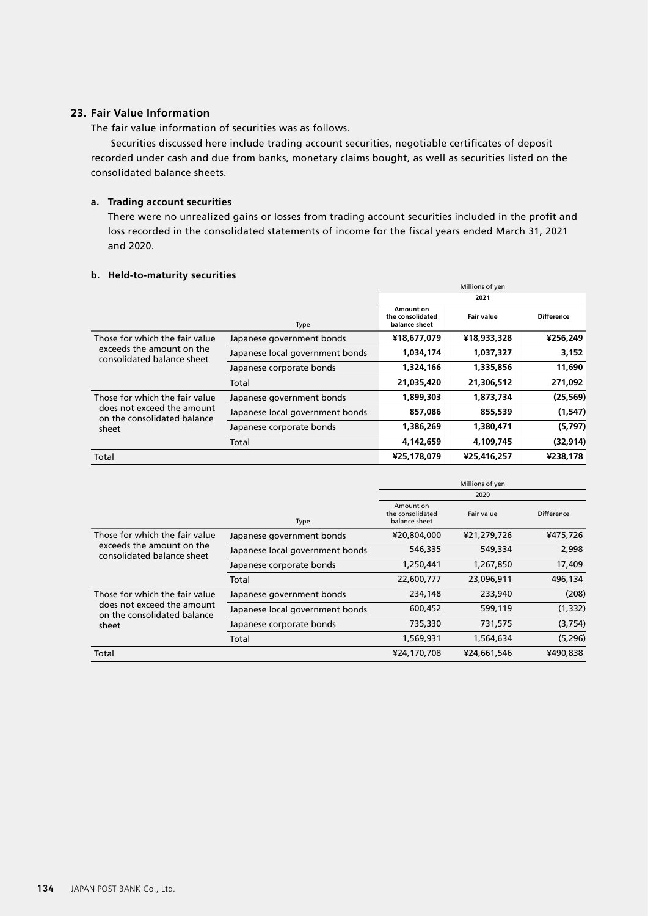## 23. Fair Value Information

The fair value information of securities was as follows.

Securities discussed here include trading account securities, negotiable certificates of deposit recorded under cash and due from banks, monetary claims bought, as well as securities listed on the consolidated balance sheets.

### a. Trading account securities

There were no unrealized gains or losses from trading account securities included in the profit and loss recorded in the consolidated statements of income for the fiscal years ended March 31, 2021 and 2020.

### b. Held-to-maturity securities

| | | Millions of yen | | |
|---|---|---|---|---|
| | | 2021 | | |
| | Type | Amount on the consolidated balance sheet | Fair value | Difference |
| Those for which the fair value exceeds the amount on the consolidated balance sheet | Japanese government bonds | **¥18,677,079** | **¥18,933,328** | **¥256,249** |
| | Japanese local government bonds | **1,034,174** | **1,037,327** | **3,152** |
| | Japanese corporate bonds | **1,324,166** | **1,335,856** | **11,690** |
| | Total | **21,035,420** | **21,306,512** | **271,092** |
| Those for which the fair value does not exceed the amount on the consolidated balance sheet | Japanese government bonds | **1,899,303** | **1,873,734** | **(25,569)** |
| | Japanese local government bonds | **857,086** | **855,539** | **(1,547)** |
| | Japanese corporate bonds | **1,386,269** | **1,380,471** | **(5,797)** |
| | Total | **4,142,659** | **4,109,745** | **(32,914)** |
| Total | | **¥25,178,079** | **¥25,416,257** | **¥238,178** |

| | | Millions of yen | | |
|---|---|---|---|---|
| | | 2020 | | |
| | Type | Amount on the consolidated balance sheet | Fair value | Difference |
| Those for which the fair value exceeds the amount on the consolidated balance sheet | Japanese government bonds | ¥20,804,000 | ¥21,279,726 | ¥475,726 |
| | Japanese local government bonds | 546,335 | 549,334 | 2,998 |
| | Japanese corporate bonds | 1,250,441 | 1,267,850 | 17,409 |
| | Total | 22,600,777 | 23,096,911 | 496,134 |
| Those for which the fair value does not exceed the amount on the consolidated balance sheet | Japanese government bonds | 234,148 | 233,940 | (208) |
| | Japanese local government bonds | 600,452 | 599,119 | (1,332) |
| | Japanese corporate bonds | 735,330 | 731,575 | (3,754) |
| | Total | 1,569,931 | 1,564,634 | (5,296) |
| Total | | ¥24,170,708 | ¥24,661,546 | ¥490,838 |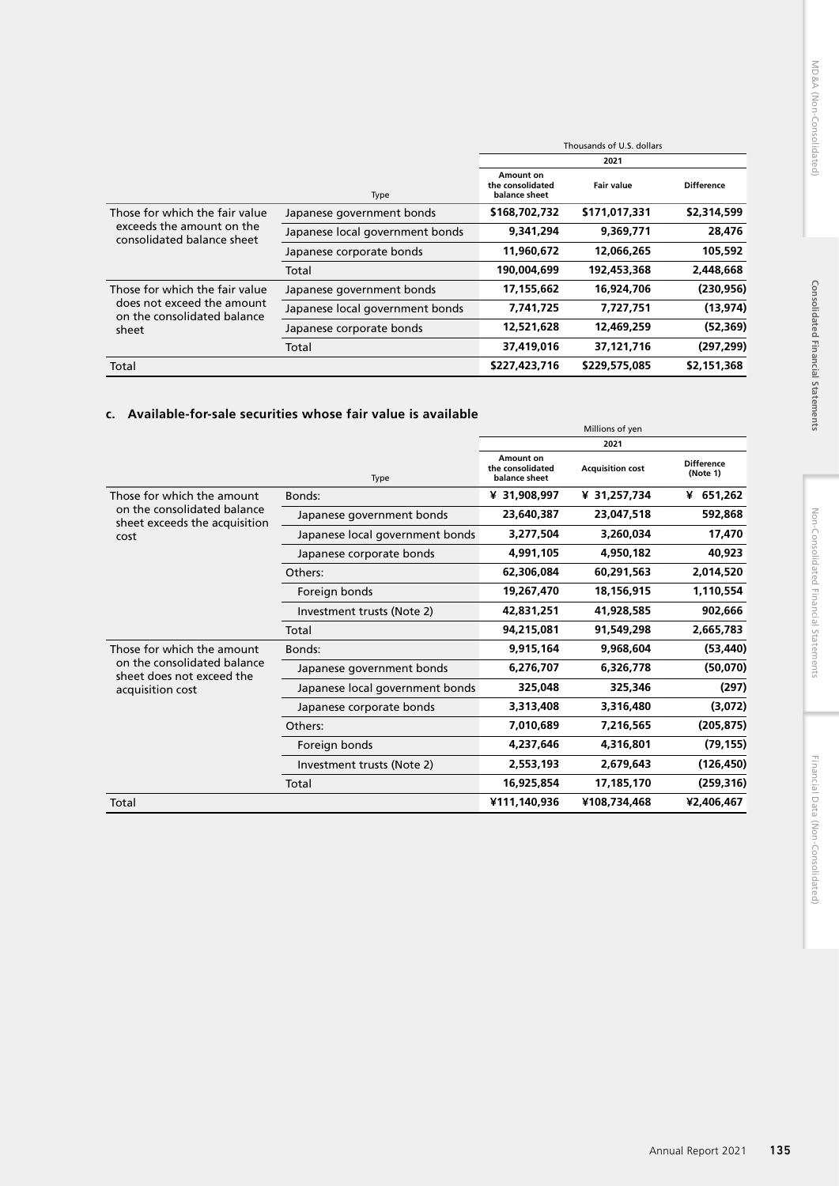| | Type | Thousands of U.S. dollars | | |
|---|---|---|---|---|
| | | 2021 | | |
| | | Amount on the consolidated balance sheet | Fair value | Difference |
| Those for which the fair value exceeds the amount on the consolidated balance sheet | Japanese government bonds | $168,702,732 | $171,017,331 | $2,314,599 |
| | Japanese local government bonds | 9,341,294 | 9,369,771 | 28,476 |
| | Japanese corporate bonds | 11,960,672 | 12,066,265 | 105,592 |
| | Total | 190,004,699 | 192,453,368 | 2,448,668 |
| Those for which the fair value does not exceed the amount on the consolidated balance sheet | Japanese government bonds | 17,155,662 | 16,924,706 | (230,956) |
| | Japanese local government bonds | 7,741,725 | 7,727,751 | (13,974) |
| | Japanese corporate bonds | 12,521,628 | 12,469,259 | (52,369) |
| | Total | 37,419,016 | 37,121,716 | (297,299) |
| Total | | $227,423,716 | $229,575,085 | $2,151,368 |

**c. Available-for-sale securities whose fair value is available**

| | Type | Millions of yen | | |
|---|---|---|---|---|
| | | 2021 | | |
| | | Amount on the consolidated balance sheet | Acquisition cost | Difference (Note 1) |
| Those for which the amount on the consolidated balance sheet exceeds the acquisition cost | Bonds: | ¥ 31,908,997 | ¥ 31,257,734 | ¥ 651,262 |
| | Japanese government bonds | 23,640,387 | 23,047,518 | 592,868 |
| | Japanese local government bonds | 3,277,504 | 3,260,034 | 17,470 |
| | Japanese corporate bonds | 4,991,105 | 4,950,182 | 40,923 |
| | Others: | 62,306,084 | 60,291,563 | 2,014,520 |
| | Foreign bonds | 19,267,470 | 18,156,915 | 1,110,554 |
| | Investment trusts (Note 2) | 42,831,251 | 41,928,585 | 902,666 |
| | Total | 94,215,081 | 91,549,298 | 2,665,783 |
| Those for which the amount on the consolidated balance sheet does not exceed the acquisition cost | Bonds: | 9,915,164 | 9,968,604 | (53,440) |
| | Japanese government bonds | 6,276,707 | 6,326,778 | (50,070) |
| | Japanese local government bonds | 325,048 | 325,346 | (297) |
| | Japanese corporate bonds | 3,313,408 | 3,316,480 | (3,072) |
| | Others: | 7,010,689 | 7,216,565 | (205,875) |
| | Foreign bonds | 4,237,646 | 4,316,801 | (79,155) |
| | Investment trusts (Note 2) | 2,553,193 | 2,679,643 | (126,450) |
| | Total | 16,925,854 | 17,185,170 | (259,316) |
| Total | | ¥111,140,936 | ¥108,734,468 | ¥2,406,467 |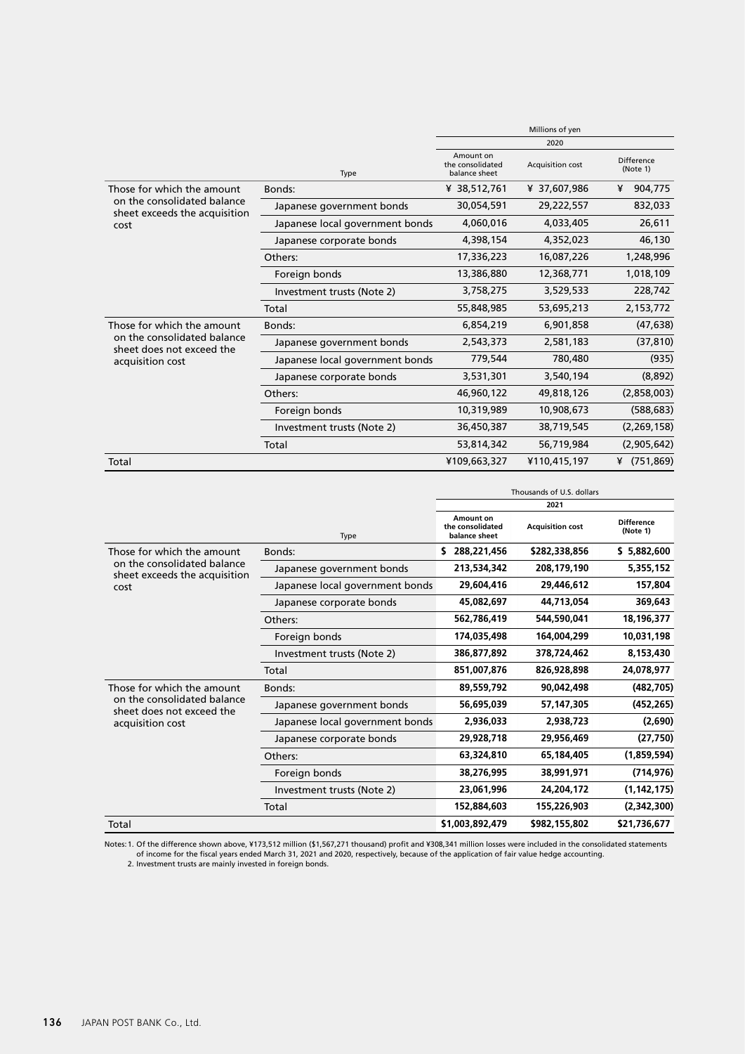| | Type | Millions of yen | | |
|---|---|---|---|---|
| | | 2020 | | |
| | | Amount on the consolidated balance sheet | Acquisition cost | Difference (Note 1) |
| Those for which the amount on the consolidated balance sheet exceeds the acquisition cost | Bonds: | ¥ 38,512,761 | ¥ 37,607,986 | ¥ 904,775 |
| | Japanese government bonds | 30,054,591 | 29,222,557 | 832,033 |
| | Japanese local government bonds | 4,060,016 | 4,033,405 | 26,611 |
| | Japanese corporate bonds | 4,398,154 | 4,352,023 | 46,130 |
| | Others: | 17,336,223 | 16,087,226 | 1,248,996 |
| | Foreign bonds | 13,386,880 | 12,368,771 | 1,018,109 |
| | Investment trusts (Note 2) | 3,758,275 | 3,529,533 | 228,742 |
| | Total | 55,848,985 | 53,695,213 | 2,153,772 |
| Those for which the amount on the consolidated balance sheet does not exceed the acquisition cost | Bonds: | 6,854,219 | 6,901,858 | (47,638) |
| | Japanese government bonds | 2,543,373 | 2,581,183 | (37,810) |
| | Japanese local government bonds | 779,544 | 780,480 | (935) |
| | Japanese corporate bonds | 3,531,301 | 3,540,194 | (8,892) |
| | Others: | 46,960,122 | 49,818,126 | (2,858,003) |
| | Foreign bonds | 10,319,989 | 10,908,673 | (588,683) |
| | Investment trusts (Note 2) | 36,450,387 | 38,719,545 | (2,269,158) |
| | Total | 53,814,342 | 56,719,984 | (2,905,642) |
| Total | | ¥109,663,327 | ¥110,415,197 | ¥ (751,869) |

| | Type | Thousands of U.S. dollars | | |
|---|---|---|---|---|
| | | **2021** | | |
| | | **Amount on the consolidated balance sheet** | **Acquisition cost** | **Difference (Note 1)** |
| Those for which the amount on the consolidated balance sheet exceeds the acquisition cost | Bonds: | **$ 288,221,456** | **$282,338,856** | **$ 5,882,600** |
| | Japanese government bonds | **213,534,342** | **208,179,190** | **5,355,152** |
| | Japanese local government bonds | **29,604,416** | **29,446,612** | **157,804** |
| | Japanese corporate bonds | **45,082,697** | **44,713,054** | **369,643** |
| | Others: | **562,786,419** | **544,590,041** | **18,196,377** |
| | Foreign bonds | **174,035,498** | **164,004,299** | **10,031,198** |
| | Investment trusts (Note 2) | **386,877,892** | **378,724,462** | **8,153,430** |
| | Total | **851,007,876** | **826,928,898** | **24,078,977** |
| Those for which the amount on the consolidated balance sheet does not exceed the acquisition cost | Bonds: | **89,559,792** | **90,042,498** | **(482,705)** |
| | Japanese government bonds | **56,695,039** | **57,147,305** | **(452,265)** |
| | Japanese local government bonds | **2,936,033** | **2,938,723** | **(2,690)** |
| | Japanese corporate bonds | **29,928,718** | **29,956,469** | **(27,750)** |
| | Others: | **63,324,810** | **65,184,405** | **(1,859,594)** |
| | Foreign bonds | **38,276,995** | **38,991,971** | **(714,976)** |
| | Investment trusts (Note 2) | **23,061,996** | **24,204,172** | **(1,142,175)** |
| | Total | **152,884,603** | **155,226,903** | **(2,342,300)** |
| Total | | **$1,003,892,479** | **$982,155,802** | **$21,736,677** |

Notes: 1. Of the difference shown above, ¥173,512 million ($1,567,271 thousand) profit and ¥308,341 million losses were included in the consolidated statements of income for the fiscal years ended March 31, 2021 and 2020, respectively, because of the application of fair value hedge accounting.

2. Investment trusts are mainly invested in foreign bonds.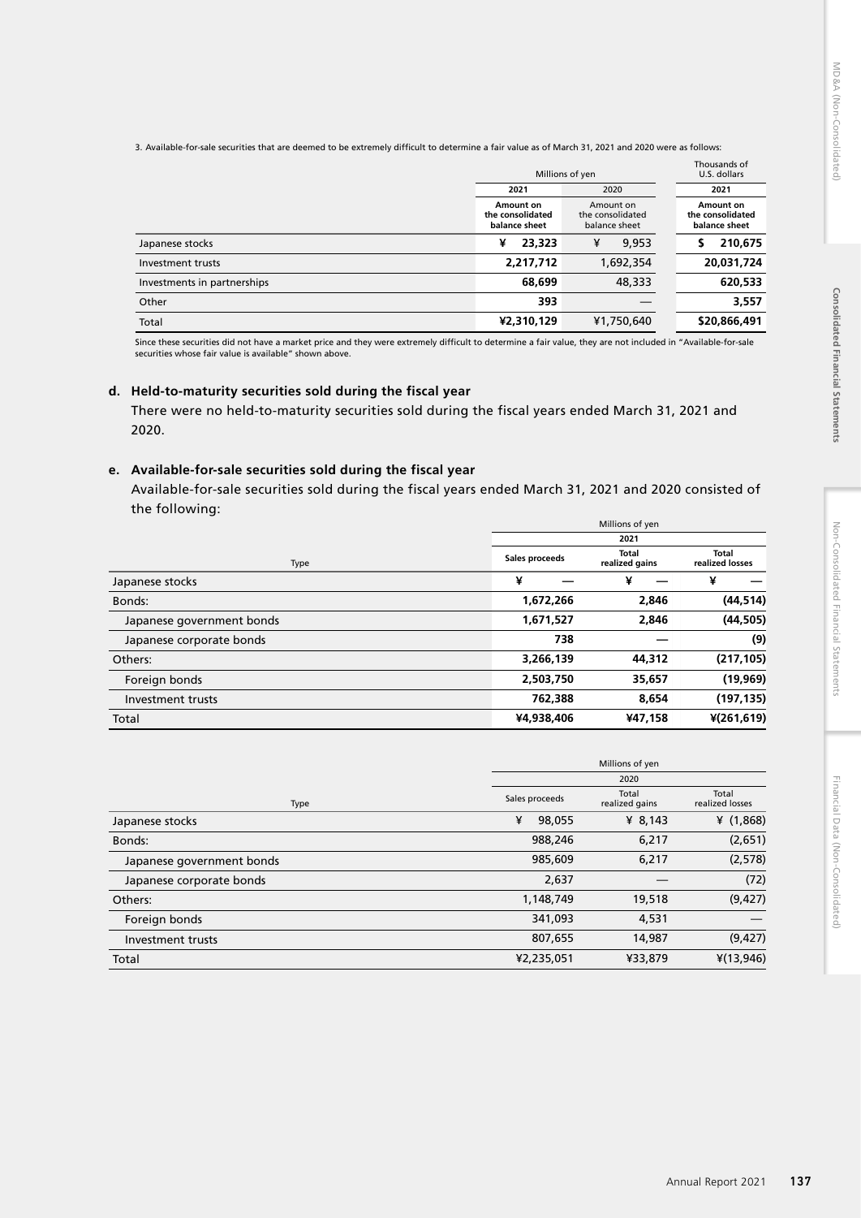3. Available-for-sale securities that are deemed to be extremely difficult to determine a fair value as of March 31, 2021 and 2020 were as follows:

| | Millions of yen | | Thousands of U.S. dollars |
|---|---|---|---|
| | 2021 | 2020 | 2021 |
| | Amount on the consolidated balance sheet | Amount on the consolidated balance sheet | Amount on the consolidated balance sheet |
| Japanese stocks | ¥ 23,323 | ¥ 9,953 | $ 210,675 |
| Investment trusts | 2,217,712 | 1,692,354 | 20,031,724 |
| Investments in partnerships | 68,699 | 48,333 | 620,533 |
| Other | 393 | — | 3,557 |
| Total | ¥2,310,129 | ¥1,750,640 | $20,866,491 |

Since these securities did not have a market price and they were extremely difficult to determine a fair value, they are not included in "Available-for-sale securities whose fair value is available" shown above.

### d. Held-to-maturity securities sold during the fiscal year

There were no held-to-maturity securities sold during the fiscal years ended March 31, 2021 and 2020.

### e. Available-for-sale securities sold during the fiscal year

Available-for-sale securities sold during the fiscal years ended March 31, 2021 and 2020 consisted of the following:

| | Millions of yen | | |
|---|---|---|---|
| | 2021 | | |
| Type | Sales proceeds | Total realized gains | Total realized losses |
| Japanese stocks | ¥ — | ¥ — | ¥ — |
| Bonds: | 1,672,266 | 2,846 | (44,514) |
| Japanese government bonds | 1,671,527 | 2,846 | (44,505) |
| Japanese corporate bonds | 738 | — | (9) |
| Others: | 3,266,139 | 44,312 | (217,105) |
| Foreign bonds | 2,503,750 | 35,657 | (19,969) |
| Investment trusts | 762,388 | 8,654 | (197,135) |
| Total | ¥4,938,406 | ¥47,158 | ¥(261,619) |

| | Millions of yen | | |
|---|---|---|---|
| | 2020 | | |
| Type | Sales proceeds | Total realized gains | Total realized losses |
| Japanese stocks | ¥ 98,055 | ¥ 8,143 | ¥ (1,868) |
| Bonds: | 988,246 | 6,217 | (2,651) |
| Japanese government bonds | 985,609 | 6,217 | (2,578) |
| Japanese corporate bonds | 2,637 | — | (72) |
| Others: | 1,148,749 | 19,518 | (9,427) |
| Foreign bonds | 341,093 | 4,531 | — |
| Investment trusts | 807,655 | 14,987 | (9,427) |
| Total | ¥2,235,051 | ¥33,879 | ¥(13,946) |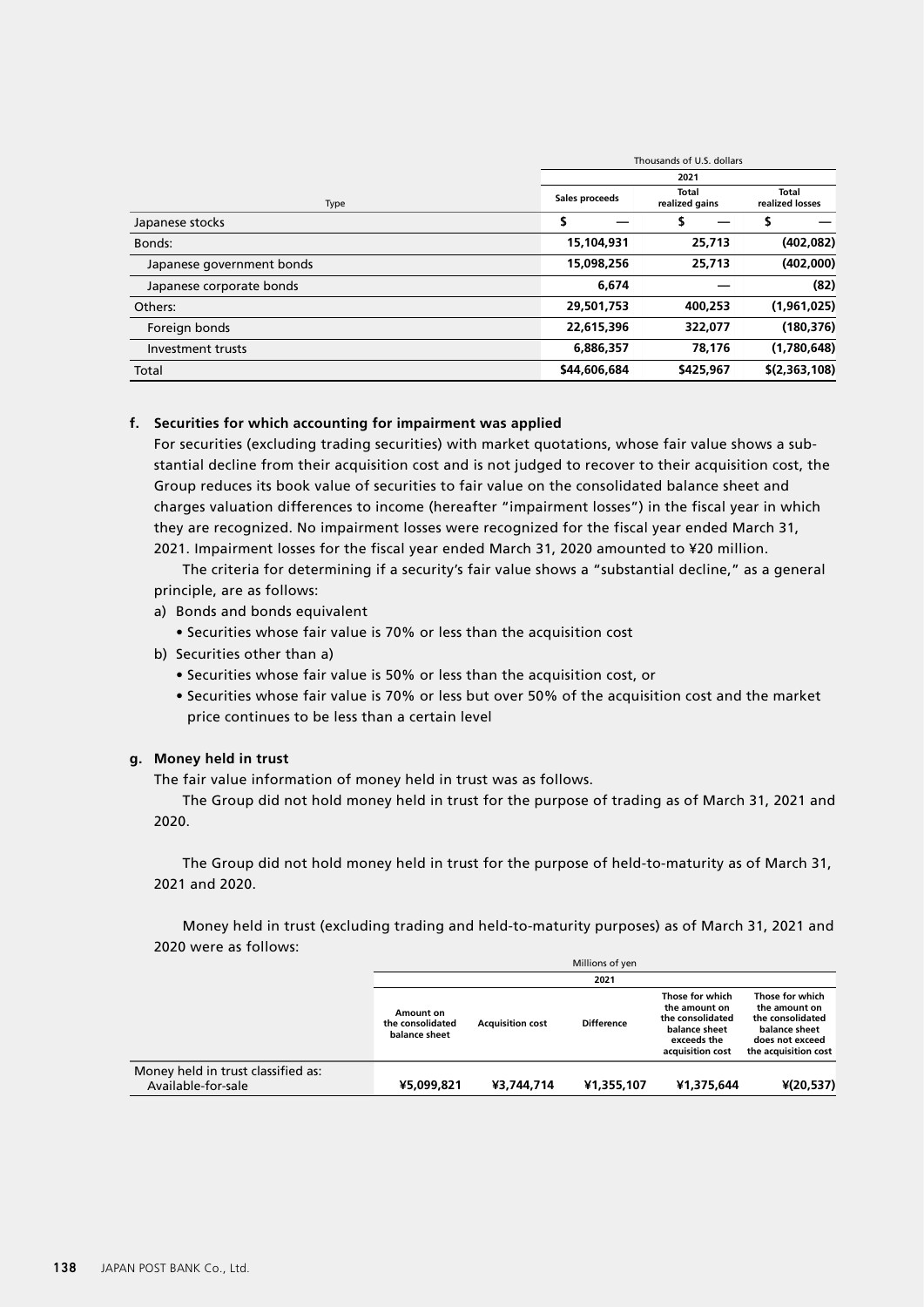| Type | Thousands of U.S. dollars | | |
|---|---|---|---|
| | 2021 | | |
| | Sales proceeds | Total realized gains | Total realized losses |
| Japanese stocks | $ — | $ — | $ — |
| Bonds: | 15,104,931 | 25,713 | (402,082) |
| Japanese government bonds | 15,098,256 | 25,713 | (402,000) |
| Japanese corporate bonds | 6,674 | — | (82) |
| Others: | 29,501,753 | 400,253 | (1,961,025) |
| Foreign bonds | 22,615,396 | 322,077 | (180,376) |
| Investment trusts | 6,886,357 | 78,176 | (1,780,648) |
| Total | $44,606,684 | $425,967 | $(2,363,108) |

**f. Securities for which accounting for impairment was applied**

For securities (excluding trading securities) with market quotations, whose fair value shows a substantial decline from their acquisition cost and is not judged to recover to their acquisition cost, the Group reduces its book value of securities to fair value on the consolidated balance sheet and charges valuation differences to income (hereafter "impairment losses") in the fiscal year in which they are recognized. No impairment losses were recognized for the fiscal year ended March 31, 2021. Impairment losses for the fiscal year ended March 31, 2020 amounted to ¥20 million.

The criteria for determining if a security's fair value shows a "substantial decline," as a general principle, are as follows:

a) Bonds and bonds equivalent
- Securities whose fair value is 70% or less than the acquisition cost

b) Securities other than a)
- Securities whose fair value is 50% or less than the acquisition cost, or
- Securities whose fair value is 70% or less but over 50% of the acquisition cost and the market price continues to be less than a certain level

**g. Money held in trust**

The fair value information of money held in trust was as follows.

The Group did not hold money held in trust for the purpose of trading as of March 31, 2021 and 2020.

The Group did not hold money held in trust for the purpose of held-to-maturity as of March 31, 2021 and 2020.

Money held in trust (excluding trading and held-to-maturity purposes) as of March 31, 2021 and 2020 were as follows:

| | Millions of yen | | | | |
|---|---|---|---|---|---|
| | 2021 | | | | |
| | Amount on the consolidated balance sheet | Acquisition cost | Difference | Those for which the amount on the consolidated balance sheet exceeds the acquisition cost | Those for which the amount on the consolidated balance sheet does not exceed the acquisition cost |
| Money held in trust classified as: Available-for-sale | ¥5,099,821 | ¥3,744,714 | ¥1,355,107 | ¥1,375,644 | ¥(20,537) |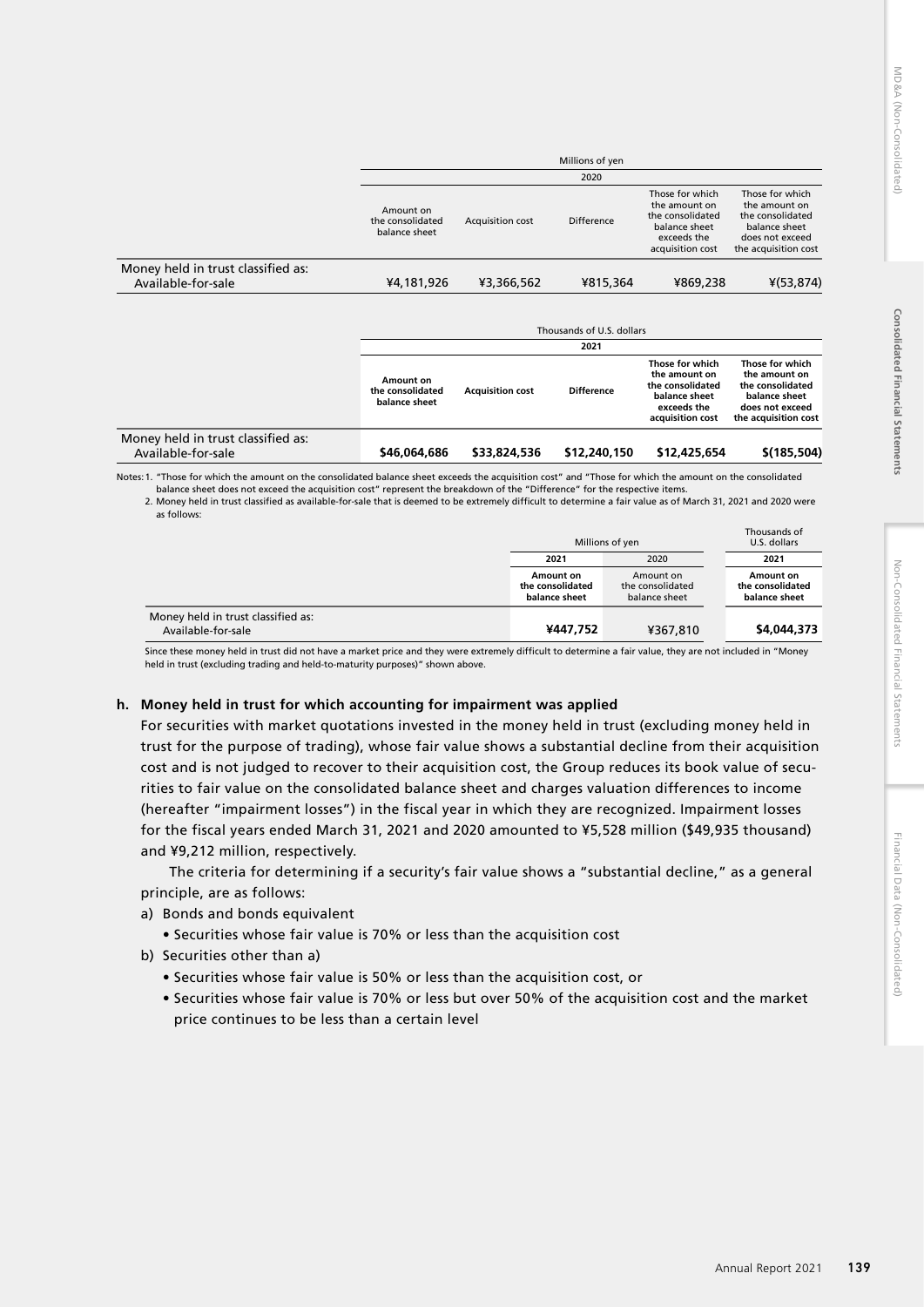| | Millions of yen | | | | |
|---|---|---|---|---|---|
| | 2020 | | | | |
| | Amount on the consolidated balance sheet | Acquisition cost | Difference | Those for which the amount on the consolidated balance sheet exceeds the acquisition cost | Those for which the amount on the consolidated balance sheet does not exceed the acquisition cost |
| Money held in trust classified as: Available-for-sale | ¥4,181,926 | ¥3,366,562 | ¥815,364 | ¥869,238 | ¥(53,874) |

| | Thousands of U.S. dollars | | | | |
|---|---|---|---|---|---|
| | **2021** | | | | |
| | **Amount on the consolidated balance sheet** | **Acquisition cost** | **Difference** | **Those for which the amount on the consolidated balance sheet exceeds the acquisition cost** | **Those for which the amount on the consolidated balance sheet does not exceed the acquisition cost** |
| Money held in trust classified as: Available-for-sale | **$46,064,686** | **$33,824,536** | **$12,240,150** | **$12,425,654** | **$(185,504)** |

Notes: 1. "Those for which the amount on the consolidated balance sheet exceeds the acquisition cost" and "Those for which the amount on the consolidated balance sheet does not exceed the acquisition cost" represent the breakdown of the "Difference" for the respective items.

2. Money held in trust classified as available-for-sale that is deemed to be extremely difficult to determine a fair value as of March 31, 2021 and 2020 were as follows:

| | Millions of yen | | Thousands of U.S. dollars |
|---|---|---|---|
| | **2021** | 2020 | **2021** |
| | **Amount on the consolidated balance sheet** | Amount on the consolidated balance sheet | **Amount on the consolidated balance sheet** |
| Money held in trust classified as: Available-for-sale | **¥447,752** | ¥367,810 | **$4,044,373** |

Since these money held in trust did not have a market price and they were extremely difficult to determine a fair value, they are not included in "Money held in trust (excluding trading and held-to-maturity purposes)" shown above.

**h. Money held in trust for which accounting for impairment was applied**

For securities with market quotations invested in the money held in trust (excluding money held in trust for the purpose of trading), whose fair value shows a substantial decline from their acquisition cost and is not judged to recover to their acquisition cost, the Group reduces its book value of securities to fair value on the consolidated balance sheet and charges valuation differences to income (hereafter "impairment losses") in the fiscal year in which they are recognized. Impairment losses for the fiscal years ended March 31, 2021 and 2020 amounted to ¥5,528 million ($49,935 thousand) and ¥9,212 million, respectively.

The criteria for determining if a security's fair value shows a "substantial decline," as a general principle, are as follows:

a) Bonds and bonds equivalent
- Securities whose fair value is 70% or less than the acquisition cost

b) Securities other than a)
- Securities whose fair value is 50% or less than the acquisition cost, or
- Securities whose fair value is 70% or less but over 50% of the acquisition cost and the market price continues to be less than a certain level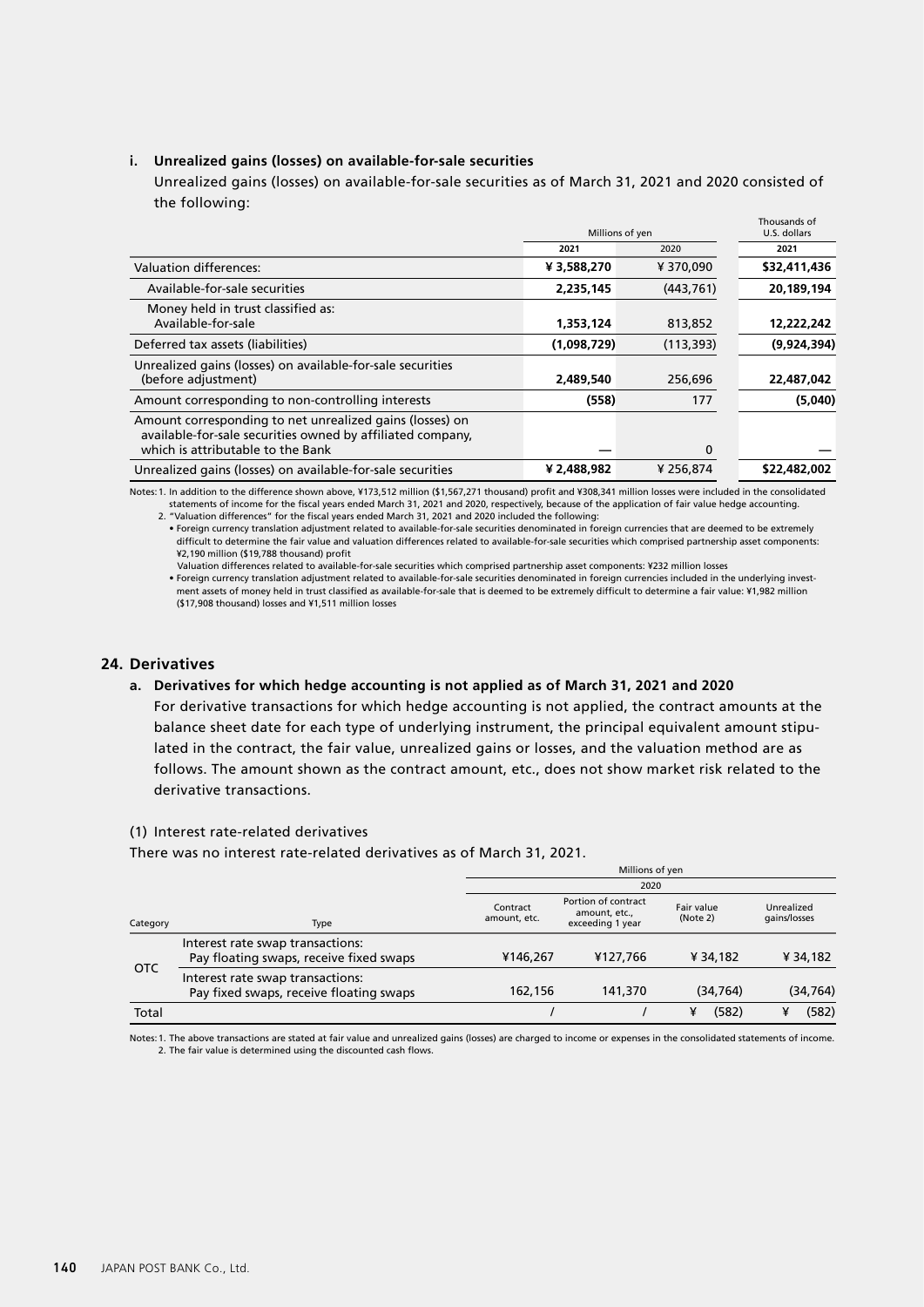#### i. Unrealized gains (losses) on available-for-sale securities

Unrealized gains (losses) on available-for-sale securities as of March 31, 2021 and 2020 consisted of the following:

| | Millions of yen | | Thousands of U.S. dollars |
|---|---|---|---|
| | 2021 | 2020 | 2021 |
| Valuation differences: | ¥ 3,588,270 | ¥ 370,090 | $32,411,436 |
| Available-for-sale securities | 2,235,145 | (443,761) | 20,189,194 |
| Money held in trust classified as: Available-for-sale | 1,353,124 | 813,852 | 12,222,242 |
| Deferred tax assets (liabilities) | (1,098,729) | (113,393) | (9,924,394) |
| Unrealized gains (losses) on available-for-sale securities (before adjustment) | 2,489,540 | 256,696 | 22,487,042 |
| Amount corresponding to non-controlling interests | (558) | 177 | (5,040) |
| Amount corresponding to net unrealized gains (losses) on available-for-sale securities owned by affiliated company, which is attributable to the Bank | — | 0 | — |
| Unrealized gains (losses) on available-for-sale securities | ¥ 2,488,982 | ¥ 256,874 | $22,482,002 |

Notes: 1. In addition to the difference shown above, ¥173,512 million ($1,567,271 thousand) profit and ¥308,341 million losses were included in the consolidated statements of income for the fiscal years ended March 31, 2021 and 2020, respectively, because of the application of fair value hedge accounting.

2. "Valuation differences" for the fiscal years ended March 31, 2021 and 2020 included the following:

- Foreign currency translation adjustment related to available-for-sale securities denominated in foreign currencies that are deemed to be extremely difficult to determine the fair value and valuation differences related to available-for-sale securities which comprised partnership asset components: ¥2,190 million ($19,788 thousand) profit
  Valuation differences related to available-for-sale securities which comprised partnership asset components: ¥232 million losses
- Foreign currency translation adjustment related to available-for-sale securities denominated in foreign currencies included in the underlying investment assets of money held in trust classified as available-for-sale that is deemed to be extremely difficult to determine a fair value: ¥1,982 million ($17,908 thousand) losses and ¥1,511 million losses

## 24. Derivatives

### a. Derivatives for which hedge accounting is not applied as of March 31, 2021 and 2020

For derivative transactions for which hedge accounting is not applied, the contract amounts at the balance sheet date for each type of underlying instrument, the principal equivalent amount stipulated in the contract, the fair value, unrealized gains or losses, and the valuation method are as follows. The amount shown as the contract amount, etc., does not show market risk related to the derivative transactions.

(1) Interest rate-related derivatives

There was no interest rate-related derivatives as of March 31, 2021.

| | | Millions of yen | | | |
|---|---|---|---|---|---|
| | | 2020 | | | |
| Category | Type | Contract amount, etc. | Portion of contract amount, etc., exceeding 1 year | Fair value (Note 2) | Unrealized gains/losses |
| OTC | Interest rate swap transactions: Pay floating swaps, receive fixed swaps | ¥146,267 | ¥127,766 | ¥ 34,182 | ¥ 34,182 |
| | Interest rate swap transactions: Pay fixed swaps, receive floating swaps | 162,156 | 141,370 | (34,764) | (34,764) |
| Total | | / | / | ¥ (582) | ¥ (582) |

Notes: 1. The above transactions are stated at fair value and unrealized gains (losses) are charged to income or expenses in the consolidated statements of income.

2. The fair value is determined using the discounted cash flows.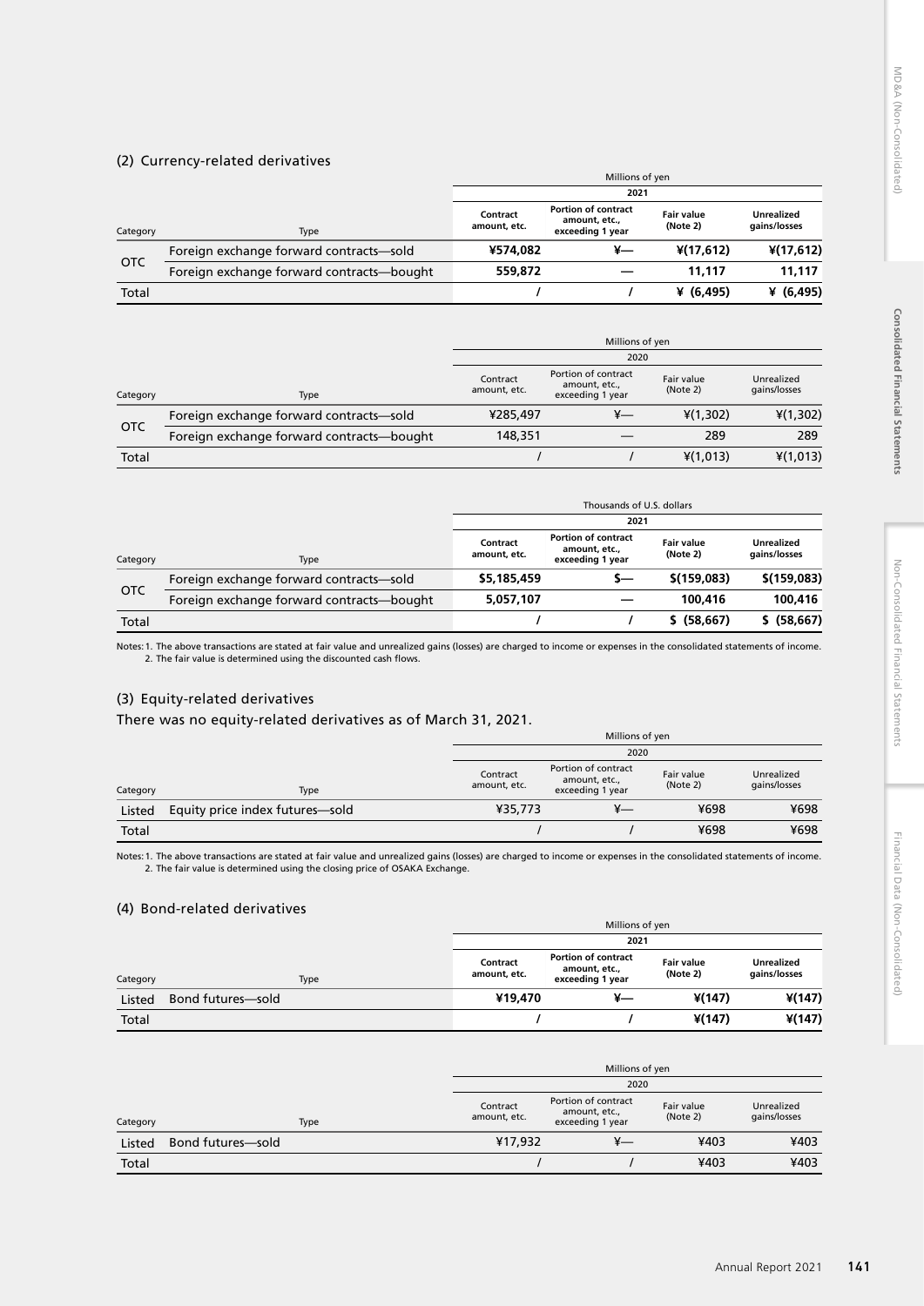### (2) Currency-related derivatives

| Category | Type | Millions of yen | | | |
|---|---|---|---|---|---|
| | | 2021 | | | |
| | | **Contract amount, etc.** | **Portion of contract amount, etc., exceeding 1 year** | **Fair value (Note 2)** | **Unrealized gains/losses** |
| OTC | Foreign exchange forward contracts—sold | **¥574,082** | **¥—** | **¥(17,612)** | **¥(17,612)** |
| | Foreign exchange forward contracts—bought | **559,872** | **—** | **11,117** | **11,117** |
| Total | | **/** | **/** | **¥ (6,495)** | **¥ (6,495)** |

| Category | Type | Millions of yen | | | |
|---|---|---|---|---|---|
| | | 2020 | | | |
| | | Contract amount, etc. | Portion of contract amount, etc., exceeding 1 year | Fair value (Note 2) | Unrealized gains/losses |
| OTC | Foreign exchange forward contracts—sold | ¥285,497 | ¥— | ¥(1,302) | ¥(1,302) |
| | Foreign exchange forward contracts—bought | 148,351 | — | 289 | 289 |
| Total | | / | / | ¥(1,013) | ¥(1,013) |

| Category | Type | Thousands of U.S. dollars | | | |
|---|---|---|---|---|---|
| | | 2021 | | | |
| | | **Contract amount, etc.** | **Portion of contract amount, etc., exceeding 1 year** | **Fair value (Note 2)** | **Unrealized gains/losses** |
| OTC | Foreign exchange forward contracts—sold | **$5,185,459** | **$—** | **$(159,083)** | **$(159,083)** |
| | Foreign exchange forward contracts—bought | **5,057,107** | **—** | **100,416** | **100,416** |
| Total | | **/** | **/** | **$ (58,667)** | **$ (58,667)** |

Notes: 1. The above transactions are stated at fair value and unrealized gains (losses) are charged to income or expenses in the consolidated statements of income.
2. The fair value is determined using the discounted cash flows.

### (3) Equity-related derivatives

There was no equity-related derivatives as of March 31, 2021.

| Category | Type | Millions of yen | | | |
|---|---|---|---|---|---|
| | | 2020 | | | |
| | | Contract amount, etc. | Portion of contract amount, etc., exceeding 1 year | Fair value (Note 2) | Unrealized gains/losses |
| Listed | Equity price index futures—sold | ¥35,773 | ¥— | ¥698 | ¥698 |
| Total | | / | / | ¥698 | ¥698 |

Notes: 1. The above transactions are stated at fair value and unrealized gains (losses) are charged to income or expenses in the consolidated statements of income.
2. The fair value is determined using the closing price of OSAKA Exchange.

### (4) Bond-related derivatives

| Category | Type | Millions of yen | | | |
|---|---|---|---|---|---|
| | | 2021 | | | |
| | | **Contract amount, etc.** | **Portion of contract amount, etc., exceeding 1 year** | **Fair value (Note 2)** | **Unrealized gains/losses** |
| Listed | Bond futures—sold | **¥19,470** | **¥—** | **¥(147)** | **¥(147)** |
| Total | | **/** | **/** | **¥(147)** | **¥(147)** |

| Category | Type | Millions of yen | | | |
|---|---|---|---|---|---|
| | | 2020 | | | |
| | | Contract amount, etc. | Portion of contract amount, etc., exceeding 1 year | Fair value (Note 2) | Unrealized gains/losses |
| Listed | Bond futures—sold | ¥17,932 | ¥— | ¥403 | ¥403 |
| Total | | / | / | ¥403 | ¥403 |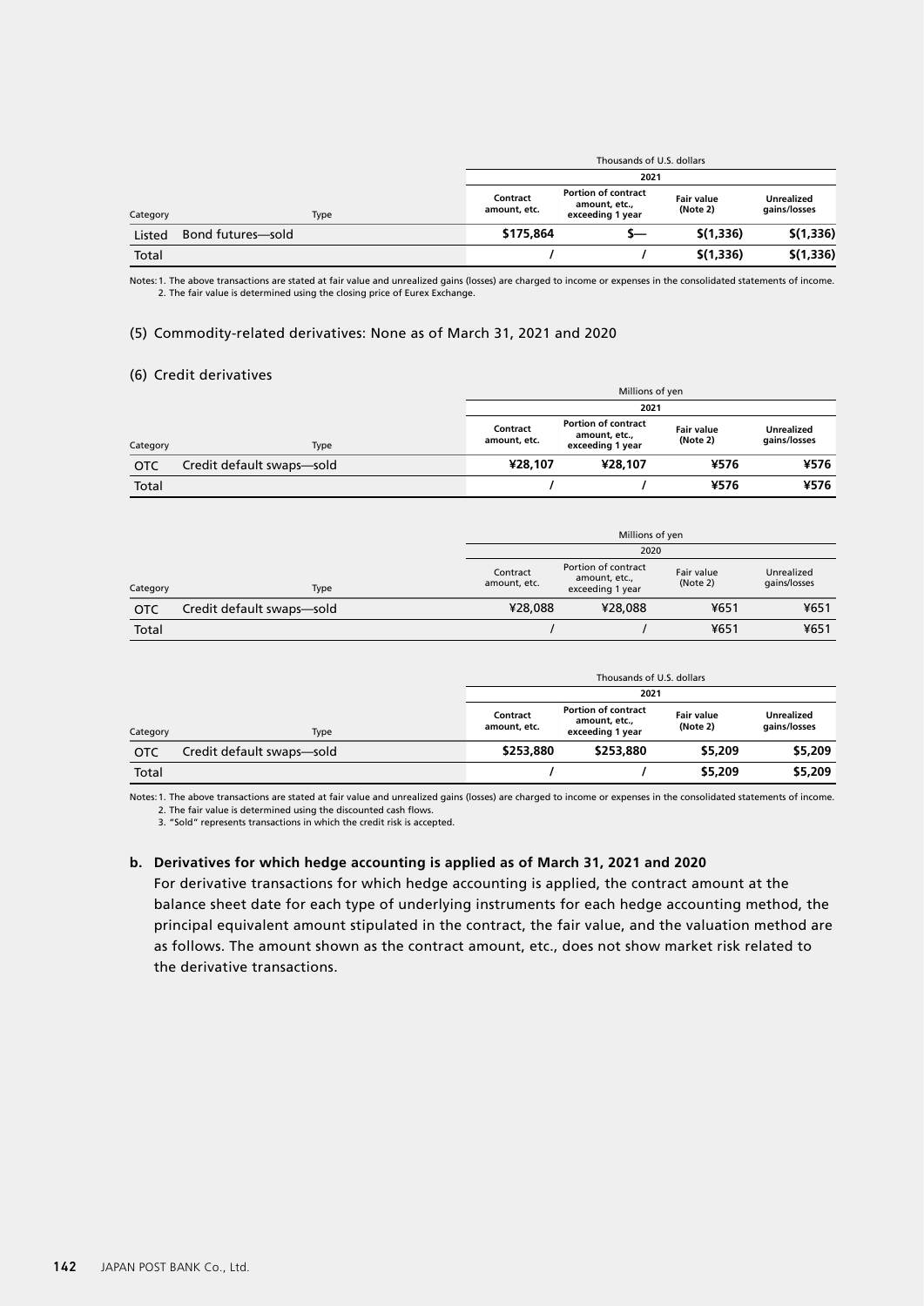| Category | Type | Thousands of U.S. dollars | | | |
|---|---|---|---|---|---|
| | | 2021 | | | |
| | | Contract amount, etc. | Portion of contract amount, etc., exceeding 1 year | Fair value (Note 2) | Unrealized gains/losses |
| Listed | Bond futures—sold | $175,864 | $— | $(1,336) | $(1,336) |
| Total | | / | / | $(1,336) | $(1,336) |

Notes: 1. The above transactions are stated at fair value and unrealized gains (losses) are charged to income or expenses in the consolidated statements of income.
2. The fair value is determined using the closing price of Eurex Exchange.

(5) Commodity-related derivatives: None as of March 31, 2021 and 2020

(6) Credit derivatives

| Category | Type | Millions of yen | | | |
|---|---|---|---|---|---|
| | | 2021 | | | |
| | | Contract amount, etc. | Portion of contract amount, etc., exceeding 1 year | Fair value (Note 2) | Unrealized gains/losses |
| OTC | Credit default swaps—sold | ¥28,107 | ¥28,107 | ¥576 | ¥576 |
| Total | | / | / | ¥576 | ¥576 |

| Category | Type | Millions of yen | | | |
|---|---|---|---|---|---|
| | | 2020 | | | |
| | | Contract amount, etc. | Portion of contract amount, etc., exceeding 1 year | Fair value (Note 2) | Unrealized gains/losses |
| OTC | Credit default swaps—sold | ¥28,088 | ¥28,088 | ¥651 | ¥651 |
| Total | | / | / | ¥651 | ¥651 |

| Category | Type | Thousands of U.S. dollars | | | |
|---|---|---|---|---|---|
| | | 2021 | | | |
| | | Contract amount, etc. | Portion of contract amount, etc., exceeding 1 year | Fair value (Note 2) | Unrealized gains/losses |
| OTC | Credit default swaps—sold | $253,880 | $253,880 | $5,209 | $5,209 |
| Total | | / | / | $5,209 | $5,209 |

Notes: 1. The above transactions are stated at fair value and unrealized gains (losses) are charged to income or expenses in the consolidated statements of income.
2. The fair value is determined using the discounted cash flows.
3. "Sold" represents transactions in which the credit risk is accepted.

**b. Derivatives for which hedge accounting is applied as of March 31, 2021 and 2020**

For derivative transactions for which hedge accounting is applied, the contract amount at the balance sheet date for each type of underlying instruments for each hedge accounting method, the principal equivalent amount stipulated in the contract, the fair value, and the valuation method are as follows. The amount shown as the contract amount, etc., does not show market risk related to the derivative transactions.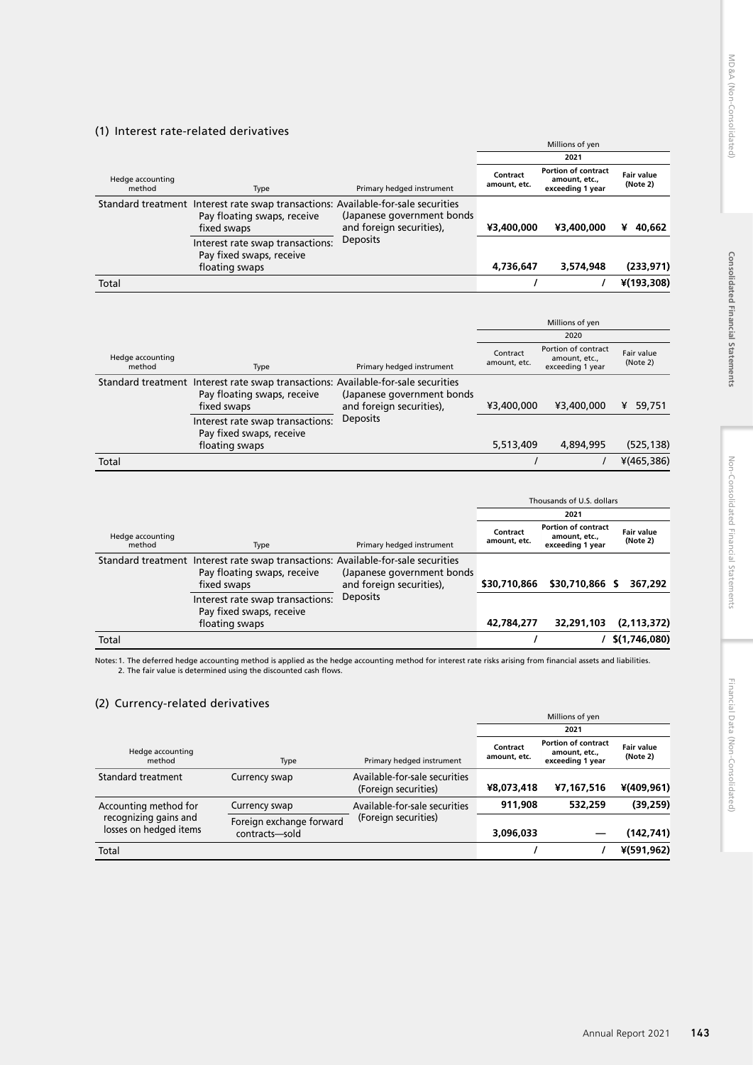## (1) Interest rate-related derivatives

| Hedge accounting method | Type | Primary hedged instrument | Millions of yen | | |
|---|---|---|---|---|---|
| | | | 2021 | | |
| | | | Contract amount, etc. | Portion of contract amount, etc., exceeding 1 year | Fair value (Note 2) |
| Standard treatment | Interest rate swap transactions: Pay floating swaps, receive fixed swaps | Available-for-sale securities (Japanese government bonds and foreign securities), Deposits | ¥3,400,000 | ¥3,400,000 | ¥ 40,662 |
| | Interest rate swap transactions: Pay fixed swaps, receive floating swaps | | 4,736,647 | 3,574,948 | (233,971) |
| Total | | | / | / | ¥(193,308) |

| Hedge accounting method | Type | Primary hedged instrument | Millions of yen | | |
|---|---|---|---|---|---|
| | | | 2020 | | |
| | | | Contract amount, etc. | Portion of contract amount, etc., exceeding 1 year | Fair value (Note 2) |
| Standard treatment | Interest rate swap transactions: Pay floating swaps, receive fixed swaps | Available-for-sale securities (Japanese government bonds and foreign securities), Deposits | ¥3,400,000 | ¥3,400,000 | ¥ 59,751 |
| | Interest rate swap transactions: Pay fixed swaps, receive floating swaps | | 5,513,409 | 4,894,995 | (525,138) |
| Total | | | / | / | ¥(465,386) |

| Hedge accounting method | Type | Primary hedged instrument | Thousands of U.S. dollars | | |
|---|---|---|---|---|---|
| | | | 2021 | | |
| | | | Contract amount, etc. | Portion of contract amount, etc., exceeding 1 year | Fair value (Note 2) |
| Standard treatment | Interest rate swap transactions: Pay floating swaps, receive fixed swaps | Available-for-sale securities (Japanese government bonds and foreign securities), Deposits | $30,710,866 | $30,710,866 | $ 367,292 |
| | Interest rate swap transactions: Pay fixed swaps, receive floating swaps | | 42,784,277 | 32,291,103 | (2,113,372) |
| Total | | | / | / | $(1,746,080) |

Notes: 1. The deferred hedge accounting method is applied as the hedge accounting method for interest rate risks arising from financial assets and liabilities.
2. The fair value is determined using the discounted cash flows.

## (2) Currency-related derivatives

| Hedge accounting method | Type | Primary hedged instrument | Millions of yen | | |
|---|---|---|---|---|---|
| | | | 2021 | | |
| | | | Contract amount, etc. | Portion of contract amount, etc., exceeding 1 year | Fair value (Note 2) |
| Standard treatment | Currency swap | Available-for-sale securities (Foreign securities) | ¥8,073,418 | ¥7,167,516 | ¥(409,961) |
| Accounting method for recognizing gains and losses on hedged items | Currency swap | Available-for-sale securities (Foreign securities) | 911,908 | 532,259 | (39,259) |
| | Foreign exchange forward contracts—sold | | 3,096,033 | — | (142,741) |
| Total | | | / | / | ¥(591,962) |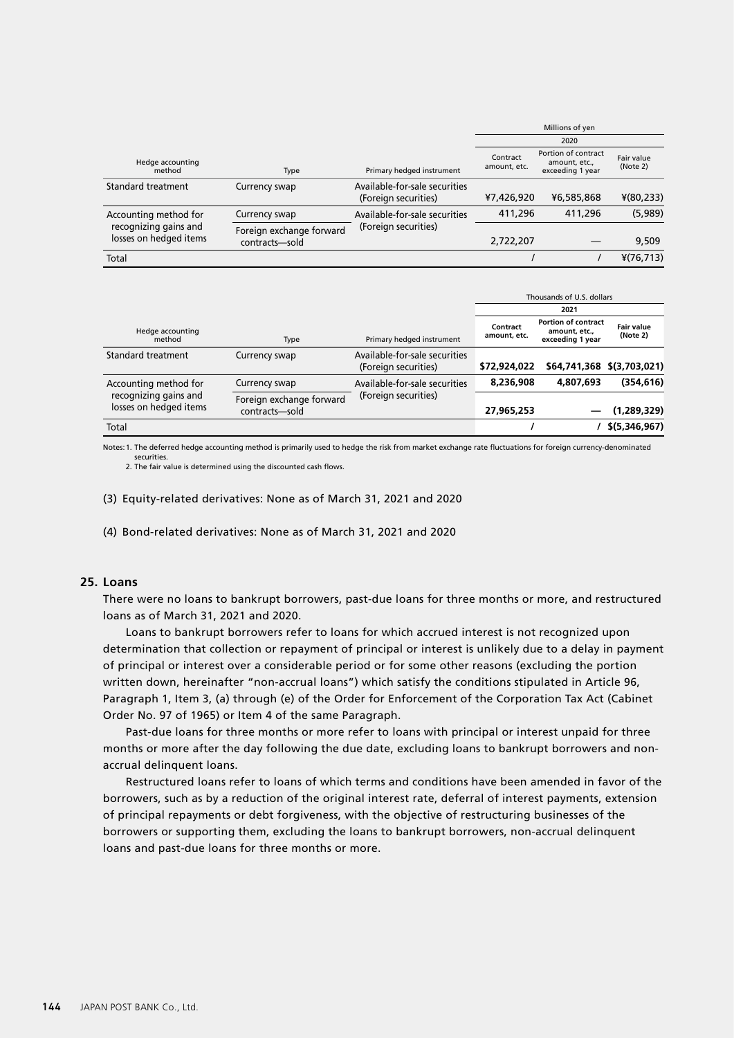| Hedge accounting method | Type | Primary hedged instrument | Millions of yen | | |
|---|---|---|---|---|---|
| | | | 2020 | | |
| | | | Contract amount, etc. | Portion of contract amount, etc., exceeding 1 year | Fair value (Note 2) |
| Standard treatment | Currency swap | Available-for-sale securities (Foreign securities) | ¥7,426,920 | ¥6,585,868 | ¥(80,233) |
| Accounting method for recognizing gains and losses on hedged items | Currency swap | Available-for-sale securities (Foreign securities) | 411,296 | 411,296 | (5,989) |
| | Foreign exchange forward contracts—sold | | 2,722,207 | — | 9,509 |
| Total | | | / | / | ¥(76,713) |

| Hedge accounting method | Type | Primary hedged instrument | Thousands of U.S. dollars | | |
|---|---|---|---|---|---|
| | | | **2021** | | |
| | | | **Contract amount, etc.** | **Portion of contract amount, etc., exceeding 1 year** | **Fair value (Note 2)** |
| Standard treatment | Currency swap | Available-for-sale securities (Foreign securities) | **$72,924,022** | **$64,741,368** | **$(3,703,021)** |
| Accounting method for recognizing gains and losses on hedged items | Currency swap | Available-for-sale securities (Foreign securities) | **8,236,908** | **4,807,693** | **(354,616)** |
| | Foreign exchange forward contracts—sold | | **27,965,253** | **—** | **(1,289,329)** |
| Total | | | **/** | **/** | **$(5,346,967)** |

Notes: 1. The deferred hedge accounting method is primarily used to hedge the risk from market exchange rate fluctuations for foreign currency-denominated securities.
2. The fair value is determined using the discounted cash flows.

(3) Equity-related derivatives: None as of March 31, 2021 and 2020

(4) Bond-related derivatives: None as of March 31, 2021 and 2020

## 25. Loans

There were no loans to bankrupt borrowers, past-due loans for three months or more, and restructured loans as of March 31, 2021 and 2020.

Loans to bankrupt borrowers refer to loans for which accrued interest is not recognized upon determination that collection or repayment of principal or interest is unlikely due to a delay in payment of principal or interest over a considerable period or for some other reasons (excluding the portion written down, hereinafter "non-accrual loans") which satisfy the conditions stipulated in Article 96, Paragraph 1, Item 3, (a) through (e) of the Order for Enforcement of the Corporation Tax Act (Cabinet Order No. 97 of 1965) or Item 4 of the same Paragraph.

Past-due loans for three months or more refer to loans with principal or interest unpaid for three months or more after the day following the due date, excluding loans to bankrupt borrowers and non-accrual delinquent loans.

Restructured loans refer to loans of which terms and conditions have been amended in favor of the borrowers, such as by a reduction of the original interest rate, deferral of interest payments, extension of principal repayments or debt forgiveness, with the objective of restructuring businesses of the borrowers or supporting them, excluding the loans to bankrupt borrowers, non-accrual delinquent loans and past-due loans for three months or more.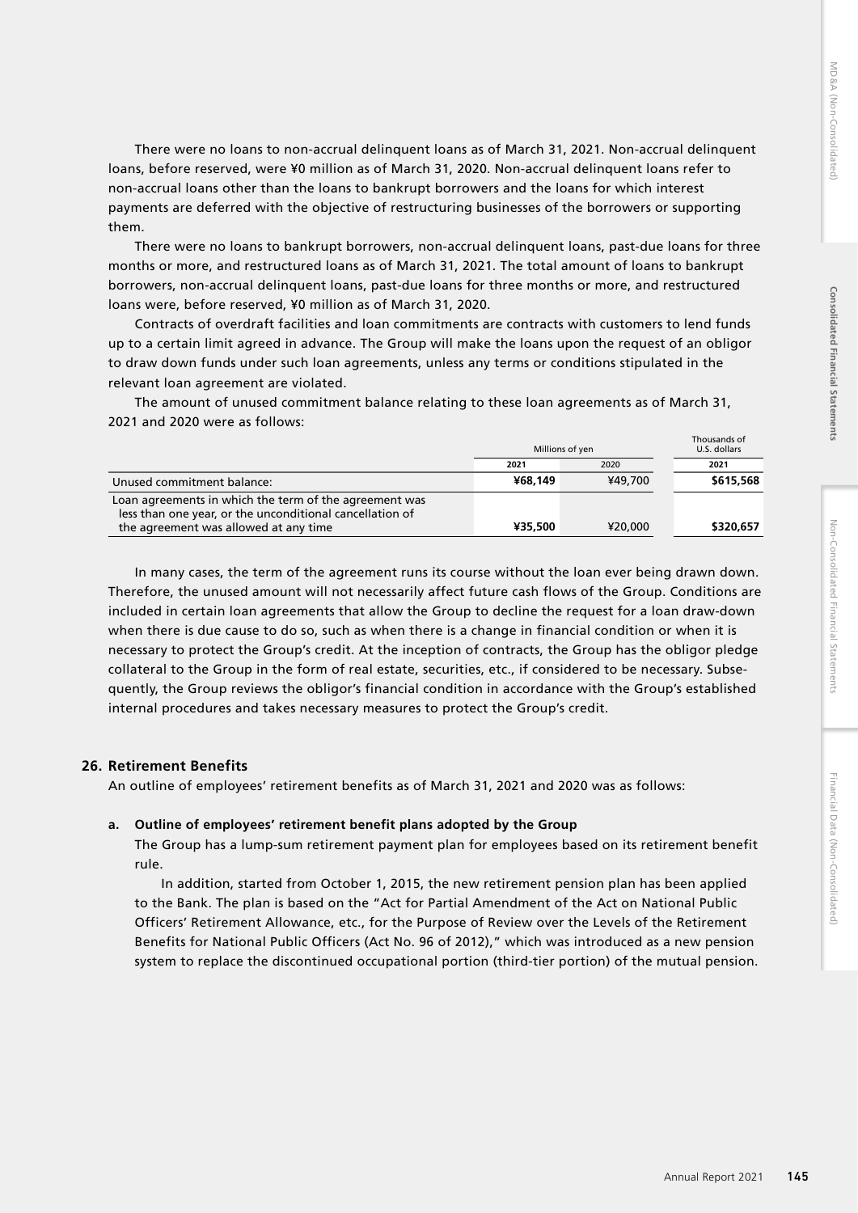There were no loans to non-accrual delinquent loans as of March 31, 2021. Non-accrual delinquent loans, before reserved, were ¥0 million as of March 31, 2020. Non-accrual delinquent loans refer to non-accrual loans other than the loans to bankrupt borrowers and the loans for which interest payments are deferred with the objective of restructuring businesses of the borrowers or supporting them.

There were no loans to bankrupt borrowers, non-accrual delinquent loans, past-due loans for three months or more, and restructured loans as of March 31, 2021. The total amount of loans to bankrupt borrowers, non-accrual delinquent loans, past-due loans for three months or more, and restructured loans were, before reserved, ¥0 million as of March 31, 2020.

Contracts of overdraft facilities and loan commitments are contracts with customers to lend funds up to a certain limit agreed in advance. The Group will make the loans upon the request of an obligor to draw down funds under such loan agreements, unless any terms or conditions stipulated in the relevant loan agreement are violated.

The amount of unused commitment balance relating to these loan agreements as of March 31, 2021 and 2020 were as follows:

| | Millions of yen | | Thousands of U.S. dollars |
|---|---|---|---|
| | 2021 | 2020 | 2021 |
| Unused commitment balance: | ¥68,149 | ¥49,700 | $615,568 |
| Loan agreements in which the term of the agreement was less than one year, or the unconditional cancellation of the agreement was allowed at any time | ¥35,500 | ¥20,000 | $320,657 |

In many cases, the term of the agreement runs its course without the loan ever being drawn down. Therefore, the unused amount will not necessarily affect future cash flows of the Group. Conditions are included in certain loan agreements that allow the Group to decline the request for a loan draw-down when there is due cause to do so, such as when there is a change in financial condition or when it is necessary to protect the Group's credit. At the inception of contracts, the Group has the obligor pledge collateral to the Group in the form of real estate, securities, etc., if considered to be necessary. Subsequently, the Group reviews the obligor's financial condition in accordance with the Group's established internal procedures and takes necessary measures to protect the Group's credit.

## 26. Retirement Benefits

An outline of employees' retirement benefits as of March 31, 2021 and 2020 was as follows:

### a. Outline of employees' retirement benefit plans adopted by the Group

The Group has a lump-sum retirement payment plan for employees based on its retirement benefit rule.

In addition, started from October 1, 2015, the new retirement pension plan has been applied to the Bank. The plan is based on the "Act for Partial Amendment of the Act on National Public Officers' Retirement Allowance, etc., for the Purpose of Review over the Levels of the Retirement Benefits for National Public Officers (Act No. 96 of 2012)," which was introduced as a new pension system to replace the discontinued occupational portion (third-tier portion) of the mutual pension.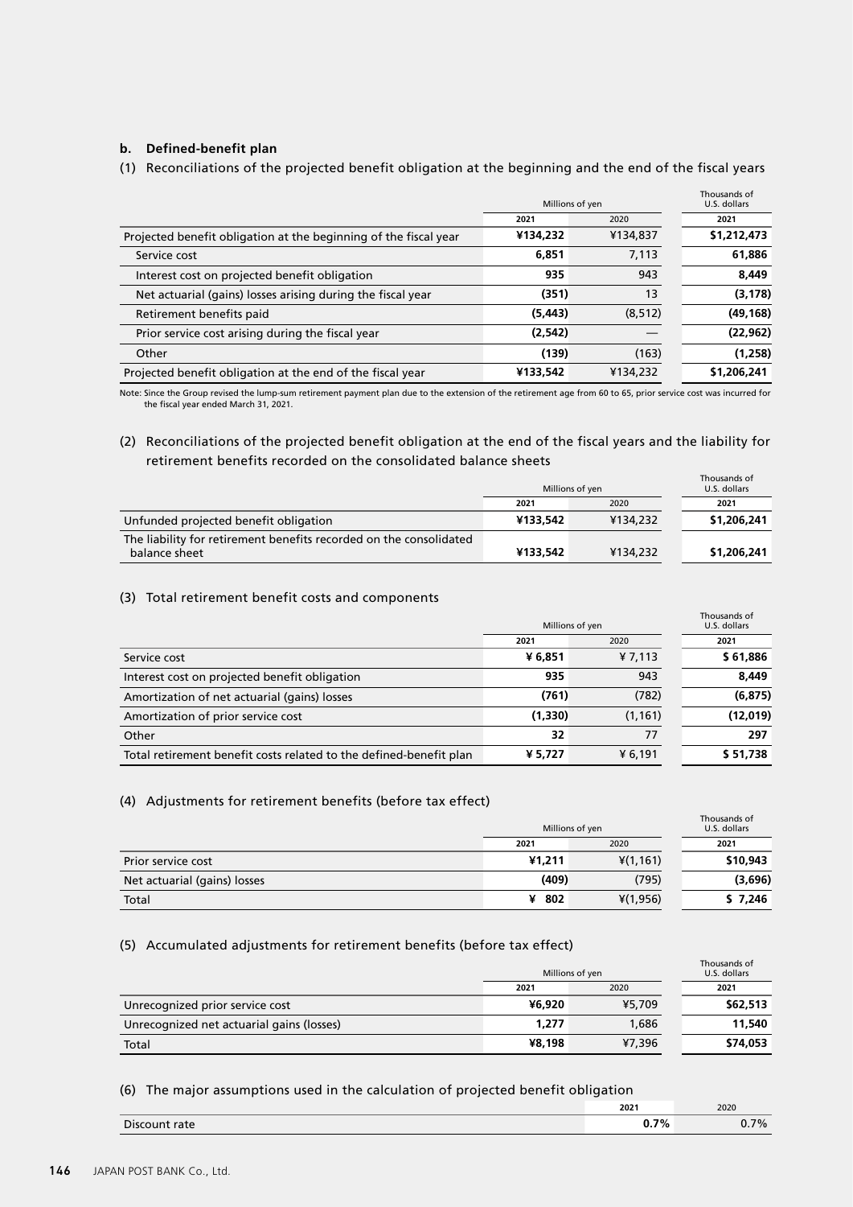**b. Defined-benefit plan**

(1) Reconciliations of the projected benefit obligation at the beginning and the end of the fiscal years

| | Millions of yen | | Thousands of U.S. dollars |
|---|---|---|---|
| | **2021** | 2020 | **2021** |
| Projected benefit obligation at the beginning of the fiscal year | **¥134,232** | ¥134,837 | **$1,212,473** |
| Service cost | **6,851** | 7,113 | **61,886** |
| Interest cost on projected benefit obligation | **935** | 943 | **8,449** |
| Net actuarial (gains) losses arising during the fiscal year | **(351)** | 13 | **(3,178)** |
| Retirement benefits paid | **(5,443)** | (8,512) | **(49,168)** |
| Prior service cost arising during the fiscal year | **(2,542)** | — | **(22,962)** |
| Other | **(139)** | (163) | **(1,258)** |
| Projected benefit obligation at the end of the fiscal year | **¥133,542** | ¥134,232 | **$1,206,241** |

Note: Since the Group revised the lump-sum retirement payment plan due to the extension of the retirement age from 60 to 65, prior service cost was incurred for the fiscal year ended March 31, 2021.

(2) Reconciliations of the projected benefit obligation at the end of the fiscal years and the liability for retirement benefits recorded on the consolidated balance sheets

| | Millions of yen | | Thousands of U.S. dollars |
|---|---|---|---|
| | **2021** | 2020 | **2021** |
| Unfunded projected benefit obligation | **¥133,542** | ¥134,232 | **$1,206,241** |
| The liability for retirement benefits recorded on the consolidated balance sheet | **¥133,542** | ¥134,232 | **$1,206,241** |

(3) Total retirement benefit costs and components

| | Millions of yen | | Thousands of U.S. dollars |
|---|---|---|---|
| | **2021** | 2020 | **2021** |
| Service cost | **¥ 6,851** | ¥ 7,113 | **$ 61,886** |
| Interest cost on projected benefit obligation | **935** | 943 | **8,449** |
| Amortization of net actuarial (gains) losses | **(761)** | (782) | **(6,875)** |
| Amortization of prior service cost | **(1,330)** | (1,161) | **(12,019)** |
| Other | **32** | 77 | **297** |
| Total retirement benefit costs related to the defined-benefit plan | **¥ 5,727** | ¥ 6,191 | **$ 51,738** |

(4) Adjustments for retirement benefits (before tax effect)

| | Millions of yen | | Thousands of U.S. dollars |
|---|---|---|---|
| | **2021** | 2020 | **2021** |
| Prior service cost | **¥1,211** | ¥(1,161) | **$10,943** |
| Net actuarial (gains) losses | **(409)** | (795) | **(3,696)** |
| Total | **¥ 802** | ¥(1,956) | **$ 7,246** |

(5) Accumulated adjustments for retirement benefits (before tax effect)

| | Millions of yen | | Thousands of U.S. dollars |
|---|---|---|---|
| | **2021** | 2020 | **2021** |
| Unrecognized prior service cost | **¥6,920** | ¥5,709 | **$62,513** |
| Unrecognized net actuarial gains (losses) | **1,277** | 1,686 | **11,540** |
| Total | **¥8,198** | ¥7,396 | **$74,053** |

(6) The major assumptions used in the calculation of projected benefit obligation

| | **2021** | 2020 |
|---|---|---|
| Discount rate | **0.7%** | 0.7% |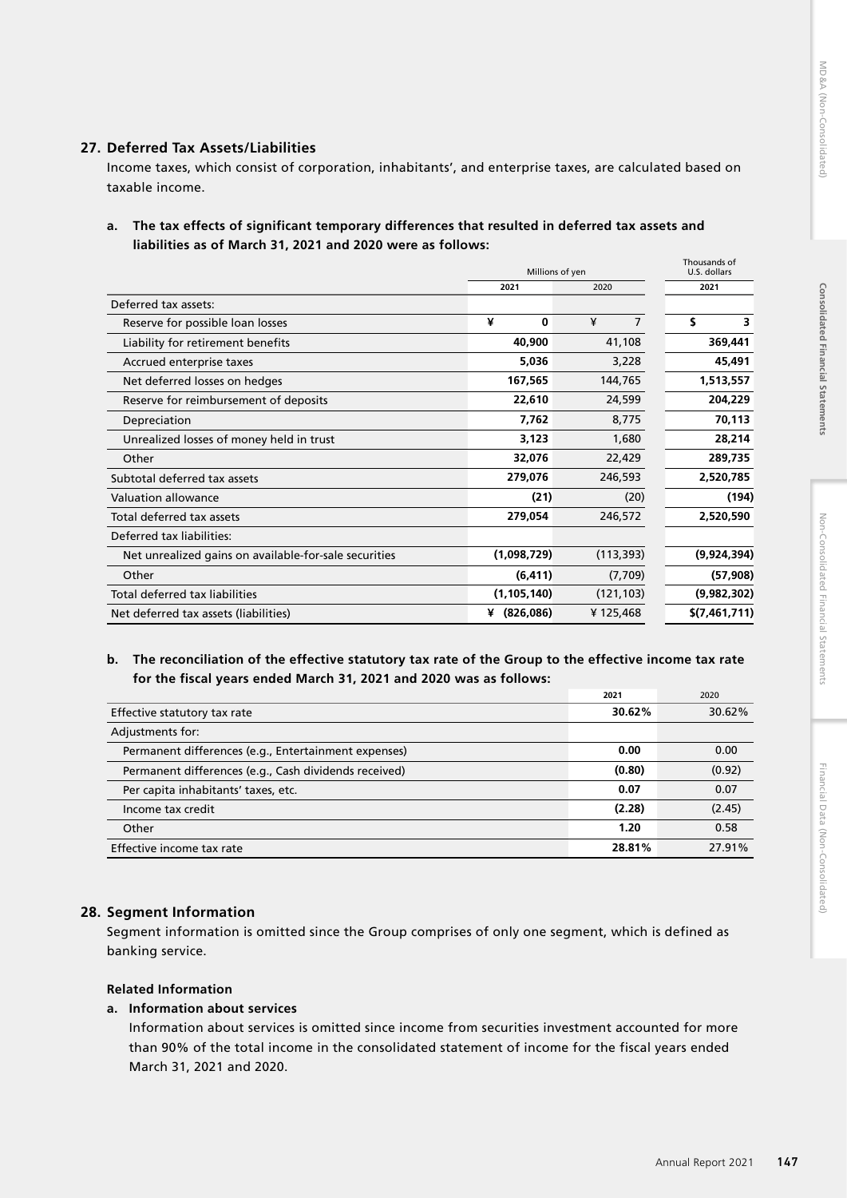## 27. Deferred Tax Assets/Liabilities

Income taxes, which consist of corporation, inhabitants', and enterprise taxes, are calculated based on taxable income.

**a. The tax effects of significant temporary differences that resulted in deferred tax assets and liabilities as of March 31, 2021 and 2020 were as follows:**

| | Millions of yen | | Thousands of U.S. dollars |
|---|---|---|---|
| | 2021 | 2020 | 2021 |
| Deferred tax assets: | | | |
| Reserve for possible loan losses | ¥ 0 | ¥ 7 | $ 3 |
| Liability for retirement benefits | 40,900 | 41,108 | 369,441 |
| Accrued enterprise taxes | 5,036 | 3,228 | 45,491 |
| Net deferred losses on hedges | 167,565 | 144,765 | 1,513,557 |
| Reserve for reimbursement of deposits | 22,610 | 24,599 | 204,229 |
| Depreciation | 7,762 | 8,775 | 70,113 |
| Unrealized losses of money held in trust | 3,123 | 1,680 | 28,214 |
| Other | 32,076 | 22,429 | 289,735 |
| Subtotal deferred tax assets | 279,076 | 246,593 | 2,520,785 |
| Valuation allowance | (21) | (20) | (194) |
| Total deferred tax assets | 279,054 | 246,572 | 2,520,590 |
| Deferred tax liabilities: | | | |
| Net unrealized gains on available-for-sale securities | (1,098,729) | (113,393) | (9,924,394) |
| Other | (6,411) | (7,709) | (57,908) |
| Total deferred tax liabilities | (1,105,140) | (121,103) | (9,982,302) |
| Net deferred tax assets (liabilities) | ¥ (826,086) | ¥ 125,468 | $(7,461,711) |

**b. The reconciliation of the effective statutory tax rate of the Group to the effective income tax rate for the fiscal years ended March 31, 2021 and 2020 was as follows:**

| | 2021 | 2020 |
|---|---|---|
| Effective statutory tax rate | 30.62% | 30.62% |
| Adjustments for: | | |
| Permanent differences (e.g., Entertainment expenses) | 0.00 | 0.00 |
| Permanent differences (e.g., Cash dividends received) | (0.80) | (0.92) |
| Per capita inhabitants' taxes, etc. | 0.07 | 0.07 |
| Income tax credit | (2.28) | (2.45) |
| Other | 1.20 | 0.58 |
| Effective income tax rate | 28.81% | 27.91% |

## 28. Segment Information

Segment information is omitted since the Group comprises of only one segment, which is defined as banking service.

**Related Information**

**a. Information about services**

Information about services is omitted since income from securities investment accounted for more than 90% of the total income in the consolidated statement of income for the fiscal years ended March 31, 2021 and 2020.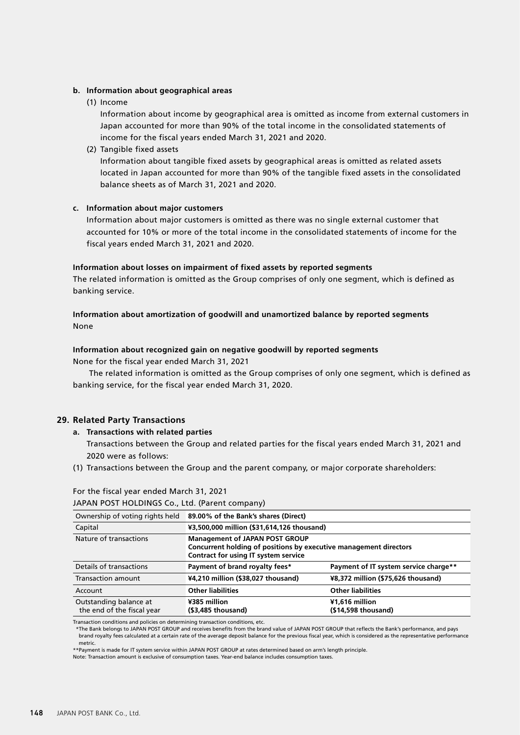**b. Information about geographical areas**

(1) Income

Information about income by geographical area is omitted as income from external customers in Japan accounted for more than 90% of the total income in the consolidated statements of income for the fiscal years ended March 31, 2021 and 2020.

(2) Tangible fixed assets

Information about tangible fixed assets by geographical areas is omitted as related assets located in Japan accounted for more than 90% of the tangible fixed assets in the consolidated balance sheets as of March 31, 2021 and 2020.

**c. Information about major customers**

Information about major customers is omitted as there was no single external customer that accounted for 10% or more of the total income in the consolidated statements of income for the fiscal years ended March 31, 2021 and 2020.

**Information about losses on impairment of fixed assets by reported segments**

The related information is omitted as the Group comprises of only one segment, which is defined as banking service.

**Information about amortization of goodwill and unamortized balance by reported segments**

None

**Information about recognized gain on negative goodwill by reported segments**

None for the fiscal year ended March 31, 2021

The related information is omitted as the Group comprises of only one segment, which is defined as banking service, for the fiscal year ended March 31, 2020.

## 29. Related Party Transactions

**a. Transactions with related parties**

Transactions between the Group and related parties for the fiscal years ended March 31, 2021 and 2020 were as follows:

(1) Transactions between the Group and the parent company, or major corporate shareholders:

For the fiscal year ended March 31, 2021

JAPAN POST HOLDINGS Co., Ltd. (Parent company)

| Ownership of voting rights held | **89.00% of the Bank's shares (Direct)** | |
|---|---|---|
| Capital | **¥3,500,000 million ($31,614,126 thousand)** | |
| Nature of transactions | **Management of JAPAN POST GROUP<br>Concurrent holding of positions by executive management directors<br>Contract for using IT system service** | |
| Details of transactions | **Payment of brand royalty fees*** | **Payment of IT system service charge**** |
| Transaction amount | **¥4,210 million ($38,027 thousand)** | **¥8,372 million ($75,626 thousand)** |
| Account | **Other liabilities** | **Other liabilities** |
| Outstanding balance at the end of the fiscal year | **¥385 million ($3,485 thousand)** | **¥1,616 million ($14,598 thousand)** |

Transaction conditions and policies on determining transaction conditions, etc.

*The Bank belongs to JAPAN POST GROUP and receives benefits from the brand value of JAPAN POST GROUP that reflects the Bank's performance, and pays brand royalty fees calculated at a certain rate of the average deposit balance for the previous fiscal year, which is considered as the representative performance metric.

**Payment is made for IT system service within JAPAN POST GROUP at rates determined based on arm's length principle.

Note: Transaction amount is exclusive of consumption taxes. Year-end balance includes consumption taxes.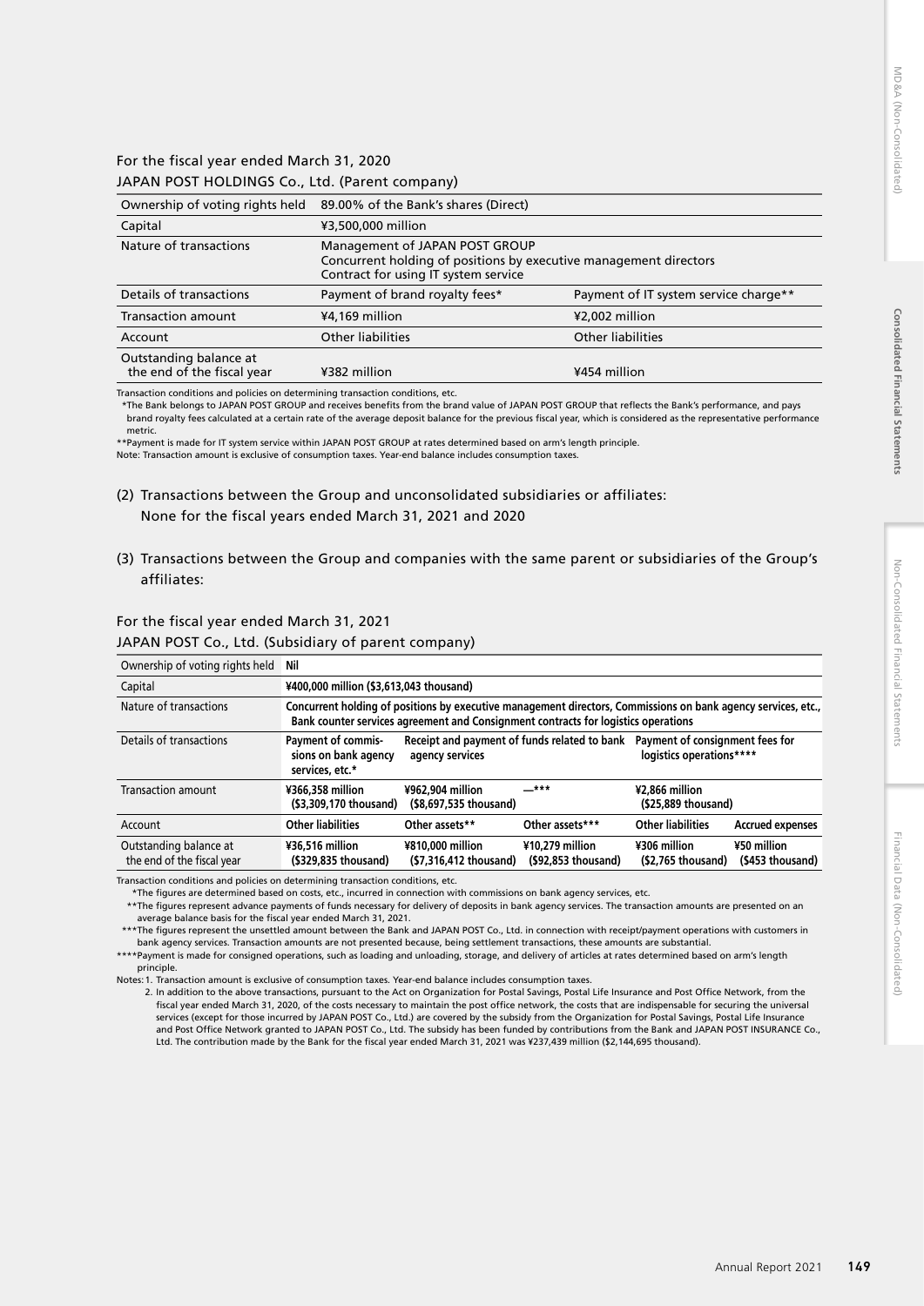For the fiscal year ended March 31, 2020

JAPAN POST HOLDINGS Co., Ltd. (Parent company)

| Ownership of voting rights held | 89.00% of the Bank's shares (Direct) | |
|---|---|---|
| Capital | ¥3,500,000 million | |
| Nature of transactions | Management of JAPAN POST GROUP<br>Concurrent holding of positions by executive management directors<br>Contract for using IT system service | |
| Details of transactions | Payment of brand royalty fees* | Payment of IT system service charge** |
| Transaction amount | ¥4,169 million | ¥2,002 million |
| Account | Other liabilities | Other liabilities |
| Outstanding balance at the end of the fiscal year | ¥382 million | ¥454 million |

Transaction conditions and policies on determining transaction conditions, etc.

*The Bank belongs to JAPAN POST GROUP and receives benefits from the brand value of JAPAN POST GROUP that reflects the Bank's performance, and pays brand royalty fees calculated at a certain rate of the average deposit balance for the previous fiscal year, which is considered as the representative performance metric.

**Payment is made for IT system service within JAPAN POST GROUP at rates determined based on arm's length principle.

Note: Transaction amount is exclusive of consumption taxes. Year-end balance includes consumption taxes.

(2) Transactions between the Group and unconsolidated subsidiaries or affiliates:
None for the fiscal years ended March 31, 2021 and 2020

(3) Transactions between the Group and companies with the same parent or subsidiaries of the Group's affiliates:

For the fiscal year ended March 31, 2021

JAPAN POST Co., Ltd. (Subsidiary of parent company)

| Ownership of voting rights held | Nil | | | | |
|---|---|---|---|---|---|
| Capital | ¥400,000 million ($3,613,043 thousand) | | | | |
| Nature of transactions | Concurrent holding of positions by executive management directors, Commissions on bank agency services, etc., Bank counter services agreement and Consignment contracts for logistics operations | | | | |
| Details of transactions | Payment of commissions on bank agency services, etc.* | Receipt and payment of funds related to bank agency services | | Payment of consignment fees for logistics operations**** | |
| Transaction amount | ¥366,358 million ($3,309,170 thousand) | ¥962,904 million ($8,697,535 thousand) | —*** | ¥2,866 million ($25,889 thousand) | |
| Account | Other liabilities | Other assets** | Other assets*** | Other liabilities | Accrued expenses |
| Outstanding balance at the end of the fiscal year | ¥36,516 million ($329,835 thousand) | ¥810,000 million ($7,316,412 thousand) | ¥10,279 million ($92,853 thousand) | ¥306 million ($2,765 thousand) | ¥50 million ($453 thousand) |

Transaction conditions and policies on determining transaction conditions, etc.

*The figures are determined based on costs, etc., incurred in connection with commissions on bank agency services, etc.

**The figures represent advance payments of funds necessary for delivery of deposits in bank agency services. The transaction amounts are presented on an average balance basis for the fiscal year ended March 31, 2021.

***The figures represent the unsettled amount between the Bank and JAPAN POST Co., Ltd. in connection with receipt/payment operations with customers in bank agency services. Transaction amounts are not presented because, being settlement transactions, these amounts are substantial.

****Payment is made for consigned operations, such as loading and unloading, storage, and delivery of articles at rates determined based on arm's length principle.

Notes: 1. Transaction amount is exclusive of consumption taxes. Year-end balance includes consumption taxes.

2. In addition to the above transactions, pursuant to the Act on Organization for Postal Savings, Postal Life Insurance and Post Office Network, from the fiscal year ended March 31, 2020, of the costs necessary to maintain the post office network, the costs that are indispensable for securing the universal services (except for those incurred by JAPAN POST Co., Ltd.) are covered by the subsidy from the Organization for Postal Savings, Postal Life Insurance and Post Office Network granted to JAPAN POST Co., Ltd. The subsidy has been funded by contributions from the Bank and JAPAN POST INSURANCE Co., Ltd. The contribution made by the Bank for the fiscal year ended March 31, 2021 was ¥237,439 million ($2,144,695 thousand).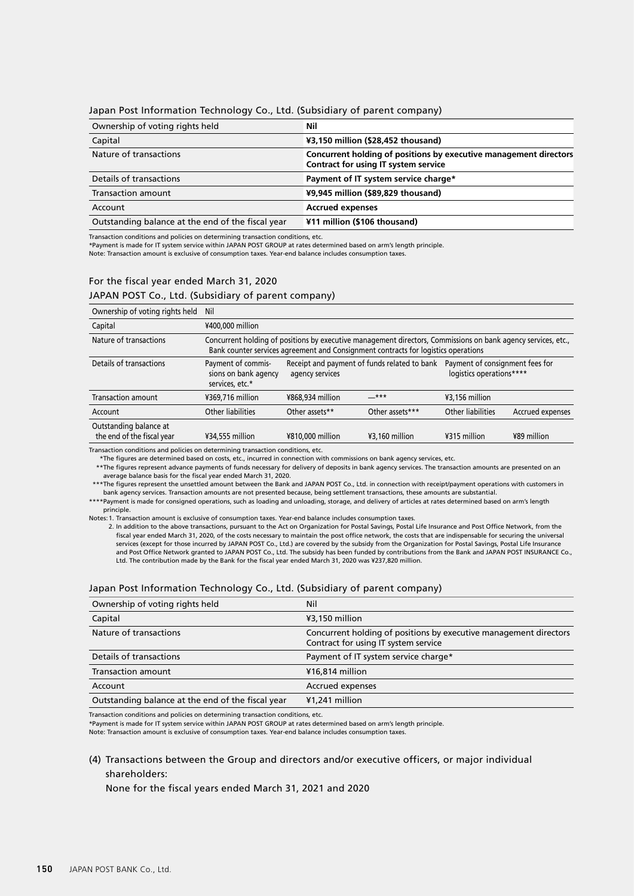Japan Post Information Technology Co., Ltd. (Subsidiary of parent company)

| Ownership of voting rights held | **Nil** |
|---|---|
| Capital | **¥3,150 million ($28,452 thousand)** |
| Nature of transactions | **Concurrent holding of positions by executive management directors Contract for using IT system service** |
| Details of transactions | **Payment of IT system service charge*** |
| Transaction amount | **¥9,945 million ($89,829 thousand)** |
| Account | **Accrued expenses** |
| Outstanding balance at the end of the fiscal year | **¥11 million ($106 thousand)** |

Transaction conditions and policies on determining transaction conditions, etc.
*Payment is made for IT system service within JAPAN POST GROUP at rates determined based on arm's length principle.
Note: Transaction amount is exclusive of consumption taxes. Year-end balance includes consumption taxes.

For the fiscal year ended March 31, 2020

JAPAN POST Co., Ltd. (Subsidiary of parent company)

| Ownership of voting rights held | Nil | | | | |
|---|---|---|---|---|---|
| Capital | ¥400,000 million | | | | |
| Nature of transactions | Concurrent holding of positions by executive management directors, Commissions on bank agency services, etc., Bank counter services agreement and Consignment contracts for logistics operations | | | | |
| Details of transactions | Payment of commissions on bank agency services, etc.* | Receipt and payment of funds related to bank agency services | | Payment of consignment fees for logistics operations**** | |
| Transaction amount | ¥369,716 million | ¥868,934 million | —*** | ¥3,156 million | |
| Account | Other liabilities | Other assets** | Other assets*** | Other liabilities | Accrued expenses |
| Outstanding balance at the end of the fiscal year | ¥34,555 million | ¥810,000 million | ¥3,160 million | ¥315 million | ¥89 million |

Transaction conditions and policies on determining transaction conditions, etc.
*The figures are determined based on costs, etc., incurred in connection with commissions on bank agency services, etc.
**The figures represent advance payments of funds necessary for delivery of deposits in bank agency services. The transaction amounts are presented on an average balance basis for the fiscal year ended March 31, 2020.
***The figures represent the unsettled amount between the Bank and JAPAN POST Co., Ltd. in connection with receipt/payment operations with customers in bank agency services. Transaction amounts are not presented because, being settlement transactions, these amounts are substantial.
****Payment is made for consigned operations, such as loading and unloading, storage, and delivery of articles at rates determined based on arm's length principle.
Notes: 1. Transaction amount is exclusive of consumption taxes. Year-end balance includes consumption taxes.
2. In addition to the above transactions, pursuant to the Act on Organization for Postal Savings, Postal Life Insurance and Post Office Network, from the fiscal year ended March 31, 2020, of the costs necessary to maintain the post office network, the costs that are indispensable for securing the universal services (except for those incurred by JAPAN POST Co., Ltd.) are covered by the subsidy from the Organization for Postal Savings, Postal Life Insurance and Post Office Network granted to JAPAN POST Co., Ltd. The subsidy has been funded by contributions from the Bank and JAPAN POST INSURANCE Co., Ltd. The contribution made by the Bank for the fiscal year ended March 31, 2020 was ¥237,820 million.

Japan Post Information Technology Co., Ltd. (Subsidiary of parent company)

| Ownership of voting rights held | Nil |
|---|---|
| Capital | ¥3,150 million |
| Nature of transactions | Concurrent holding of positions by executive management directors Contract for using IT system service |
| Details of transactions | Payment of IT system service charge* |
| Transaction amount | ¥16,814 million |
| Account | Accrued expenses |
| Outstanding balance at the end of the fiscal year | ¥1,241 million |

Transaction conditions and policies on determining transaction conditions, etc.
*Payment is made for IT system service within JAPAN POST GROUP at rates determined based on arm's length principle.
Note: Transaction amount is exclusive of consumption taxes. Year-end balance includes consumption taxes.

(4) Transactions between the Group and directors and/or executive officers, or major individual shareholders:

None for the fiscal years ended March 31, 2021 and 2020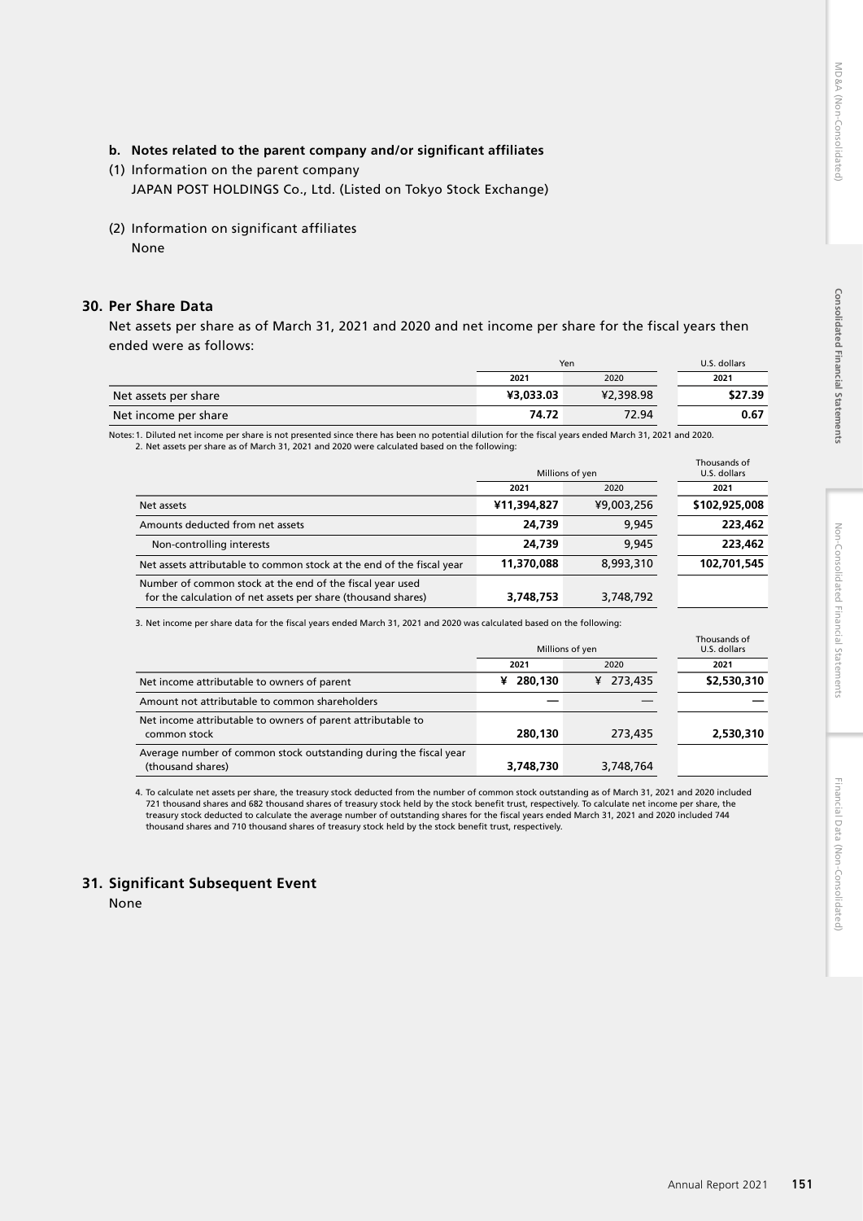**b. Notes related to the parent company and/or significant affiliates**

(1) Information on the parent company
JAPAN POST HOLDINGS Co., Ltd. (Listed on Tokyo Stock Exchange)

(2) Information on significant affiliates
None

## 30. Per Share Data

Net assets per share as of March 31, 2021 and 2020 and net income per share for the fiscal years then ended were as follows:

| | Yen | | U.S. dollars |
|---|---|---|---|
| | 2021 | 2020 | 2021 |
| Net assets per share | ¥3,033.03 | ¥2,398.98 | $27.39 |
| Net income per share | 74.72 | 72.94 | 0.67 |

Notes: 1. Diluted net income per share is not presented since there has been no potential dilution for the fiscal years ended March 31, 2021 and 2020.
2. Net assets per share as of March 31, 2021 and 2020 were calculated based on the following:

| | Millions of yen | | Thousands of U.S. dollars |
|---|---|---|---|
| | 2021 | 2020 | 2021 |
| Net assets | ¥11,394,827 | ¥9,003,256 | $102,925,008 |
| Amounts deducted from net assets | 24,739 | 9,945 | 223,462 |
| Non-controlling interests | 24,739 | 9,945 | 223,462 |
| Net assets attributable to common stock at the end of the fiscal year | 11,370,088 | 8,993,310 | 102,701,545 |
| Number of common stock at the end of the fiscal year used for the calculation of net assets per share (thousand shares) | 3,748,753 | 3,748,792 | |

3. Net income per share data for the fiscal years ended March 31, 2021 and 2020 was calculated based on the following:

| | Millions of yen | | Thousands of U.S. dollars |
|---|---|---|---|
| | 2021 | 2020 | 2021 |
| Net income attributable to owners of parent | ¥ 280,130 | ¥ 273,435 | $2,530,310 |
| Amount not attributable to common shareholders | — | — | — |
| Net income attributable to owners of parent attributable to common stock | 280,130 | 273,435 | 2,530,310 |
| Average number of common stock outstanding during the fiscal year (thousand shares) | 3,748,730 | 3,748,764 | |

4. To calculate net assets per share, the treasury stock deducted from the number of common stock outstanding as of March 31, 2021 and 2020 included 721 thousand shares and 682 thousand shares of treasury stock held by the stock benefit trust, respectively. To calculate net income per share, the treasury stock deducted to calculate the average number of outstanding shares for the fiscal years ended March 31, 2021 and 2020 included 744 thousand shares and 710 thousand shares of treasury stock held by the stock benefit trust, respectively.

## 31. Significant Subsequent Event

None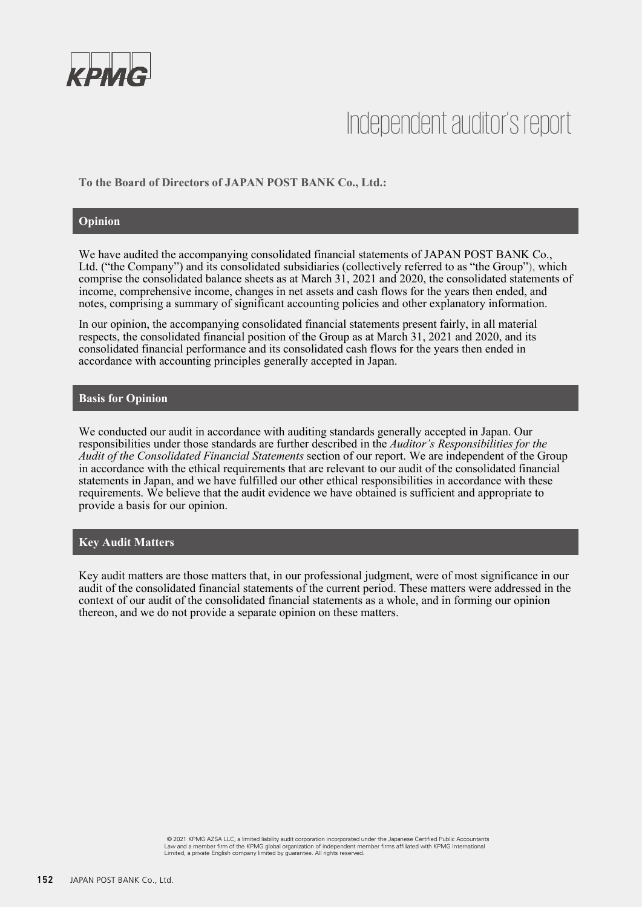KPMG

# Independent auditor's report

**To the Board of Directors of JAPAN POST BANK Co., Ltd.:**

## Opinion

We have audited the accompanying consolidated financial statements of JAPAN POST BANK Co., Ltd. ("the Company") and its consolidated subsidiaries (collectively referred to as "the Group"), which comprise the consolidated balance sheets as at March 31, 2021 and 2020, the consolidated statements of income, comprehensive income, changes in net assets and cash flows for the years then ended, and notes, comprising a summary of significant accounting policies and other explanatory information.

In our opinion, the accompanying consolidated financial statements present fairly, in all material respects, the consolidated financial position of the Group as at March 31, 2021 and 2020, and its consolidated financial performance and its consolidated cash flows for the years then ended in accordance with accounting principles generally accepted in Japan.

## Basis for Opinion

We conducted our audit in accordance with auditing standards generally accepted in Japan. Our responsibilities under those standards are further described in the *Auditor's Responsibilities for the Audit of the Consolidated Financial Statements* section of our report. We are independent of the Group in accordance with the ethical requirements that are relevant to our audit of the consolidated financial statements in Japan, and we have fulfilled our other ethical responsibilities in accordance with these requirements. We believe that the audit evidence we have obtained is sufficient and appropriate to provide a basis for our opinion.

## Key Audit Matters

Key audit matters are those matters that, in our professional judgment, were of most significance in our audit of the consolidated financial statements of the current period. These matters were addressed in the context of our audit of the consolidated financial statements as a whole, and in forming our opinion thereon, and we do not provide a separate opinion on these matters.

© 2021 KPMG AZSA LLC, a limited liability audit corporation incorporated under the Japanese Certified Public Accountants Law and a member firm of the KPMG global organization of independent member firms affiliated with KPMG International Limited, a private English company limited by guarantee. All rights reserved.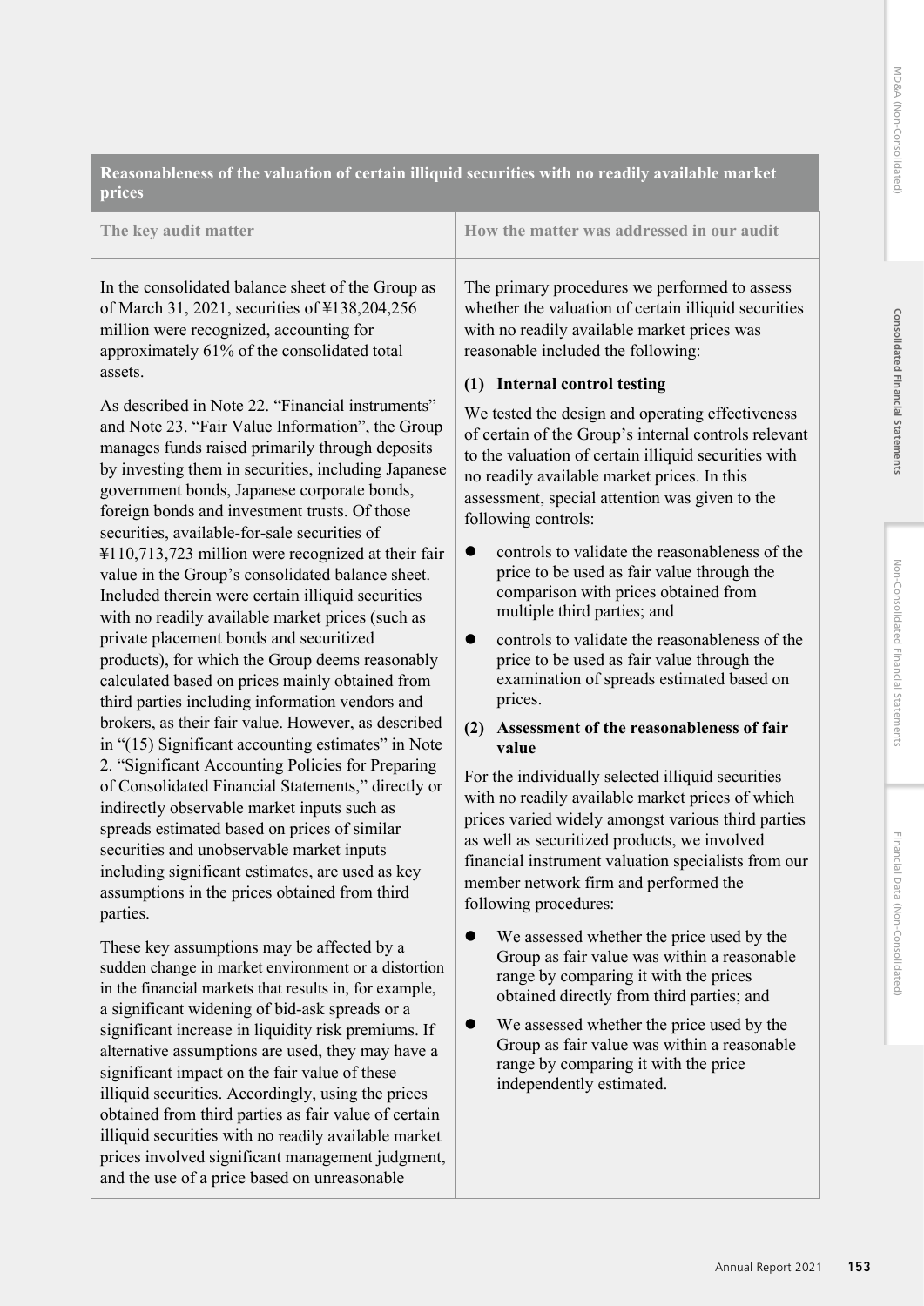| Reasonableness of the valuation of certain illiquid securities with no readily available market prices | |
|---|---|
| **The key audit matter** | **How the matter was addressed in our audit** |
| In the consolidated balance sheet of the Group as of March 31, 2021, securities of ¥138,204,256 million were recognized, accounting for approximately 61% of the consolidated total assets.<br><br>As described in Note 22. "Financial instruments" and Note 23. "Fair Value Information", the Group manages funds raised primarily through deposits by investing them in securities, including Japanese government bonds, Japanese corporate bonds, foreign bonds and investment trusts. Of those securities, available-for-sale securities of ¥110,713,723 million were recognized at their fair value in the Group's consolidated balance sheet. Included therein were certain illiquid securities with no readily available market prices (such as private placement bonds and securitized products), for which the Group deems reasonably calculated based on prices mainly obtained from third parties including information vendors and brokers, as their fair value. However, as described in "(15) Significant accounting estimates" in Note 2. "Significant Accounting Policies for Preparing of Consolidated Financial Statements," directly or indirectly observable market inputs such as spreads estimated based on prices of similar securities and unobservable market inputs including significant estimates, are used as key assumptions in the prices obtained from third parties.<br><br>These key assumptions may be affected by a sudden change in market environment or a distortion in the financial markets that results in, for example, a significant widening of bid-ask spreads or a significant increase in liquidity risk premiums. If alternative assumptions are used, they may have a significant impact on the fair value of these illiquid securities. Accordingly, using the prices obtained from third parties as fair value of certain illiquid securities with no readily available market prices involved significant management judgment, and the use of a price based on unreasonable | The primary procedures we performed to assess whether the valuation of certain illiquid securities with no readily available market prices was reasonable included the following:<br><br>**(1) Internal control testing**<br><br>We tested the design and operating effectiveness of certain of the Group's internal controls relevant to the valuation of certain illiquid securities with no readily available market prices. In this assessment, special attention was given to the following controls:<br><br>● controls to validate the reasonableness of the price to be used as fair value through the comparison with prices obtained from multiple third parties; and<br><br>● controls to validate the reasonableness of the price to be used as fair value through the examination of spreads estimated based on prices.<br><br>**(2) Assessment of the reasonableness of fair value**<br><br>For the individually selected illiquid securities with no readily available market prices of which prices varied widely amongst various third parties as well as securitized products, we involved financial instrument valuation specialists from our member network firm and performed the following procedures:<br><br>● We assessed whether the price used by the Group as fair value was within a reasonable range by comparing it with the prices obtained directly from third parties; and<br><br>● We assessed whether the price used by the Group as fair value was within a reasonable range by comparing it with the price independently estimated. |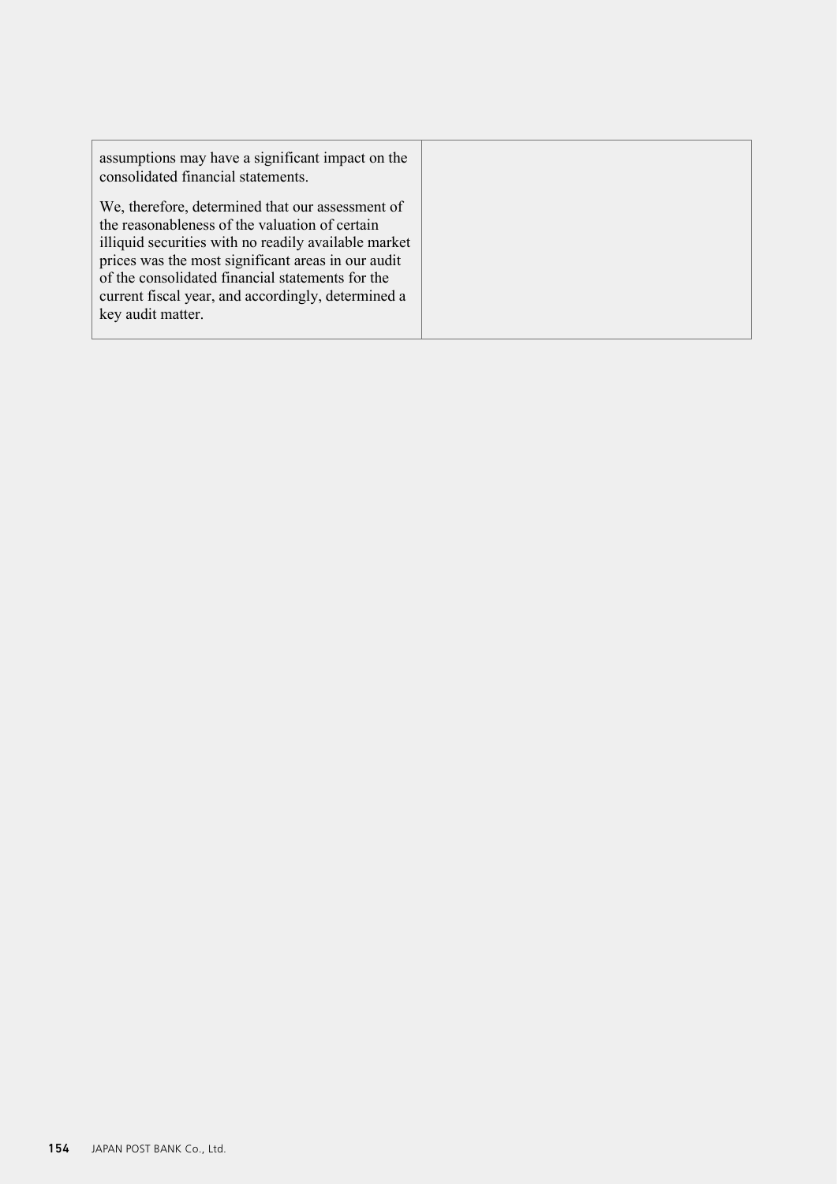| | |
|---|---|
| assumptions may have a significant impact on the consolidated financial statements.<br><br>We, therefore, determined that our assessment of the reasonableness of the valuation of certain illiquid securities with no readily available market prices was the most significant areas in our audit of the consolidated financial statements for the current fiscal year, and accordingly, determined a key audit matter. | |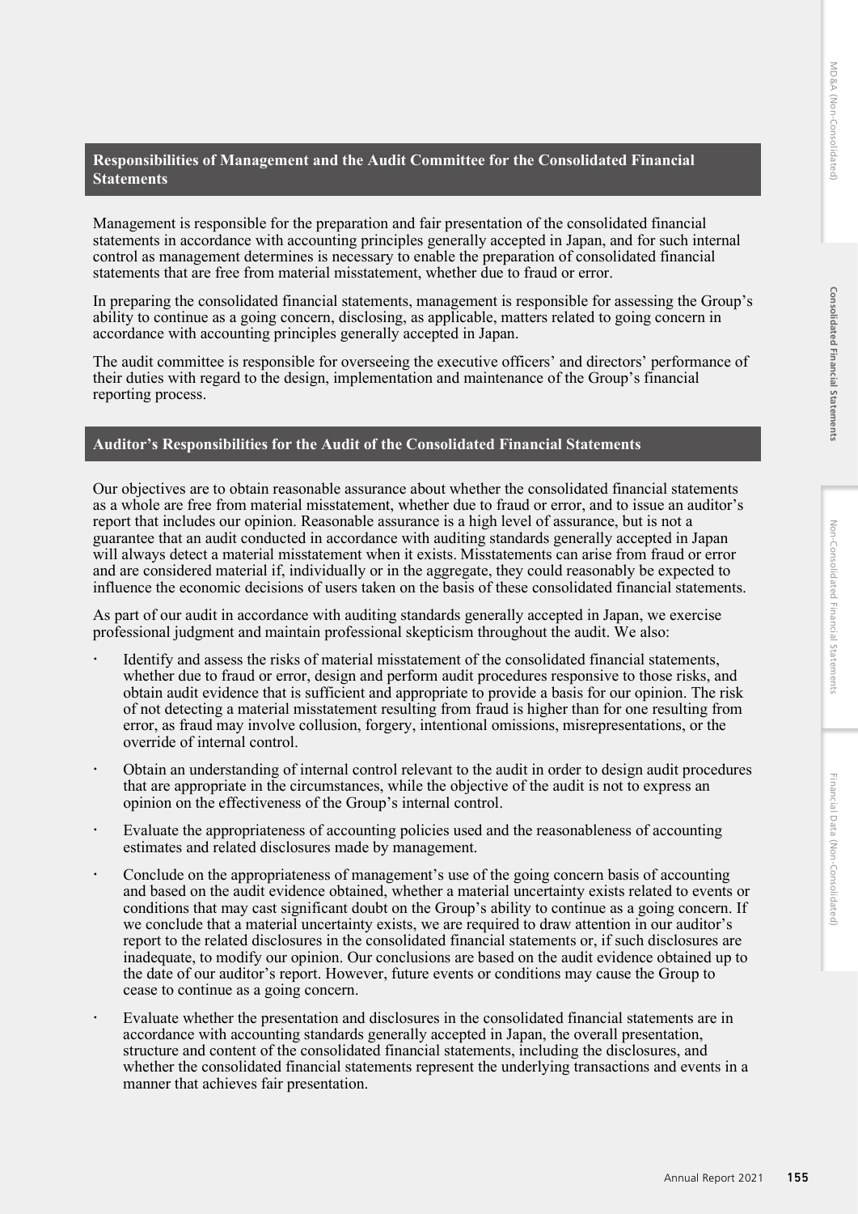## Responsibilities of Management and the Audit Committee for the Consolidated Financial Statements

Management is responsible for the preparation and fair presentation of the consolidated financial statements in accordance with accounting principles generally accepted in Japan, and for such internal control as management determines is necessary to enable the preparation of consolidated financial statements that are free from material misstatement, whether due to fraud or error.

In preparing the consolidated financial statements, management is responsible for assessing the Group's ability to continue as a going concern, disclosing, as applicable, matters related to going concern in accordance with accounting principles generally accepted in Japan.

The audit committee is responsible for overseeing the executive officers' and directors' performance of their duties with regard to the design, implementation and maintenance of the Group's financial reporting process.

## Auditor's Responsibilities for the Audit of the Consolidated Financial Statements

Our objectives are to obtain reasonable assurance about whether the consolidated financial statements as a whole are free from material misstatement, whether due to fraud or error, and to issue an auditor's report that includes our opinion. Reasonable assurance is a high level of assurance, but is not a guarantee that an audit conducted in accordance with auditing standards generally accepted in Japan will always detect a material misstatement when it exists. Misstatements can arise from fraud or error and are considered material if, individually or in the aggregate, they could reasonably be expected to influence the economic decisions of users taken on the basis of these consolidated financial statements.

As part of our audit in accordance with auditing standards generally accepted in Japan, we exercise professional judgment and maintain professional skepticism throughout the audit. We also:

- Identify and assess the risks of material misstatement of the consolidated financial statements, whether due to fraud or error, design and perform audit procedures responsive to those risks, and obtain audit evidence that is sufficient and appropriate to provide a basis for our opinion. The risk of not detecting a material misstatement resulting from fraud is higher than for one resulting from error, as fraud may involve collusion, forgery, intentional omissions, misrepresentations, or the override of internal control.
- Obtain an understanding of internal control relevant to the audit in order to design audit procedures that are appropriate in the circumstances, while the objective of the audit is not to express an opinion on the effectiveness of the Group's internal control.
- Evaluate the appropriateness of accounting policies used and the reasonableness of accounting estimates and related disclosures made by management.
- Conclude on the appropriateness of management's use of the going concern basis of accounting and based on the audit evidence obtained, whether a material uncertainty exists related to events or conditions that may cast significant doubt on the Group's ability to continue as a going concern. If we conclude that a material uncertainty exists, we are required to draw attention in our auditor's report to the related disclosures in the consolidated financial statements or, if such disclosures are inadequate, to modify our opinion. Our conclusions are based on the audit evidence obtained up to the date of our auditor's report. However, future events or conditions may cause the Group to cease to continue as a going concern.
- Evaluate whether the presentation and disclosures in the consolidated financial statements are in accordance with accounting standards generally accepted in Japan, the overall presentation, structure and content of the consolidated financial statements, including the disclosures, and whether the consolidated financial statements represent the underlying transactions and events in a manner that achieves fair presentation.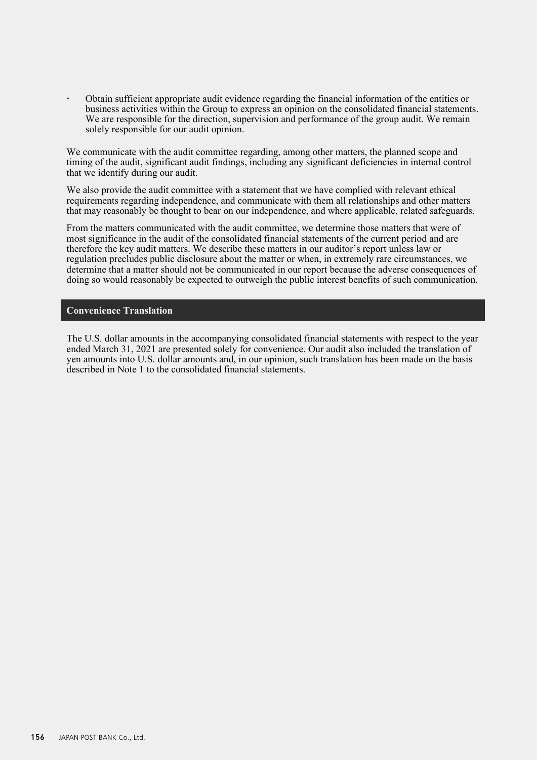- Obtain sufficient appropriate audit evidence regarding the financial information of the entities or business activities within the Group to express an opinion on the consolidated financial statements. We are responsible for the direction, supervision and performance of the group audit. We remain solely responsible for our audit opinion.

We communicate with the audit committee regarding, among other matters, the planned scope and timing of the audit, significant audit findings, including any significant deficiencies in internal control that we identify during our audit.

We also provide the audit committee with a statement that we have complied with relevant ethical requirements regarding independence, and communicate with them all relationships and other matters that may reasonably be thought to bear on our independence, and where applicable, related safeguards.

From the matters communicated with the audit committee, we determine those matters that were of most significance in the audit of the consolidated financial statements of the current period and are therefore the key audit matters. We describe these matters in our auditor's report unless law or regulation precludes public disclosure about the matter or when, in extremely rare circumstances, we determine that a matter should not be communicated in our report because the adverse consequences of doing so would reasonably be expected to outweigh the public interest benefits of such communication.

## Convenience Translation

The U.S. dollar amounts in the accompanying consolidated financial statements with respect to the year ended March 31, 2021 are presented solely for convenience. Our audit also included the translation of yen amounts into U.S. dollar amounts and, in our opinion, such translation has been made on the basis described in Note 1 to the consolidated financial statements.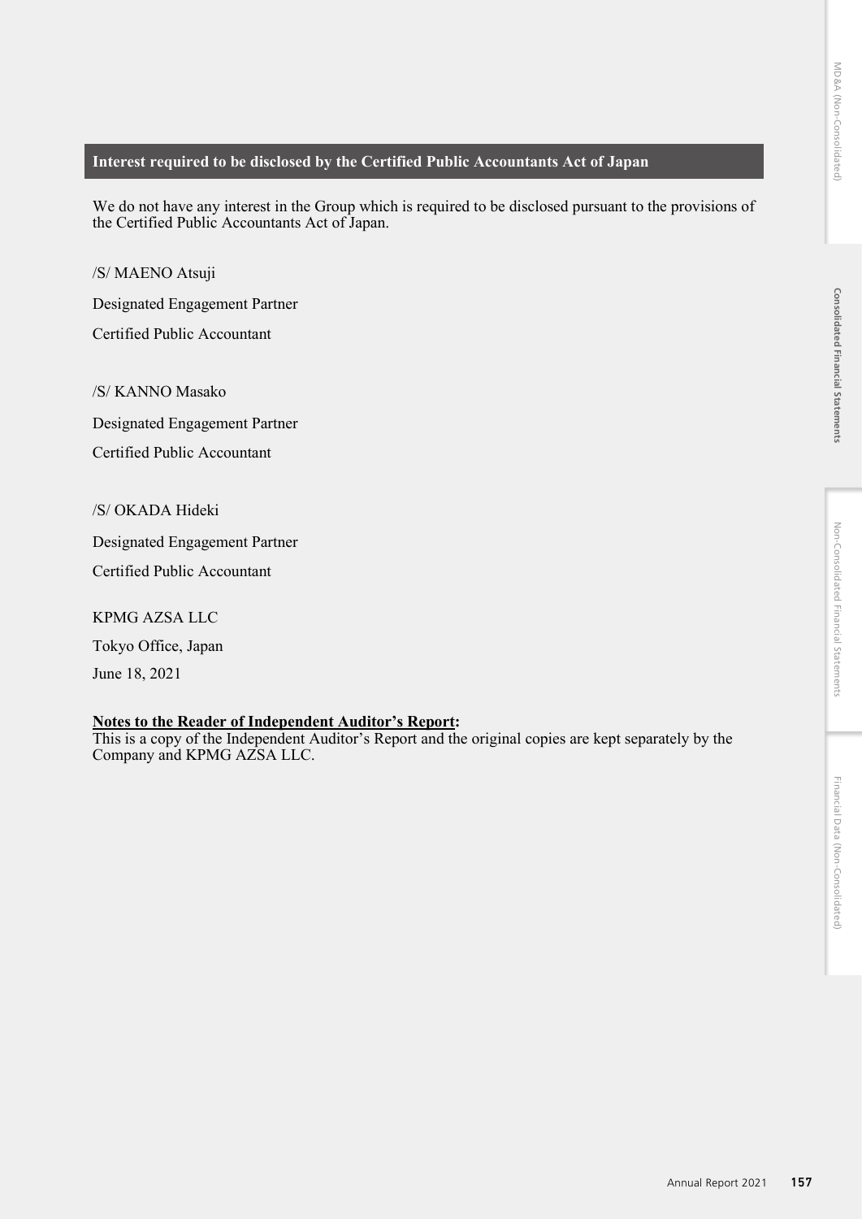## Interest required to be disclosed by the Certified Public Accountants Act of Japan

We do not have any interest in the Group which is required to be disclosed pursuant to the provisions of the Certified Public Accountants Act of Japan.

/S/ MAENO Atsuji

Designated Engagement Partner

Certified Public Accountant

/S/ KANNO Masako

Designated Engagement Partner

Certified Public Accountant

/S/ OKADA Hideki

Designated Engagement Partner

Certified Public Accountant

KPMG AZSA LLC

Tokyo Office, Japan

June 18, 2021

**Notes to the Reader of Independent Auditor's Report:**
This is a copy of the Independent Auditor's Report and the original copies are kept separately by the Company and KPMG AZSA LLC.